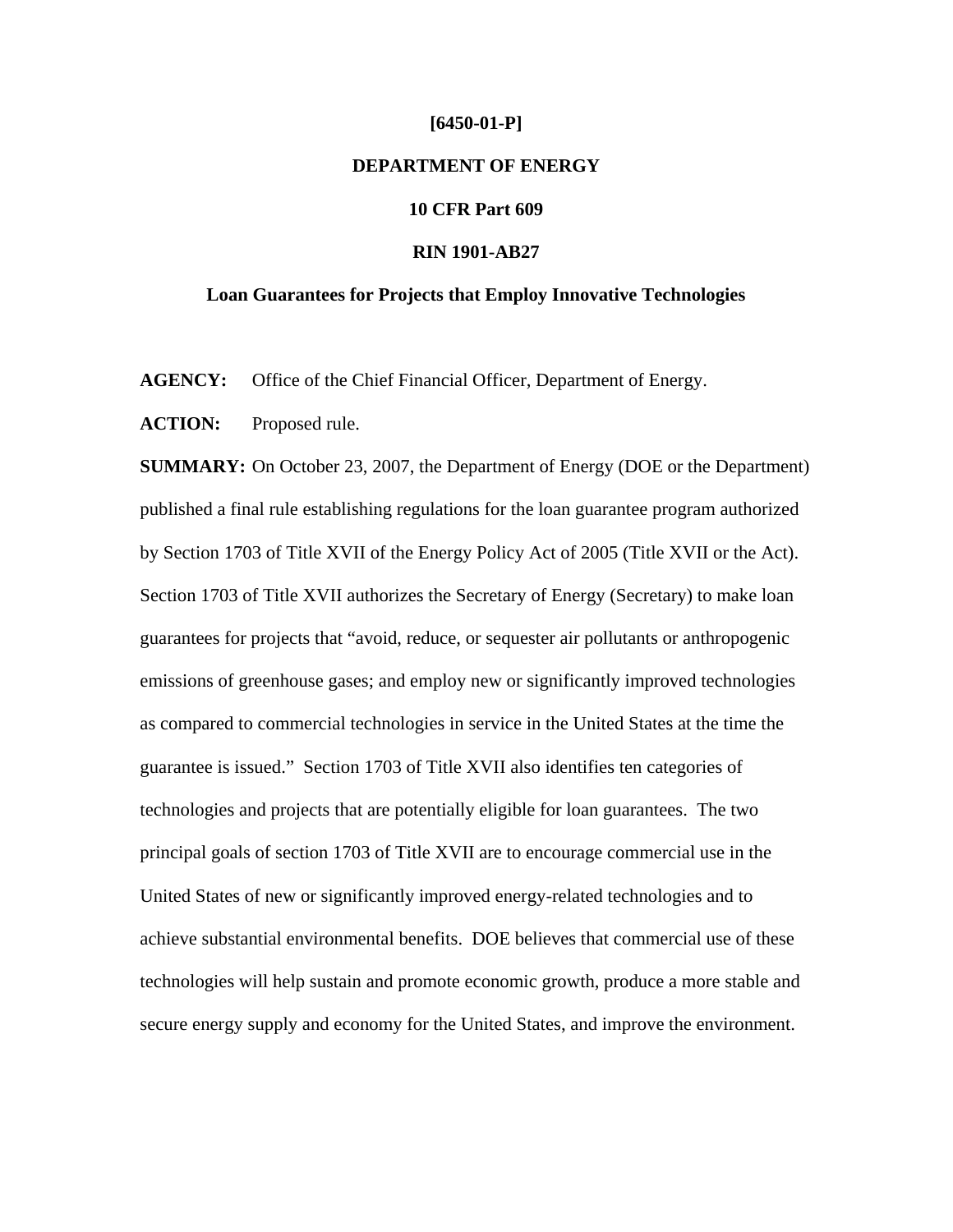**[6450-01-P]**

**DEPARTMENT OF ENERGY**

**10 CFR Part 609**

**RIN 1901-AB27**

**Loan Guarantees for Projects that Employ Innovative Technologies**

**AGENCY:** Office of the Chief Financial Officer, Department of Energy.

**ACTION:** Proposed rule.

**SUMMARY:** On October 23, 2007, the Department of Energy (DOE or the Department) published a final rule establishing regulations for the loan guarantee program authorized by Section 1703 of Title XVII of the Energy Policy Act of 2005 (Title XVII or the Act). Section 1703 of Title XVII authorizes the Secretary of Energy (Secretary) to make loan guarantees for projects that "avoid, reduce, or sequester air pollutants or anthropogenic emissions of greenhouse gases; and employ new or significantly improved technologies as compared to commercial technologies in service in the United States at the time the guarantee is issued." Section 1703 of Title XVII also identifies ten categories of technologies and projects that are potentially eligible for loan guarantees. The two principal goals of section 1703 of Title XVII are to encourage commercial use in the United States of new or significantly improved energy-related technologies and to achieve substantial environmental benefits. DOE believes that commercial use of these technologies will help sustain and promote economic growth, produce a more stable and secure energy supply and economy for the United States, and improve the environment.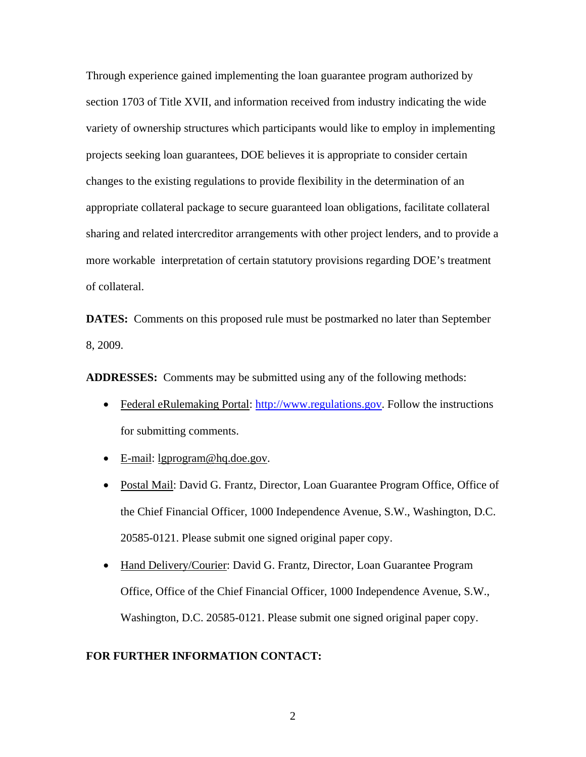Through experience gained implementing the loan guarantee program authorized by section 1703 of Title XVII, and information received from industry indicating the wide variety of ownership structures which participants would like to employ in implementing projects seeking loan guarantees, DOE believes it is appropriate to consider certain changes to the existing regulations to provide flexibility in the determination of an appropriate collateral package to secure guaranteed loan obligations, facilitate collateral sharing and related intercreditor arrangements with other project lenders, and to provide a more workable interpretation of certain statutory provisions regarding DOE's treatment of collateral.

**DATES:** Comments on this proposed rule must be postmarked no later than September 8, 2009.

**ADDRESSES:** Comments may be submitted using any of the following methods:

- Federal eRulemaking Portal: http://www.regulations.gov. Follow the instructions for submitting comments.
- E-mail: lgprogram@hq.doe.gov.
- Postal Mail: David G. Frantz, Director, Loan Guarantee Program Office, Office of the Chief Financial Officer, 1000 Independence Avenue, S.W., Washington, D.C. 20585-0121. Please submit one signed original paper copy.
- Hand Delivery/Courier: David G. Frantz, Director, Loan Guarantee Program Office, Office of the Chief Financial Officer, 1000 Independence Avenue, S.W., Washington, D.C. 20585-0121. Please submit one signed original paper copy.

**FOR FURTHER INFORMATION CONTACT:**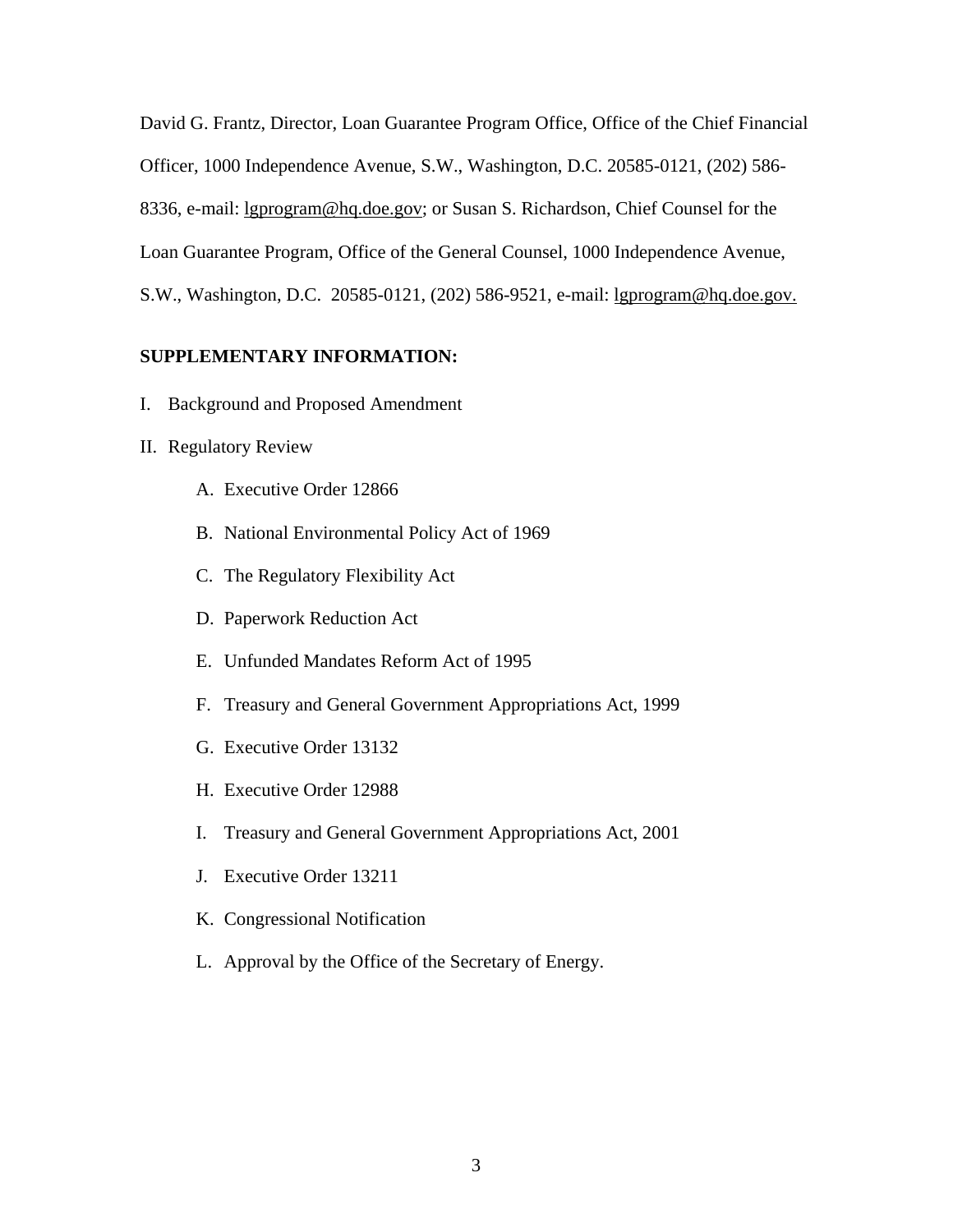David G. Frantz, Director, Loan Guarantee Program Office, Office of the Chief Financial Officer, 1000 Independence Avenue, S.W., Washington, D.C. 20585-0121, (202) 586-8336, e-mail: lgprogram@hq.doe.gov; or Susan S. Richardson, Chief Counsel for the Loan Guarantee Program, Office of the General Counsel, 1000 Independence Avenue, S.W., Washington, D.C. 20585-0121, (202) 586-9521, e-mail: lgprogram@hq.doe.gov.

**SUPPLEMENTARY INFORMATION:**

I. Background and Proposed Amendment

II. Regulatory Review

   A. Executive Order 12866

   B. National Environmental Policy Act of 1969

   C. The Regulatory Flexibility Act

   D. Paperwork Reduction Act

   E. Unfunded Mandates Reform Act of 1995

   F. Treasury and General Government Appropriations Act, 1999

   G. Executive Order 13132

   H. Executive Order 12988

   I. Treasury and General Government Appropriations Act, 2001

   J. Executive Order 13211

   K. Congressional Notification

   L. Approval by the Office of the Secretary of Energy.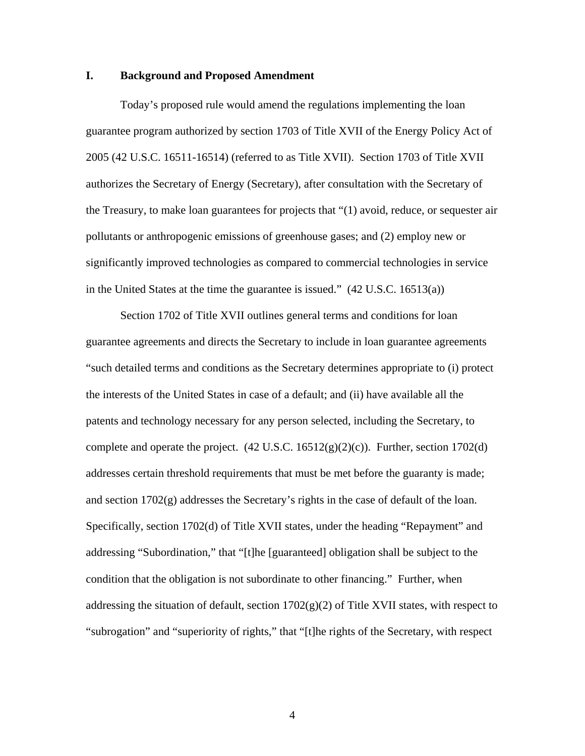## I. Background and Proposed Amendment

Today's proposed rule would amend the regulations implementing the loan guarantee program authorized by section 1703 of Title XVII of the Energy Policy Act of 2005 (42 U.S.C. 16511-16514) (referred to as Title XVII). Section 1703 of Title XVII authorizes the Secretary of Energy (Secretary), after consultation with the Secretary of the Treasury, to make loan guarantees for projects that "(1) avoid, reduce, or sequester air pollutants or anthropogenic emissions of greenhouse gases; and (2) employ new or significantly improved technologies as compared to commercial technologies in service in the United States at the time the guarantee is issued." (42 U.S.C. 16513(a))

Section 1702 of Title XVII outlines general terms and conditions for loan guarantee agreements and directs the Secretary to include in loan guarantee agreements "such detailed terms and conditions as the Secretary determines appropriate to (i) protect the interests of the United States in case of a default; and (ii) have available all the patents and technology necessary for any person selected, including the Secretary, to complete and operate the project. (42 U.S.C. 16512(g)(2)(c)). Further, section 1702(d) addresses certain threshold requirements that must be met before the guaranty is made; and section 1702(g) addresses the Secretary's rights in the case of default of the loan. Specifically, section 1702(d) of Title XVII states, under the heading "Repayment" and addressing "Subordination," that "[t]he [guaranteed] obligation shall be subject to the condition that the obligation is not subordinate to other financing." Further, when addressing the situation of default, section 1702(g)(2) of Title XVII states, with respect to "subrogation" and "superiority of rights," that "[t]he rights of the Secretary, with respect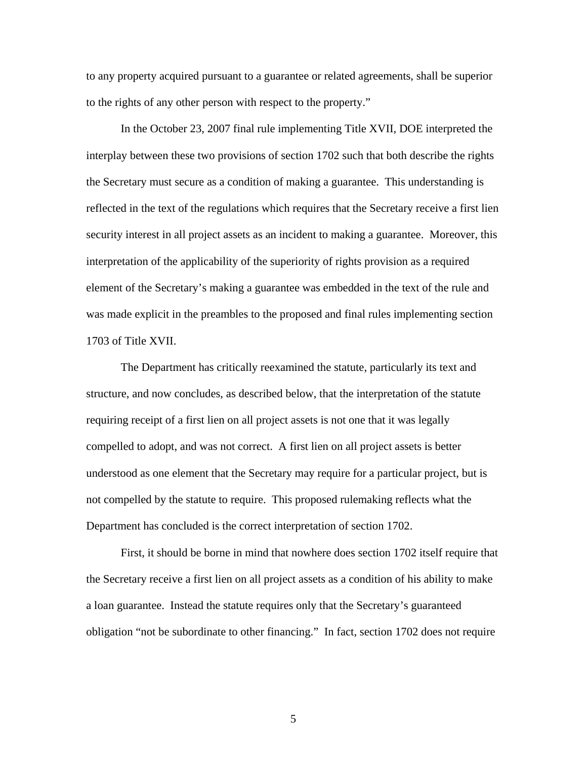to any property acquired pursuant to a guarantee or related agreements, shall be superior to the rights of any other person with respect to the property."

In the October 23, 2007 final rule implementing Title XVII, DOE interpreted the interplay between these two provisions of section 1702 such that both describe the rights the Secretary must secure as a condition of making a guarantee. This understanding is reflected in the text of the regulations which requires that the Secretary receive a first lien security interest in all project assets as an incident to making a guarantee. Moreover, this interpretation of the applicability of the superiority of rights provision as a required element of the Secretary's making a guarantee was embedded in the text of the rule and was made explicit in the preambles to the proposed and final rules implementing section 1703 of Title XVII.

The Department has critically reexamined the statute, particularly its text and structure, and now concludes, as described below, that the interpretation of the statute requiring receipt of a first lien on all project assets is not one that it was legally compelled to adopt, and was not correct. A first lien on all project assets is better understood as one element that the Secretary may require for a particular project, but is not compelled by the statute to require. This proposed rulemaking reflects what the Department has concluded is the correct interpretation of section 1702.

First, it should be borne in mind that nowhere does section 1702 itself require that the Secretary receive a first lien on all project assets as a condition of his ability to make a loan guarantee. Instead the statute requires only that the Secretary's guaranteed obligation "not be subordinate to other financing." In fact, section 1702 does not require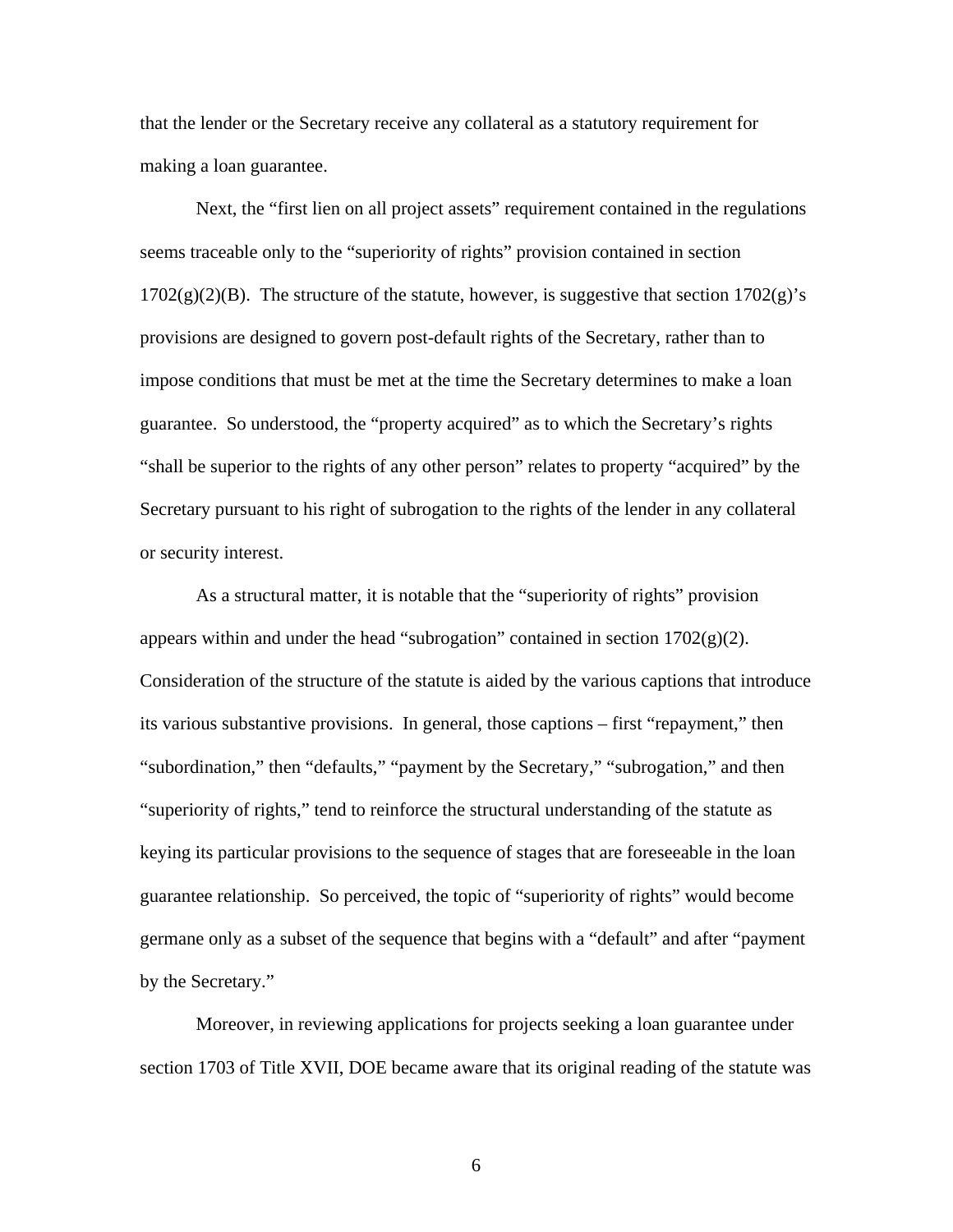that the lender or the Secretary receive any collateral as a statutory requirement for making a loan guarantee.

Next, the "first lien on all project assets" requirement contained in the regulations seems traceable only to the "superiority of rights" provision contained in section 1702(g)(2)(B). The structure of the statute, however, is suggestive that section 1702(g)'s provisions are designed to govern post-default rights of the Secretary, rather than to impose conditions that must be met at the time the Secretary determines to make a loan guarantee. So understood, the "property acquired" as to which the Secretary's rights "shall be superior to the rights of any other person" relates to property "acquired" by the Secretary pursuant to his right of subrogation to the rights of the lender in any collateral or security interest.

As a structural matter, it is notable that the "superiority of rights" provision appears within and under the head "subrogation" contained in section 1702(g)(2). Consideration of the structure of the statute is aided by the various captions that introduce its various substantive provisions. In general, those captions – first "repayment," then "subordination," then "defaults," "payment by the Secretary," "subrogation," and then "superiority of rights," tend to reinforce the structural understanding of the statute as keying its particular provisions to the sequence of stages that are foreseeable in the loan guarantee relationship. So perceived, the topic of "superiority of rights" would become germane only as a subset of the sequence that begins with a "default" and after "payment by the Secretary."

Moreover, in reviewing applications for projects seeking a loan guarantee under section 1703 of Title XVII, DOE became aware that its original reading of the statute was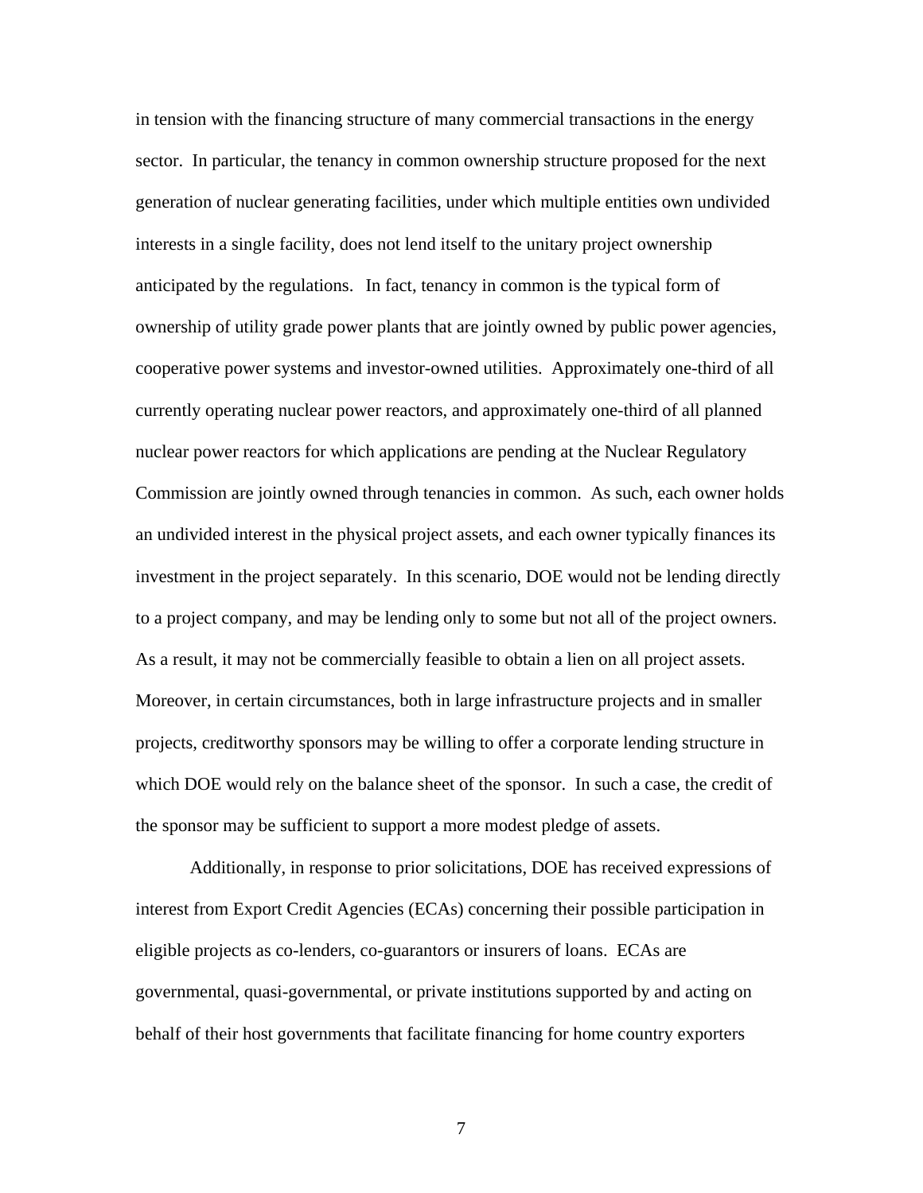in tension with the financing structure of many commercial transactions in the energy sector. In particular, the tenancy in common ownership structure proposed for the next generation of nuclear generating facilities, under which multiple entities own undivided interests in a single facility, does not lend itself to the unitary project ownership anticipated by the regulations. In fact, tenancy in common is the typical form of ownership of utility grade power plants that are jointly owned by public power agencies, cooperative power systems and investor-owned utilities. Approximately one-third of all currently operating nuclear power reactors, and approximately one-third of all planned nuclear power reactors for which applications are pending at the Nuclear Regulatory Commission are jointly owned through tenancies in common. As such, each owner holds an undivided interest in the physical project assets, and each owner typically finances its investment in the project separately. In this scenario, DOE would not be lending directly to a project company, and may be lending only to some but not all of the project owners. As a result, it may not be commercially feasible to obtain a lien on all project assets. Moreover, in certain circumstances, both in large infrastructure projects and in smaller projects, creditworthy sponsors may be willing to offer a corporate lending structure in which DOE would rely on the balance sheet of the sponsor. In such a case, the credit of the sponsor may be sufficient to support a more modest pledge of assets.

Additionally, in response to prior solicitations, DOE has received expressions of interest from Export Credit Agencies (ECAs) concerning their possible participation in eligible projects as co-lenders, co-guarantors or insurers of loans. ECAs are governmental, quasi-governmental, or private institutions supported by and acting on behalf of their host governments that facilitate financing for home country exporters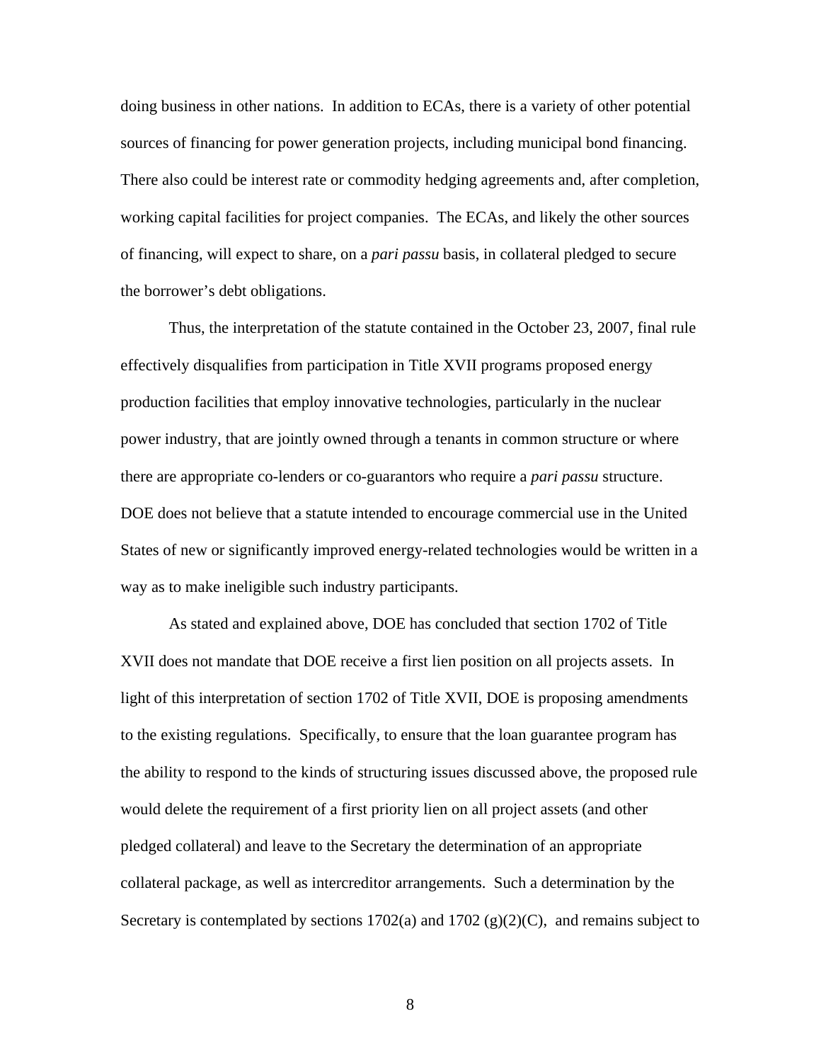doing business in other nations. In addition to ECAs, there is a variety of other potential sources of financing for power generation projects, including municipal bond financing. There also could be interest rate or commodity hedging agreements and, after completion, working capital facilities for project companies. The ECAs, and likely the other sources of financing, will expect to share, on a *pari passu* basis, in collateral pledged to secure the borrower's debt obligations.

Thus, the interpretation of the statute contained in the October 23, 2007, final rule effectively disqualifies from participation in Title XVII programs proposed energy production facilities that employ innovative technologies, particularly in the nuclear power industry, that are jointly owned through a tenants in common structure or where there are appropriate co-lenders or co-guarantors who require a *pari passu* structure. DOE does not believe that a statute intended to encourage commercial use in the United States of new or significantly improved energy-related technologies would be written in a way as to make ineligible such industry participants.

As stated and explained above, DOE has concluded that section 1702 of Title XVII does not mandate that DOE receive a first lien position on all projects assets. In light of this interpretation of section 1702 of Title XVII, DOE is proposing amendments to the existing regulations. Specifically, to ensure that the loan guarantee program has the ability to respond to the kinds of structuring issues discussed above, the proposed rule would delete the requirement of a first priority lien on all project assets (and other pledged collateral) and leave to the Secretary the determination of an appropriate collateral package, as well as intercreditor arrangements. Such a determination by the Secretary is contemplated by sections 1702(a) and 1702 (g)(2)(C), and remains subject to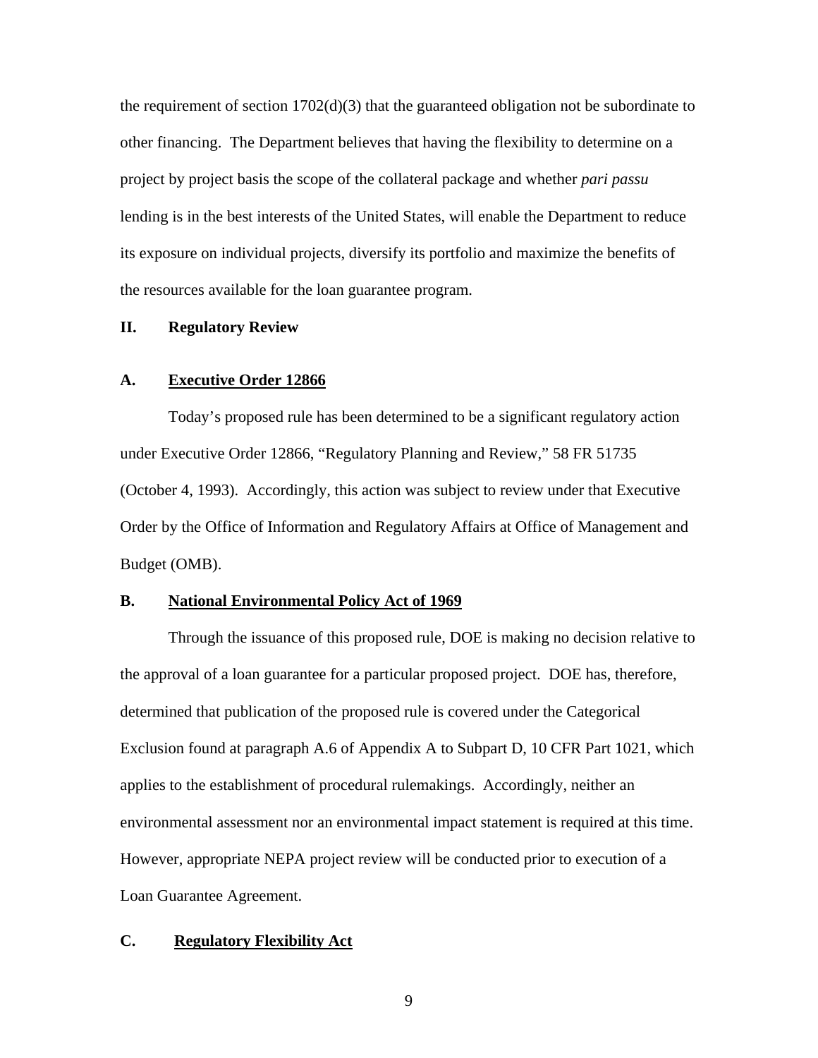the requirement of section 1702(d)(3) that the guaranteed obligation not be subordinate to other financing. The Department believes that having the flexibility to determine on a project by project basis the scope of the collateral package and whether *pari passu* lending is in the best interests of the United States, will enable the Department to reduce its exposure on individual projects, diversify its portfolio and maximize the benefits of the resources available for the loan guarantee program.

## II. Regulatory Review

### A. Executive Order 12866

Today's proposed rule has been determined to be a significant regulatory action under Executive Order 12866, "Regulatory Planning and Review," 58 FR 51735 (October 4, 1993). Accordingly, this action was subject to review under that Executive Order by the Office of Information and Regulatory Affairs at Office of Management and Budget (OMB).

### B. National Environmental Policy Act of 1969

Through the issuance of this proposed rule, DOE is making no decision relative to the approval of a loan guarantee for a particular proposed project. DOE has, therefore, determined that publication of the proposed rule is covered under the Categorical Exclusion found at paragraph A.6 of Appendix A to Subpart D, 10 CFR Part 1021, which applies to the establishment of procedural rulemakings. Accordingly, neither an environmental assessment nor an environmental impact statement is required at this time. However, appropriate NEPA project review will be conducted prior to execution of a Loan Guarantee Agreement.

### C. Regulatory Flexibility Act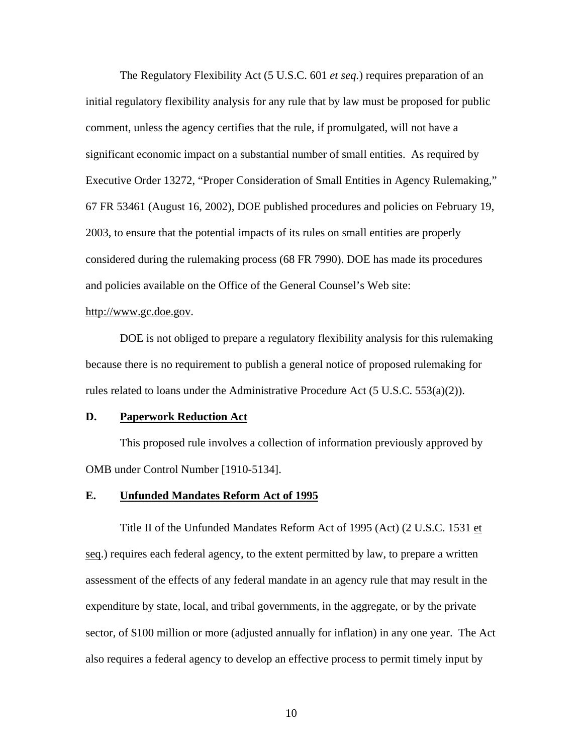The Regulatory Flexibility Act (5 U.S.C. 601 *et seq.*) requires preparation of an initial regulatory flexibility analysis for any rule that by law must be proposed for public comment, unless the agency certifies that the rule, if promulgated, will not have a significant economic impact on a substantial number of small entities. As required by Executive Order 13272, "Proper Consideration of Small Entities in Agency Rulemaking," 67 FR 53461 (August 16, 2002), DOE published procedures and policies on February 19, 2003, to ensure that the potential impacts of its rules on small entities are properly considered during the rulemaking process (68 FR 7990). DOE has made its procedures and policies available on the Office of the General Counsel's Web site: http://www.gc.doe.gov.

DOE is not obliged to prepare a regulatory flexibility analysis for this rulemaking because there is no requirement to publish a general notice of proposed rulemaking for rules related to loans under the Administrative Procedure Act (5 U.S.C. 553(a)(2)).

## D. Paperwork Reduction Act

This proposed rule involves a collection of information previously approved by OMB under Control Number [1910-5134].

## E. Unfunded Mandates Reform Act of 1995

Title II of the Unfunded Mandates Reform Act of 1995 (Act) (2 U.S.C. 1531 et seq.) requires each federal agency, to the extent permitted by law, to prepare a written assessment of the effects of any federal mandate in an agency rule that may result in the expenditure by state, local, and tribal governments, in the aggregate, or by the private sector, of $100 million or more (adjusted annually for inflation) in any one year. The Act also requires a federal agency to develop an effective process to permit timely input by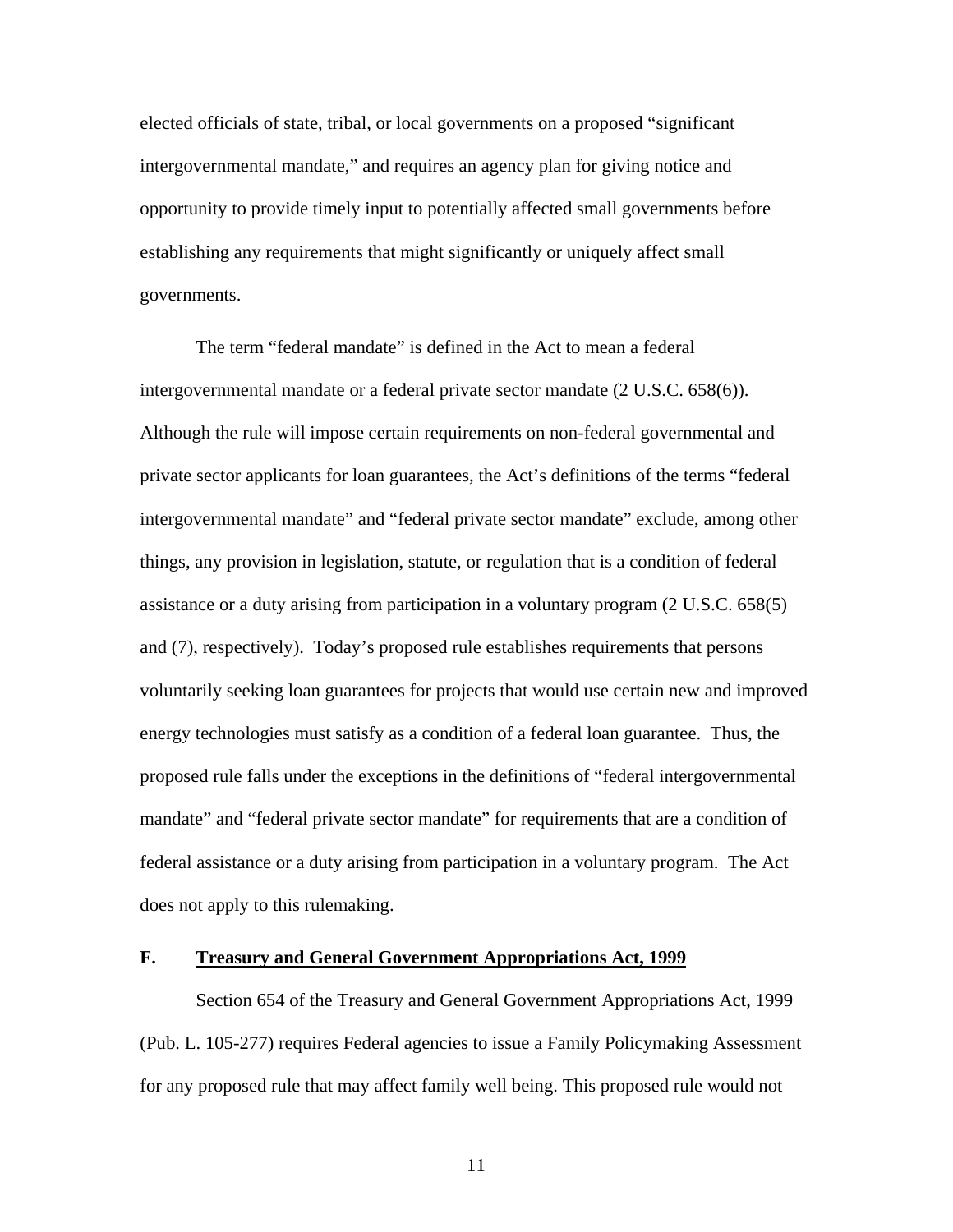elected officials of state, tribal, or local governments on a proposed "significant intergovernmental mandate," and requires an agency plan for giving notice and opportunity to provide timely input to potentially affected small governments before establishing any requirements that might significantly or uniquely affect small governments.

The term "federal mandate" is defined in the Act to mean a federal intergovernmental mandate or a federal private sector mandate (2 U.S.C. 658(6)). Although the rule will impose certain requirements on non-federal governmental and private sector applicants for loan guarantees, the Act's definitions of the terms "federal intergovernmental mandate" and "federal private sector mandate" exclude, among other things, any provision in legislation, statute, or regulation that is a condition of federal assistance or a duty arising from participation in a voluntary program (2 U.S.C. 658(5) and (7), respectively). Today's proposed rule establishes requirements that persons voluntarily seeking loan guarantees for projects that would use certain new and improved energy technologies must satisfy as a condition of a federal loan guarantee. Thus, the proposed rule falls under the exceptions in the definitions of "federal intergovernmental mandate" and "federal private sector mandate" for requirements that are a condition of federal assistance or a duty arising from participation in a voluntary program. The Act does not apply to this rulemaking.

## F. Treasury and General Government Appropriations Act, 1999

Section 654 of the Treasury and General Government Appropriations Act, 1999 (Pub. L. 105-277) requires Federal agencies to issue a Family Policymaking Assessment for any proposed rule that may affect family well being. This proposed rule would not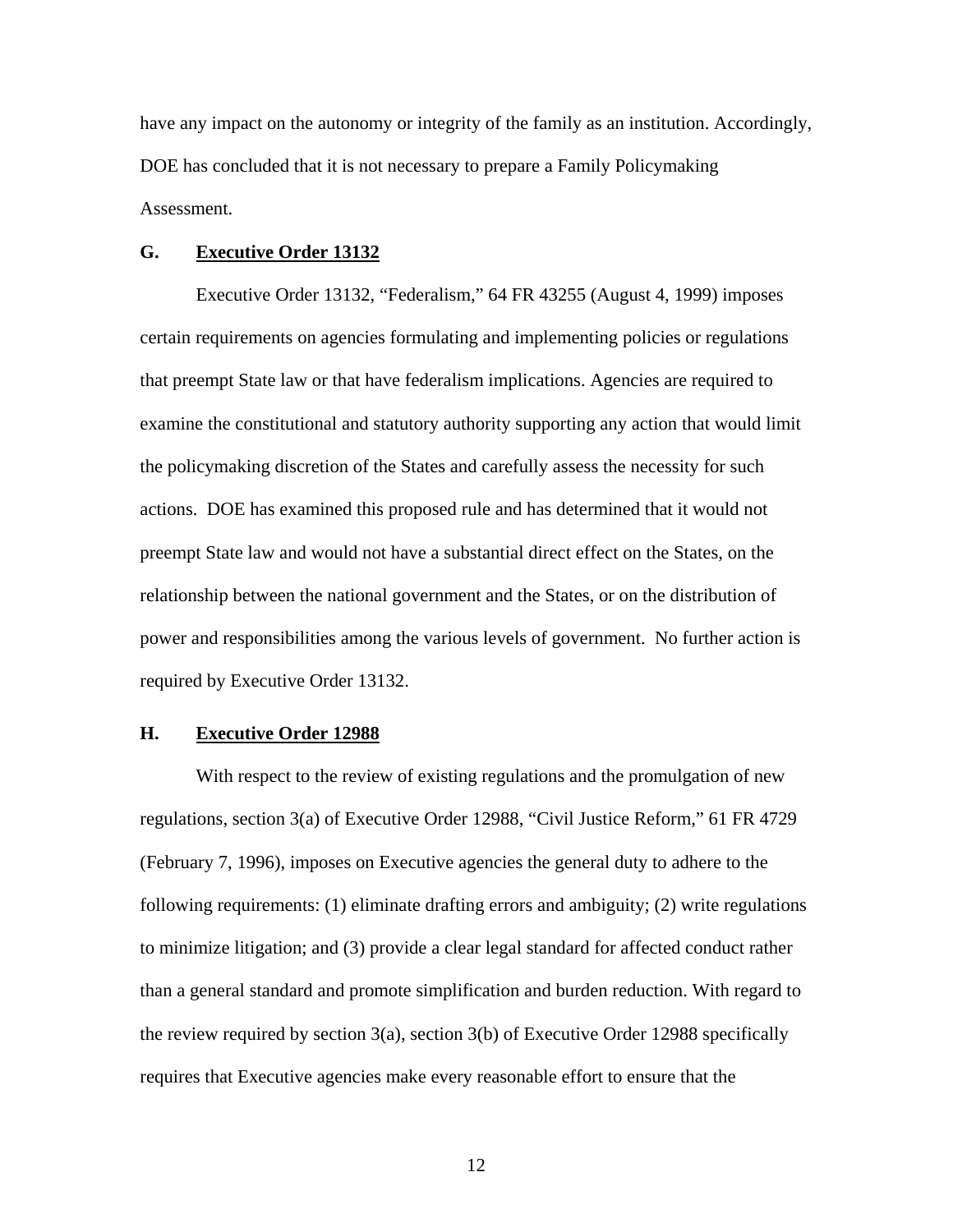have any impact on the autonomy or integrity of the family as an institution. Accordingly, DOE has concluded that it is not necessary to prepare a Family Policymaking Assessment.

### G. Executive Order 13132

Executive Order 13132, "Federalism," 64 FR 43255 (August 4, 1999) imposes certain requirements on agencies formulating and implementing policies or regulations that preempt State law or that have federalism implications. Agencies are required to examine the constitutional and statutory authority supporting any action that would limit the policymaking discretion of the States and carefully assess the necessity for such actions. DOE has examined this proposed rule and has determined that it would not preempt State law and would not have a substantial direct effect on the States, on the relationship between the national government and the States, or on the distribution of power and responsibilities among the various levels of government. No further action is required by Executive Order 13132.

### H. Executive Order 12988

With respect to the review of existing regulations and the promulgation of new regulations, section 3(a) of Executive Order 12988, "Civil Justice Reform," 61 FR 4729 (February 7, 1996), imposes on Executive agencies the general duty to adhere to the following requirements: (1) eliminate drafting errors and ambiguity; (2) write regulations to minimize litigation; and (3) provide a clear legal standard for affected conduct rather than a general standard and promote simplification and burden reduction. With regard to the review required by section 3(a), section 3(b) of Executive Order 12988 specifically requires that Executive agencies make every reasonable effort to ensure that the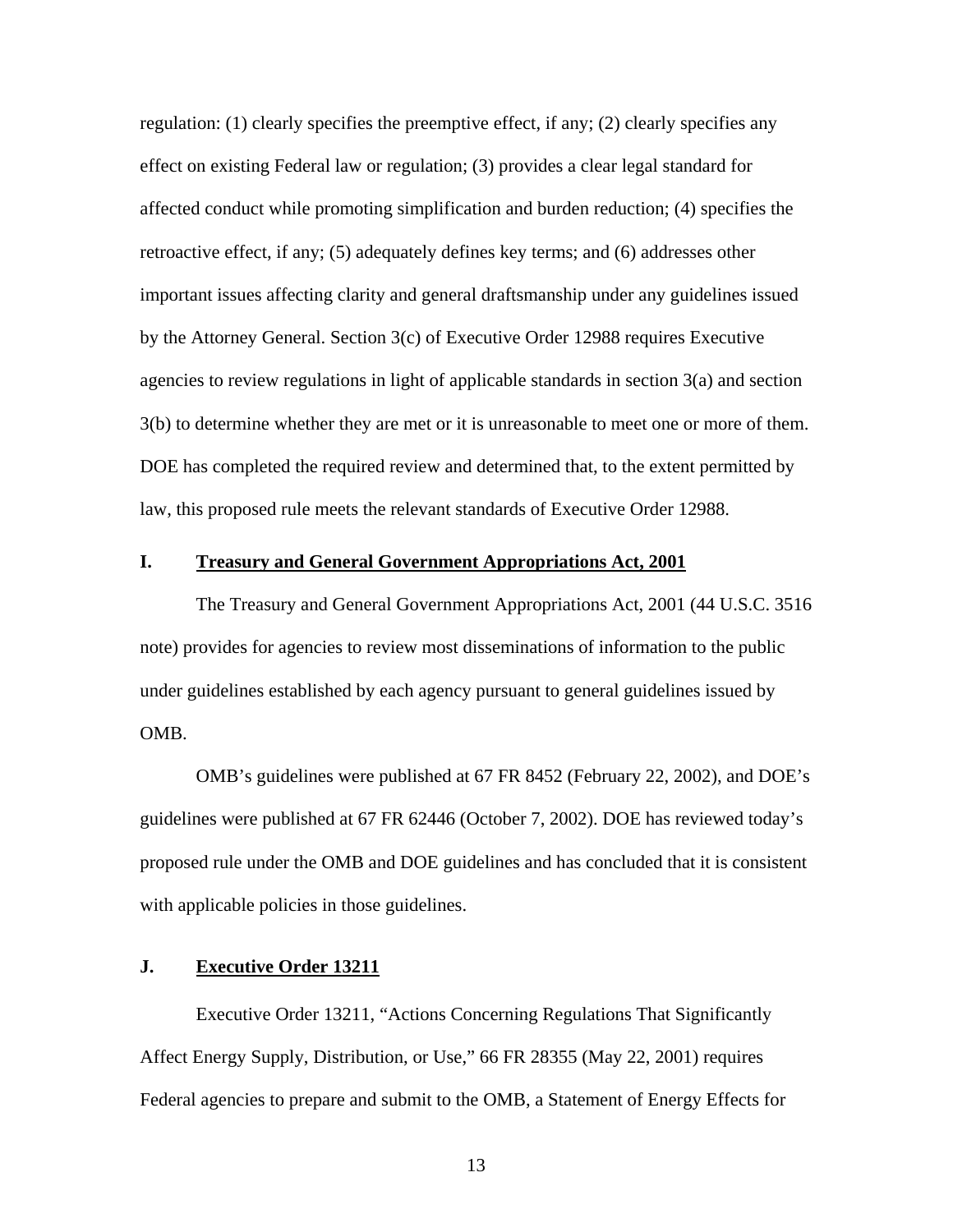regulation: (1) clearly specifies the preemptive effect, if any; (2) clearly specifies any effect on existing Federal law or regulation; (3) provides a clear legal standard for affected conduct while promoting simplification and burden reduction; (4) specifies the retroactive effect, if any; (5) adequately defines key terms; and (6) addresses other important issues affecting clarity and general draftsmanship under any guidelines issued by the Attorney General. Section 3(c) of Executive Order 12988 requires Executive agencies to review regulations in light of applicable standards in section 3(a) and section 3(b) to determine whether they are met or it is unreasonable to meet one or more of them. DOE has completed the required review and determined that, to the extent permitted by law, this proposed rule meets the relevant standards of Executive Order 12988.

## I. **Treasury and General Government Appropriations Act, 2001**

The Treasury and General Government Appropriations Act, 2001 (44 U.S.C. 3516 note) provides for agencies to review most disseminations of information to the public under guidelines established by each agency pursuant to general guidelines issued by OMB.

OMB's guidelines were published at 67 FR 8452 (February 22, 2002), and DOE's guidelines were published at 67 FR 62446 (October 7, 2002). DOE has reviewed today's proposed rule under the OMB and DOE guidelines and has concluded that it is consistent with applicable policies in those guidelines.

## J. **Executive Order 13211**

Executive Order 13211, "Actions Concerning Regulations That Significantly Affect Energy Supply, Distribution, or Use," 66 FR 28355 (May 22, 2001) requires Federal agencies to prepare and submit to the OMB, a Statement of Energy Effects for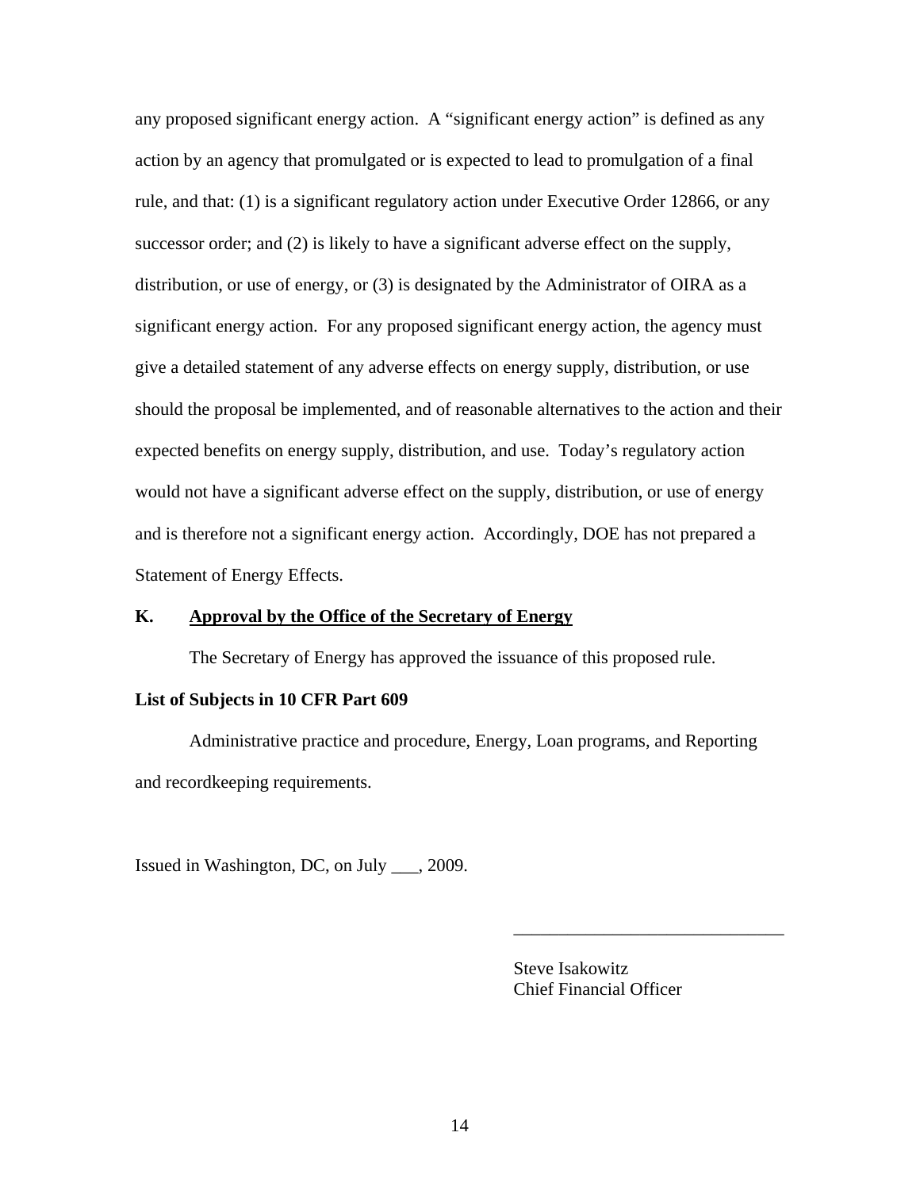any proposed significant energy action. A "significant energy action" is defined as any action by an agency that promulgated or is expected to lead to promulgation of a final rule, and that: (1) is a significant regulatory action under Executive Order 12866, or any successor order; and (2) is likely to have a significant adverse effect on the supply, distribution, or use of energy, or (3) is designated by the Administrator of OIRA as a significant energy action. For any proposed significant energy action, the agency must give a detailed statement of any adverse effects on energy supply, distribution, or use should the proposal be implemented, and of reasonable alternatives to the action and their expected benefits on energy supply, distribution, and use. Today's regulatory action would not have a significant adverse effect on the supply, distribution, or use of energy and is therefore not a significant energy action. Accordingly, DOE has not prepared a Statement of Energy Effects.

### K. Approval by the Office of the Secretary of Energy

The Secretary of Energy has approved the issuance of this proposed rule.

**List of Subjects in 10 CFR Part 609**

Administrative practice and procedure, Energy, Loan programs, and Reporting and recordkeeping requirements.

Issued in Washington, DC, on July ___, 2009.

______________________________

Steve Isakowitz
Chief Financial Officer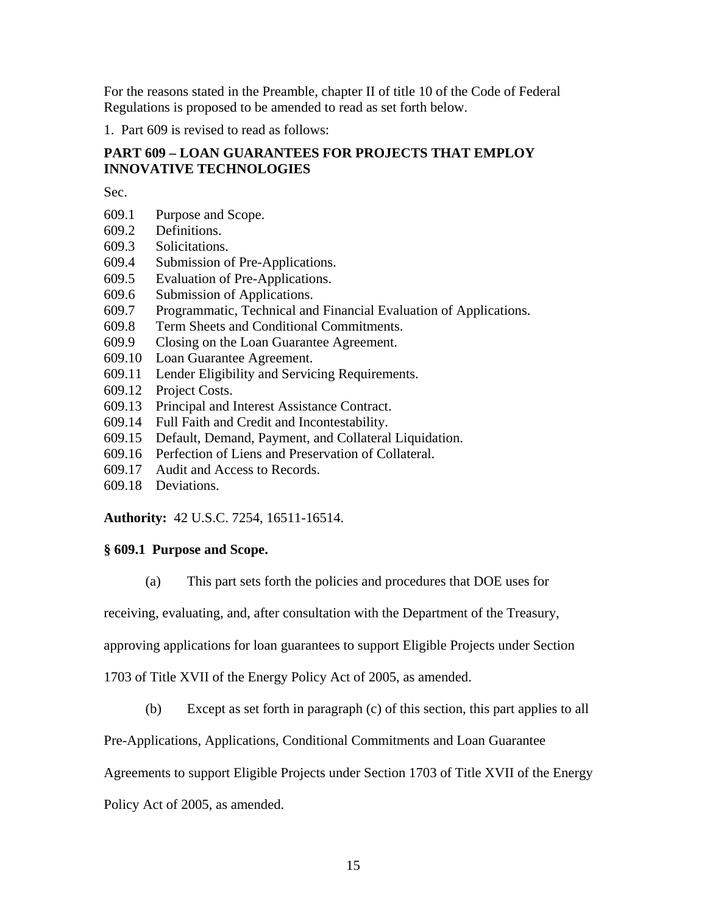For the reasons stated in the Preamble, chapter II of title 10 of the Code of Federal Regulations is proposed to be amended to read as set forth below.

1. Part 609 is revised to read as follows:

**PART 609 – LOAN GUARANTEES FOR PROJECTS THAT EMPLOY INNOVATIVE TECHNOLOGIES**

Sec.

609.1 Purpose and Scope.
609.2 Definitions.
609.3 Solicitations.
609.4 Submission of Pre-Applications.
609.5 Evaluation of Pre-Applications.
609.6 Submission of Applications.
609.7 Programmatic, Technical and Financial Evaluation of Applications.
609.8 Term Sheets and Conditional Commitments.
609.9 Closing on the Loan Guarantee Agreement.
609.10 Loan Guarantee Agreement.
609.11 Lender Eligibility and Servicing Requirements.
609.12 Project Costs.
609.13 Principal and Interest Assistance Contract.
609.14 Full Faith and Credit and Incontestability.
609.15 Default, Demand, Payment, and Collateral Liquidation.
609.16 Perfection of Liens and Preservation of Collateral.
609.17 Audit and Access to Records.
609.18 Deviations.

**Authority:** 42 U.S.C. 7254, 16511-16514.

**§ 609.1 Purpose and Scope.**

(a) This part sets forth the policies and procedures that DOE uses for receiving, evaluating, and, after consultation with the Department of the Treasury, approving applications for loan guarantees to support Eligible Projects under Section 1703 of Title XVII of the Energy Policy Act of 2005, as amended.

(b) Except as set forth in paragraph (c) of this section, this part applies to all Pre-Applications, Applications, Conditional Commitments and Loan Guarantee Agreements to support Eligible Projects under Section 1703 of Title XVII of the Energy Policy Act of 2005, as amended.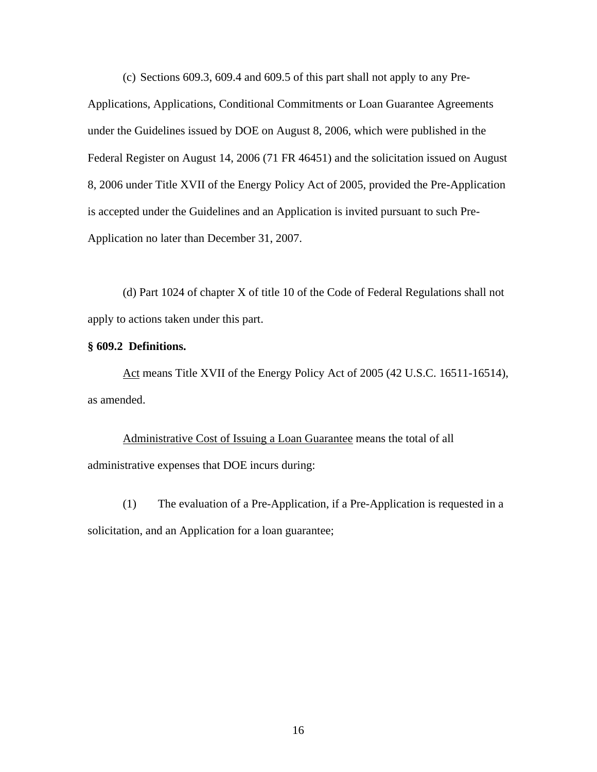(c) Sections 609.3, 609.4 and 609.5 of this part shall not apply to any Pre-Applications, Applications, Conditional Commitments or Loan Guarantee Agreements under the Guidelines issued by DOE on August 8, 2006, which were published in the Federal Register on August 14, 2006 (71 FR 46451) and the solicitation issued on August 8, 2006 under Title XVII of the Energy Policy Act of 2005, provided the Pre-Application is accepted under the Guidelines and an Application is invited pursuant to such Pre-Application no later than December 31, 2007.

(d) Part 1024 of chapter X of title 10 of the Code of Federal Regulations shall not apply to actions taken under this part.

**§ 609.2 Definitions.**

Act means Title XVII of the Energy Policy Act of 2005 (42 U.S.C. 16511-16514), as amended.

Administrative Cost of Issuing a Loan Guarantee means the total of all administrative expenses that DOE incurs during:

(1) The evaluation of a Pre-Application, if a Pre-Application is requested in a solicitation, and an Application for a loan guarantee;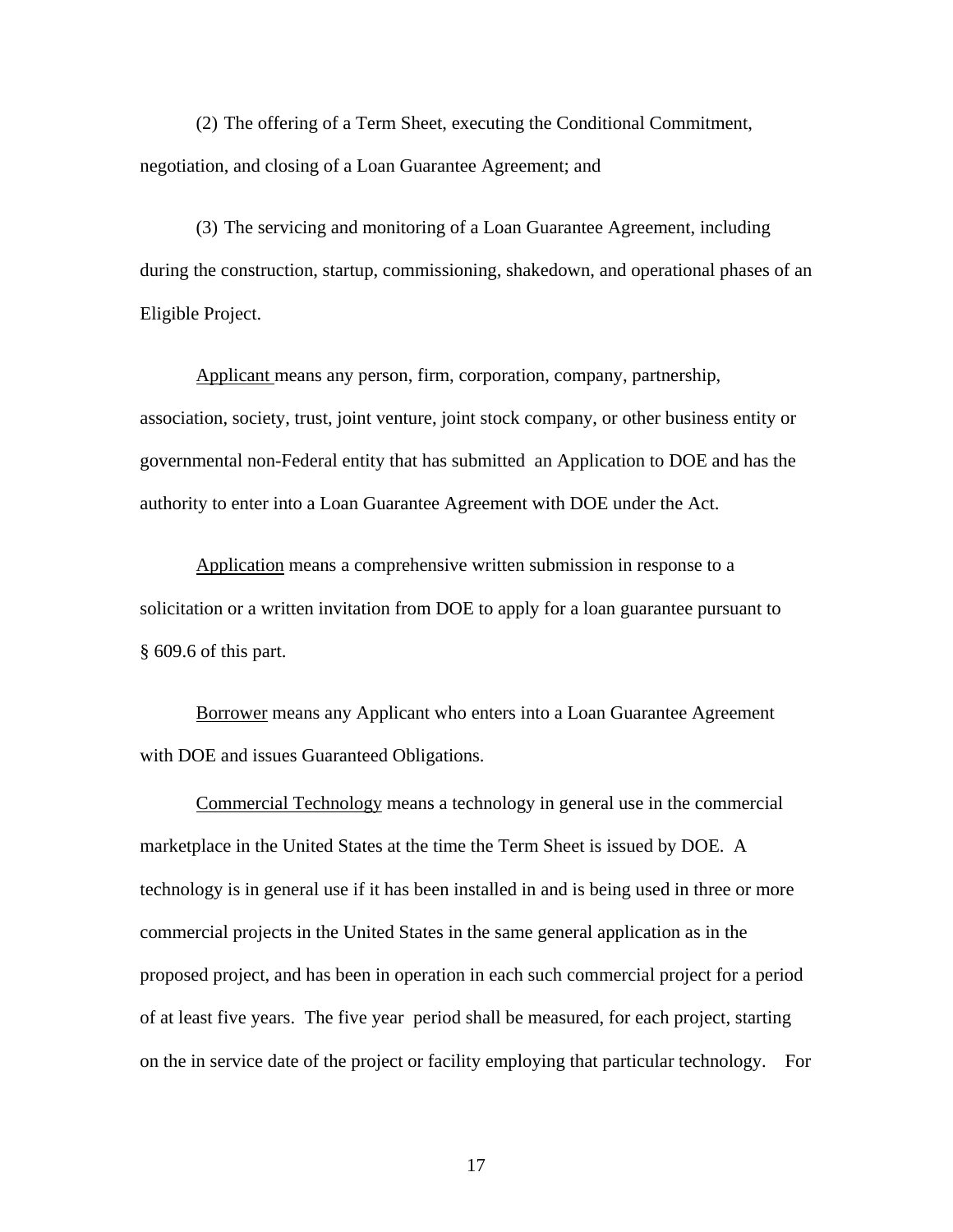(2) The offering of a Term Sheet, executing the Conditional Commitment, negotiation, and closing of a Loan Guarantee Agreement; and

(3) The servicing and monitoring of a Loan Guarantee Agreement, including during the construction, startup, commissioning, shakedown, and operational phases of an Eligible Project.

Applicant means any person, firm, corporation, company, partnership, association, society, trust, joint venture, joint stock company, or other business entity or governmental non-Federal entity that has submitted an Application to DOE and has the authority to enter into a Loan Guarantee Agreement with DOE under the Act.

Application means a comprehensive written submission in response to a solicitation or a written invitation from DOE to apply for a loan guarantee pursuant to § 609.6 of this part.

Borrower means any Applicant who enters into a Loan Guarantee Agreement with DOE and issues Guaranteed Obligations.

Commercial Technology means a technology in general use in the commercial marketplace in the United States at the time the Term Sheet is issued by DOE. A technology is in general use if it has been installed in and is being used in three or more commercial projects in the United States in the same general application as in the proposed project, and has been in operation in each such commercial project for a period of at least five years. The five year period shall be measured, for each project, starting on the in service date of the project or facility employing that particular technology. For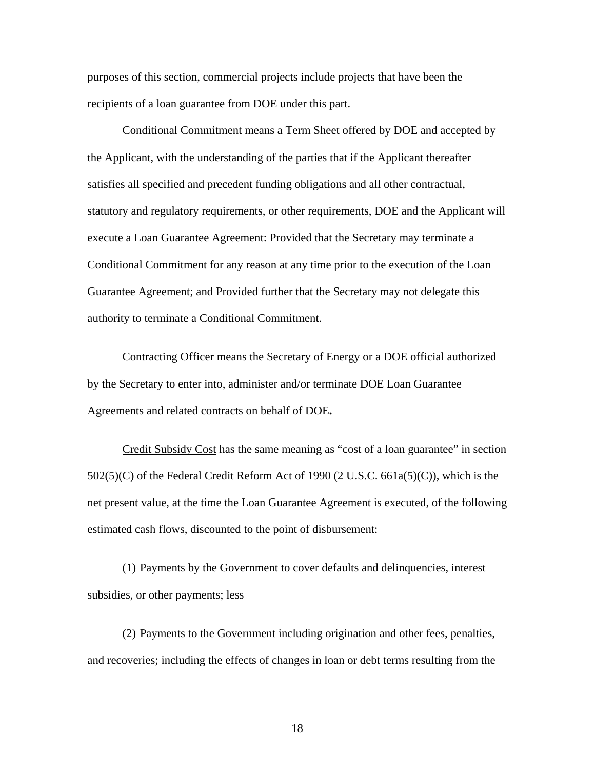purposes of this section, commercial projects include projects that have been the recipients of a loan guarantee from DOE under this part.

Conditional Commitment means a Term Sheet offered by DOE and accepted by the Applicant, with the understanding of the parties that if the Applicant thereafter satisfies all specified and precedent funding obligations and all other contractual, statutory and regulatory requirements, or other requirements, DOE and the Applicant will execute a Loan Guarantee Agreement: Provided that the Secretary may terminate a Conditional Commitment for any reason at any time prior to the execution of the Loan Guarantee Agreement; and Provided further that the Secretary may not delegate this authority to terminate a Conditional Commitment.

Contracting Officer means the Secretary of Energy or a DOE official authorized by the Secretary to enter into, administer and/or terminate DOE Loan Guarantee Agreements and related contracts on behalf of DOE**.**

Credit Subsidy Cost has the same meaning as “cost of a loan guarantee” in section 502(5)(C) of the Federal Credit Reform Act of 1990 (2 U.S.C. 661a(5)(C)), which is the net present value, at the time the Loan Guarantee Agreement is executed, of the following estimated cash flows, discounted to the point of disbursement:

(1) Payments by the Government to cover defaults and delinquencies, interest subsidies, or other payments; less

(2) Payments to the Government including origination and other fees, penalties, and recoveries; including the effects of changes in loan or debt terms resulting from the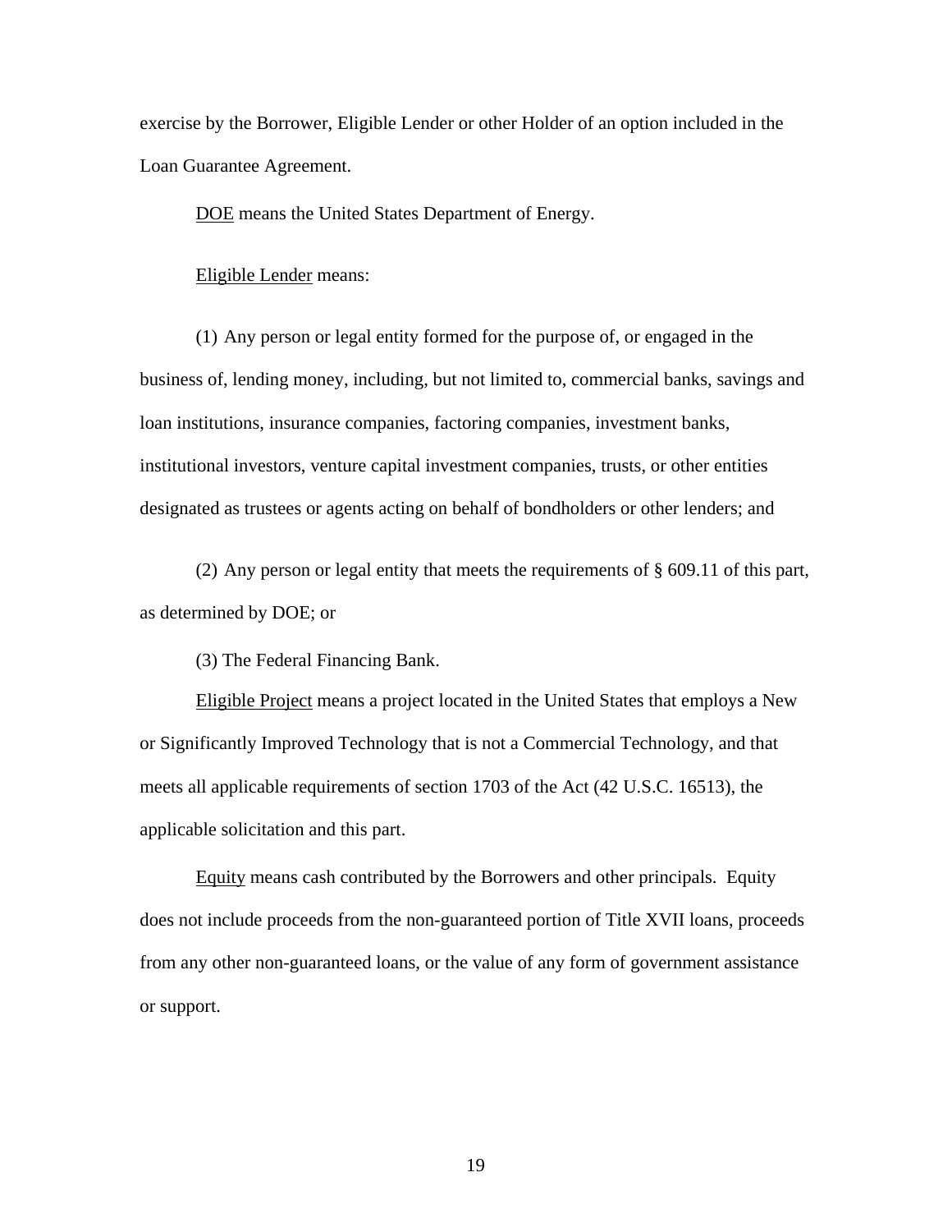exercise by the Borrower, Eligible Lender or other Holder of an option included in the Loan Guarantee Agreement.

<u>DOE</u> means the United States Department of Energy.

<u>Eligible Lender</u> means:

(1) Any person or legal entity formed for the purpose of, or engaged in the business of, lending money, including, but not limited to, commercial banks, savings and loan institutions, insurance companies, factoring companies, investment banks, institutional investors, venture capital investment companies, trusts, or other entities designated as trustees or agents acting on behalf of bondholders or other lenders; and

(2) Any person or legal entity that meets the requirements of § 609.11 of this part, as determined by DOE; or

(3) The Federal Financing Bank.

<u>Eligible Project</u> means a project located in the United States that employs a New or Significantly Improved Technology that is not a Commercial Technology, and that meets all applicable requirements of section 1703 of the Act (42 U.S.C. 16513), the applicable solicitation and this part.

<u>Equity</u> means cash contributed by the Borrowers and other principals. Equity does not include proceeds from the non-guaranteed portion of Title XVII loans, proceeds from any other non-guaranteed loans, or the value of any form of government assistance or support.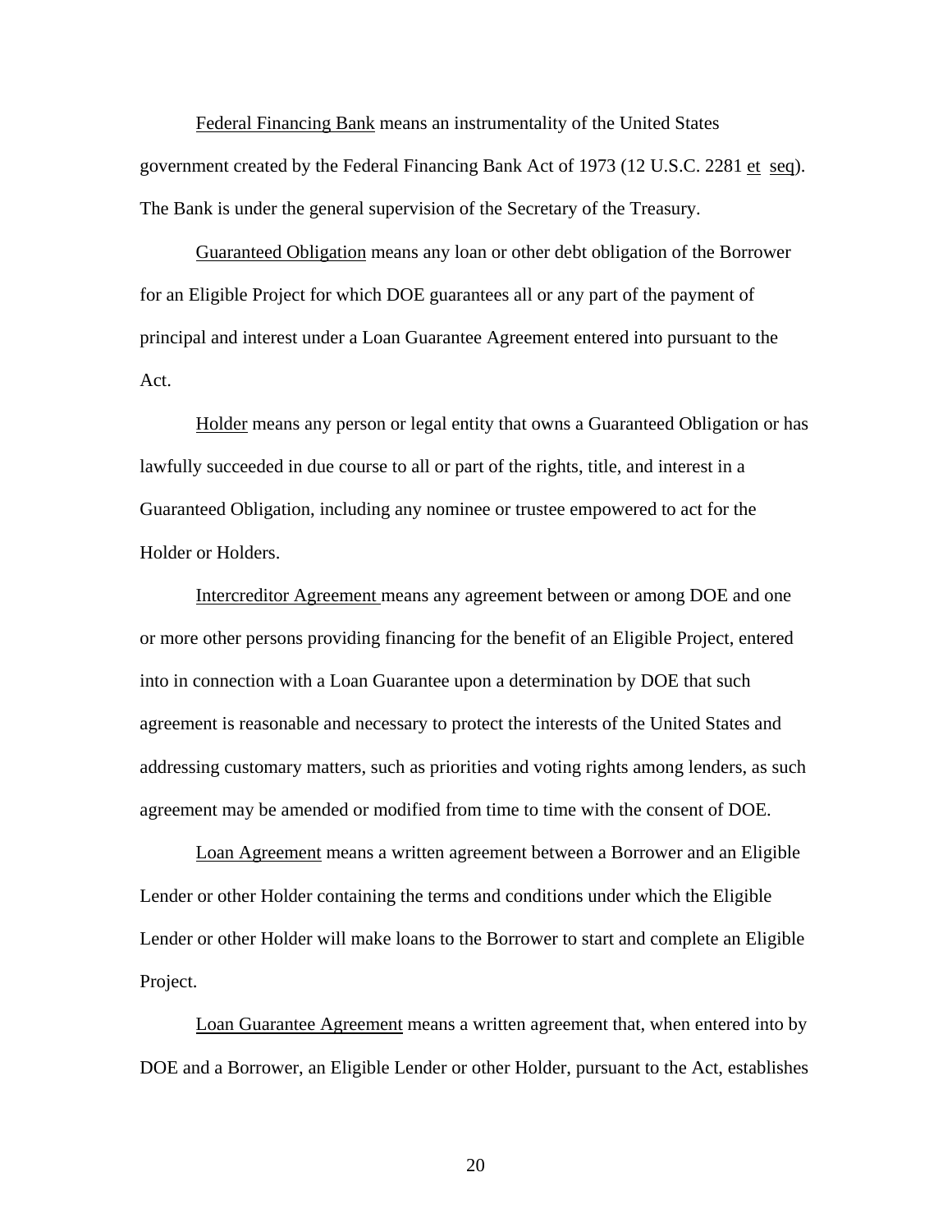Federal Financing Bank means an instrumentality of the United States government created by the Federal Financing Bank Act of 1973 (12 U.S.C. 2281 et seq). The Bank is under the general supervision of the Secretary of the Treasury.

Guaranteed Obligation means any loan or other debt obligation of the Borrower for an Eligible Project for which DOE guarantees all or any part of the payment of principal and interest under a Loan Guarantee Agreement entered into pursuant to the Act.

Holder means any person or legal entity that owns a Guaranteed Obligation or has lawfully succeeded in due course to all or part of the rights, title, and interest in a Guaranteed Obligation, including any nominee or trustee empowered to act for the Holder or Holders.

Intercreditor Agreement means any agreement between or among DOE and one or more other persons providing financing for the benefit of an Eligible Project, entered into in connection with a Loan Guarantee upon a determination by DOE that such agreement is reasonable and necessary to protect the interests of the United States and addressing customary matters, such as priorities and voting rights among lenders, as such agreement may be amended or modified from time to time with the consent of DOE.

Loan Agreement means a written agreement between a Borrower and an Eligible Lender or other Holder containing the terms and conditions under which the Eligible Lender or other Holder will make loans to the Borrower to start and complete an Eligible Project.

Loan Guarantee Agreement means a written agreement that, when entered into by DOE and a Borrower, an Eligible Lender or other Holder, pursuant to the Act, establishes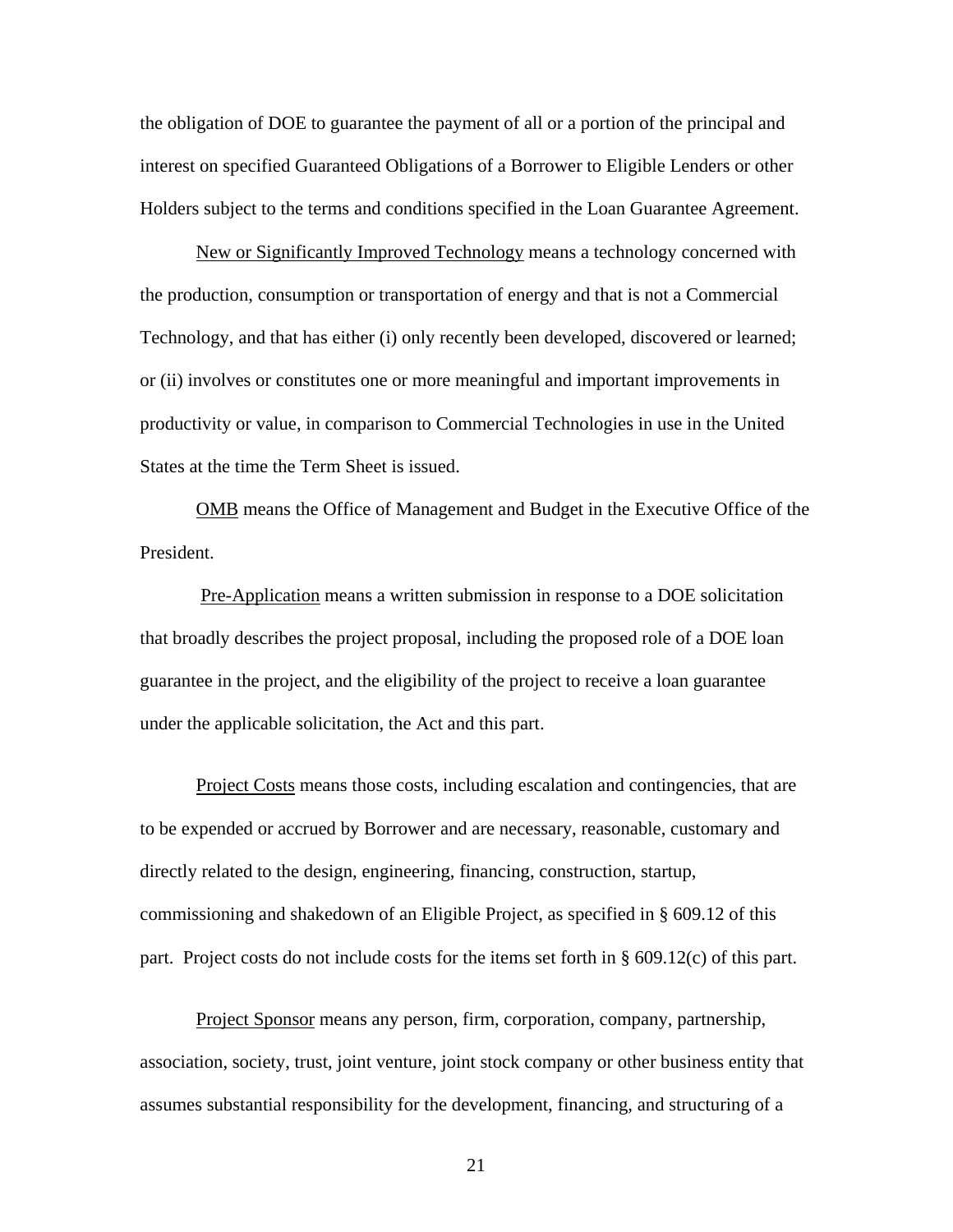the obligation of DOE to guarantee the payment of all or a portion of the principal and interest on specified Guaranteed Obligations of a Borrower to Eligible Lenders or other Holders subject to the terms and conditions specified in the Loan Guarantee Agreement.

<u>New or Significantly Improved Technology</u> means a technology concerned with the production, consumption or transportation of energy and that is not a Commercial Technology, and that has either (i) only recently been developed, discovered or learned; or (ii) involves or constitutes one or more meaningful and important improvements in productivity or value, in comparison to Commercial Technologies in use in the United States at the time the Term Sheet is issued.

<u>OMB</u> means the Office of Management and Budget in the Executive Office of the President.

<u>Pre-Application</u> means a written submission in response to a DOE solicitation that broadly describes the project proposal, including the proposed role of a DOE loan guarantee in the project, and the eligibility of the project to receive a loan guarantee under the applicable solicitation, the Act and this part.

<u>Project Costs</u> means those costs, including escalation and contingencies, that are to be expended or accrued by Borrower and are necessary, reasonable, customary and directly related to the design, engineering, financing, construction, startup, commissioning and shakedown of an Eligible Project, as specified in § 609.12 of this part. Project costs do not include costs for the items set forth in § 609.12(c) of this part.

<u>Project Sponsor</u> means any person, firm, corporation, company, partnership, association, society, trust, joint venture, joint stock company or other business entity that assumes substantial responsibility for the development, financing, and structuring of a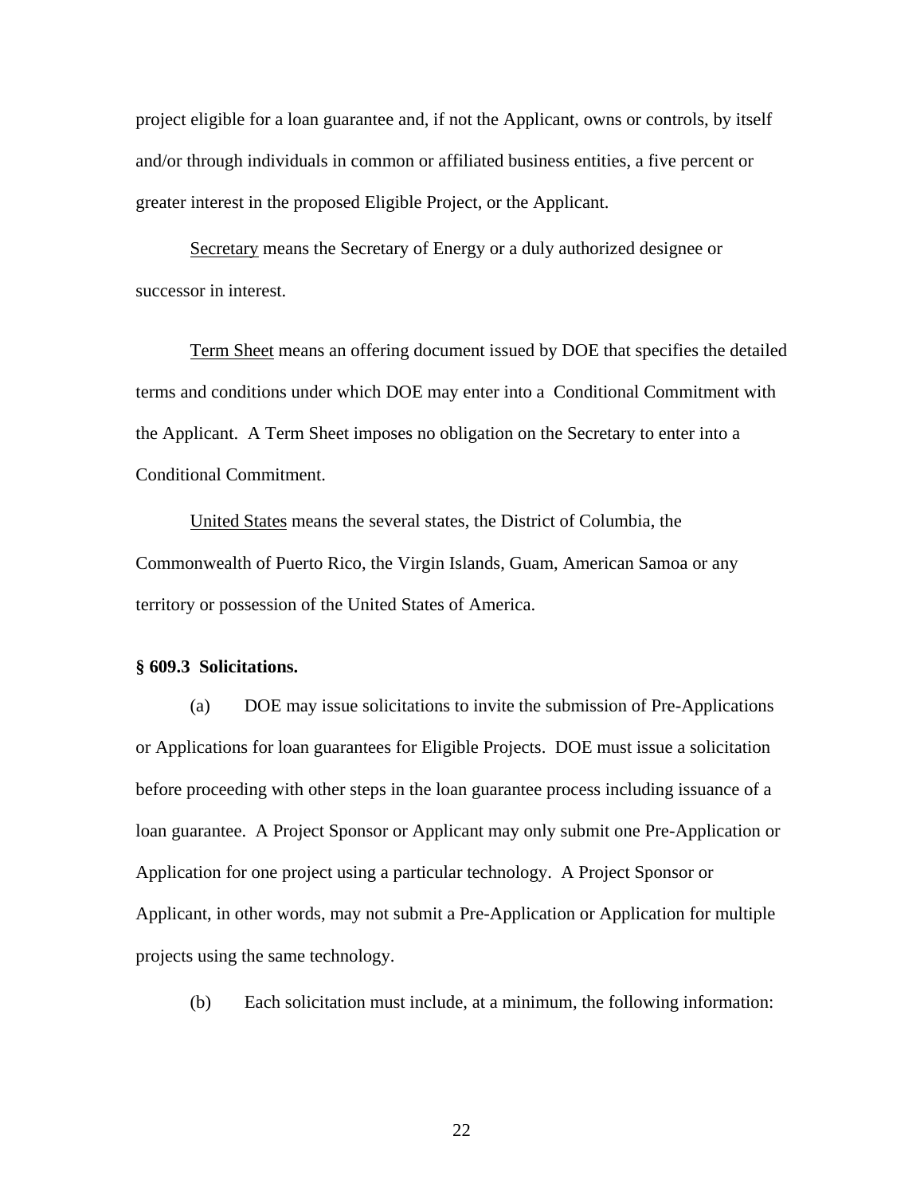project eligible for a loan guarantee and, if not the Applicant, owns or controls, by itself and/or through individuals in common or affiliated business entities, a five percent or greater interest in the proposed Eligible Project, or the Applicant.

Secretary means the Secretary of Energy or a duly authorized designee or successor in interest.

Term Sheet means an offering document issued by DOE that specifies the detailed terms and conditions under which DOE may enter into a Conditional Commitment with the Applicant. A Term Sheet imposes no obligation on the Secretary to enter into a Conditional Commitment.

United States means the several states, the District of Columbia, the Commonwealth of Puerto Rico, the Virgin Islands, Guam, American Samoa or any territory or possession of the United States of America.

**§ 609.3 Solicitations.**

(a) DOE may issue solicitations to invite the submission of Pre-Applications or Applications for loan guarantees for Eligible Projects. DOE must issue a solicitation before proceeding with other steps in the loan guarantee process including issuance of a loan guarantee. A Project Sponsor or Applicant may only submit one Pre-Application or Application for one project using a particular technology. A Project Sponsor or Applicant, in other words, may not submit a Pre-Application or Application for multiple projects using the same technology.

(b) Each solicitation must include, at a minimum, the following information: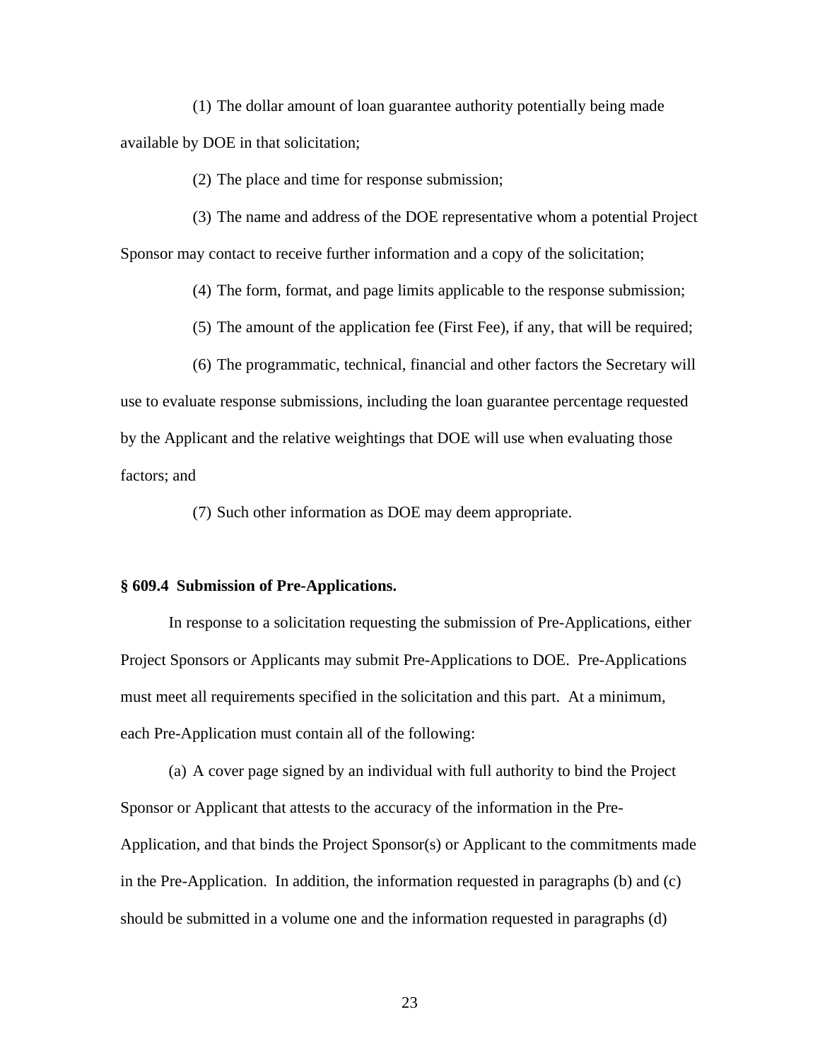(1) The dollar amount of loan guarantee authority potentially being made available by DOE in that solicitation;

(2) The place and time for response submission;

(3) The name and address of the DOE representative whom a potential Project Sponsor may contact to receive further information and a copy of the solicitation;

(4) The form, format, and page limits applicable to the response submission;

(5) The amount of the application fee (First Fee), if any, that will be required;

(6) The programmatic, technical, financial and other factors the Secretary will use to evaluate response submissions, including the loan guarantee percentage requested by the Applicant and the relative weightings that DOE will use when evaluating those factors; and

(7) Such other information as DOE may deem appropriate.

**§ 609.4 Submission of Pre-Applications.**

In response to a solicitation requesting the submission of Pre-Applications, either Project Sponsors or Applicants may submit Pre-Applications to DOE. Pre-Applications must meet all requirements specified in the solicitation and this part. At a minimum, each Pre-Application must contain all of the following:

(a) A cover page signed by an individual with full authority to bind the Project Sponsor or Applicant that attests to the accuracy of the information in the Pre-Application, and that binds the Project Sponsor(s) or Applicant to the commitments made in the Pre-Application. In addition, the information requested in paragraphs (b) and (c) should be submitted in a volume one and the information requested in paragraphs (d)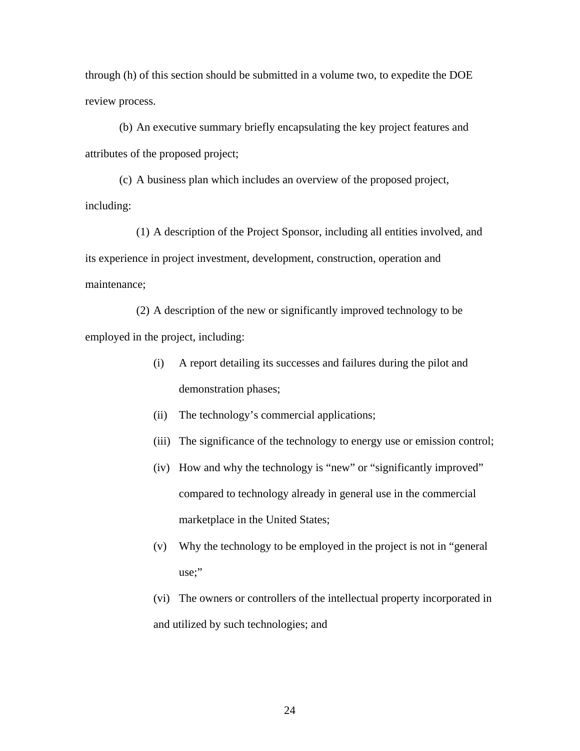through (h) of this section should be submitted in a volume two, to expedite the DOE review process.

(b) An executive summary briefly encapsulating the key project features and attributes of the proposed project;

(c) A business plan which includes an overview of the proposed project, including:

(1) A description of the Project Sponsor, including all entities involved, and its experience in project investment, development, construction, operation and maintenance;

(2) A description of the new or significantly improved technology to be employed in the project, including:

(i) A report detailing its successes and failures during the pilot and demonstration phases;

(ii) The technology's commercial applications;

(iii) The significance of the technology to energy use or emission control;

(iv) How and why the technology is "new" or "significantly improved" compared to technology already in general use in the commercial marketplace in the United States;

(v) Why the technology to be employed in the project is not in "general use;"

(vi) The owners or controllers of the intellectual property incorporated in and utilized by such technologies; and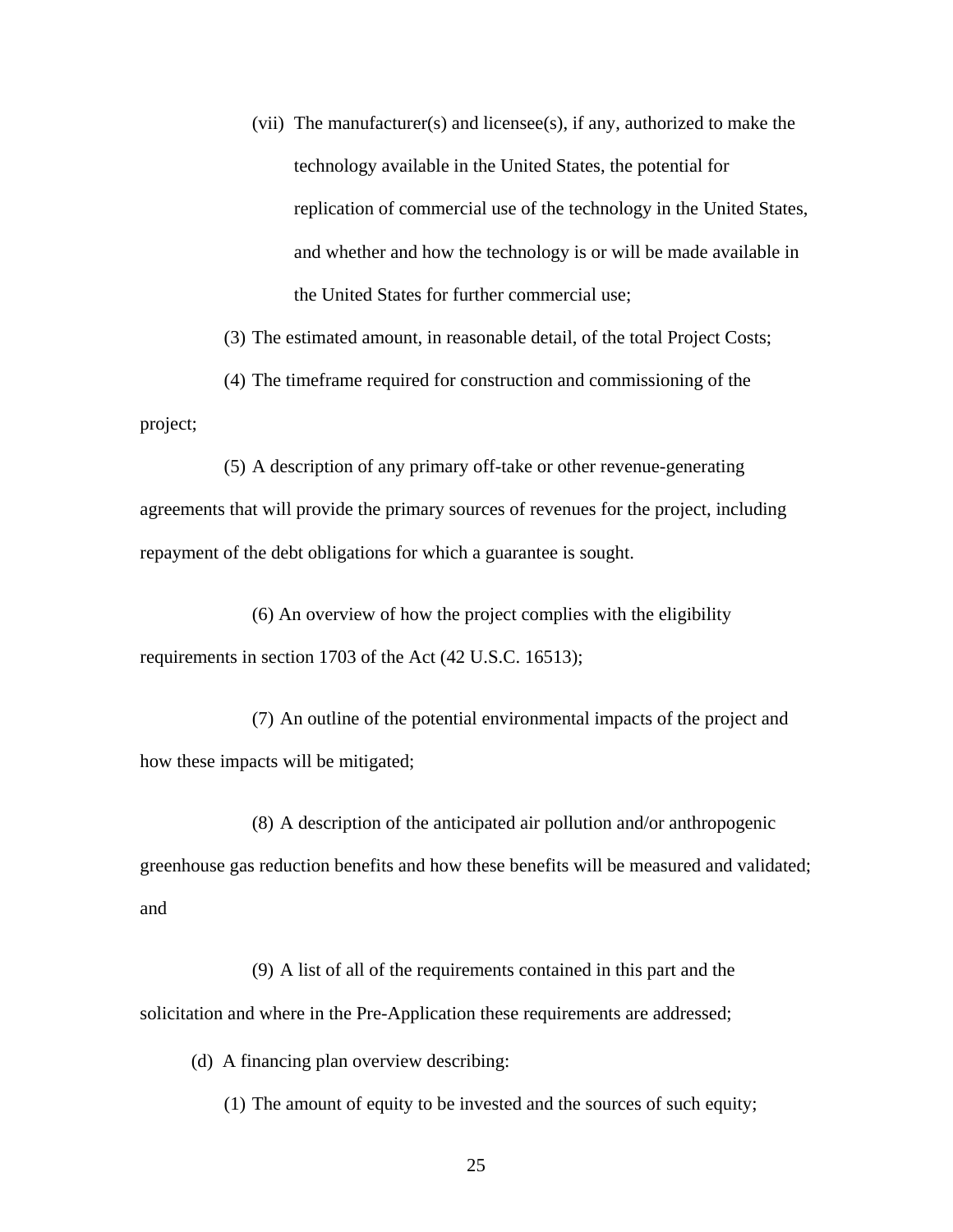(vii) The manufacturer(s) and licensee(s), if any, authorized to make the technology available in the United States, the potential for replication of commercial use of the technology in the United States, and whether and how the technology is or will be made available in the United States for further commercial use;

(3) The estimated amount, in reasonable detail, of the total Project Costs;

(4) The timeframe required for construction and commissioning of the project;

(5) A description of any primary off-take or other revenue-generating agreements that will provide the primary sources of revenues for the project, including repayment of the debt obligations for which a guarantee is sought.

(6) An overview of how the project complies with the eligibility requirements in section 1703 of the Act (42 U.S.C. 16513);

(7) An outline of the potential environmental impacts of the project and how these impacts will be mitigated;

(8) A description of the anticipated air pollution and/or anthropogenic greenhouse gas reduction benefits and how these benefits will be measured and validated; and

(9) A list of all of the requirements contained in this part and the solicitation and where in the Pre-Application these requirements are addressed;

(d) A financing plan overview describing:

(1) The amount of equity to be invested and the sources of such equity;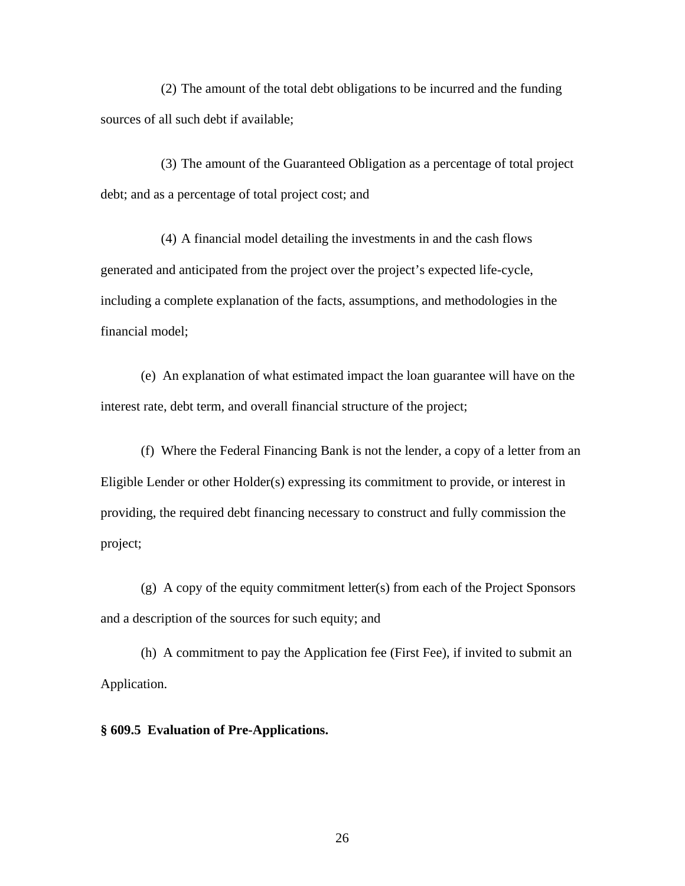(2) The amount of the total debt obligations to be incurred and the funding sources of all such debt if available;

(3) The amount of the Guaranteed Obligation as a percentage of total project debt; and as a percentage of total project cost; and

(4) A financial model detailing the investments in and the cash flows generated and anticipated from the project over the project's expected life-cycle, including a complete explanation of the facts, assumptions, and methodologies in the financial model;

(e) An explanation of what estimated impact the loan guarantee will have on the interest rate, debt term, and overall financial structure of the project;

(f) Where the Federal Financing Bank is not the lender, a copy of a letter from an Eligible Lender or other Holder(s) expressing its commitment to provide, or interest in providing, the required debt financing necessary to construct and fully commission the project;

(g) A copy of the equity commitment letter(s) from each of the Project Sponsors and a description of the sources for such equity; and

(h) A commitment to pay the Application fee (First Fee), if invited to submit an Application.

**§ 609.5 Evaluation of Pre-Applications.**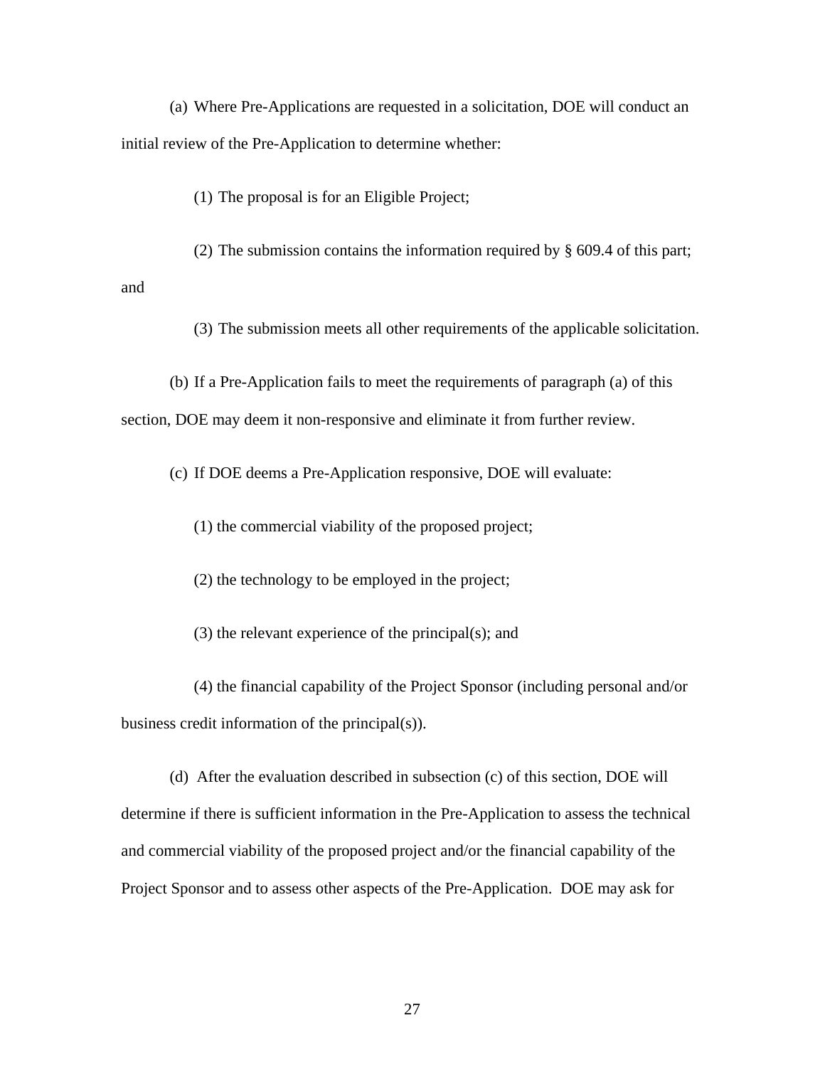(a) Where Pre-Applications are requested in a solicitation, DOE will conduct an initial review of the Pre-Application to determine whether:

(1) The proposal is for an Eligible Project;

(2) The submission contains the information required by § 609.4 of this part; and

(3) The submission meets all other requirements of the applicable solicitation.

(b) If a Pre-Application fails to meet the requirements of paragraph (a) of this section, DOE may deem it non-responsive and eliminate it from further review.

(c) If DOE deems a Pre-Application responsive, DOE will evaluate:

(1) the commercial viability of the proposed project;

(2) the technology to be employed in the project;

(3) the relevant experience of the principal(s); and

(4) the financial capability of the Project Sponsor (including personal and/or business credit information of the principal(s)).

(d) After the evaluation described in subsection (c) of this section, DOE will determine if there is sufficient information in the Pre-Application to assess the technical and commercial viability of the proposed project and/or the financial capability of the Project Sponsor and to assess other aspects of the Pre-Application. DOE may ask for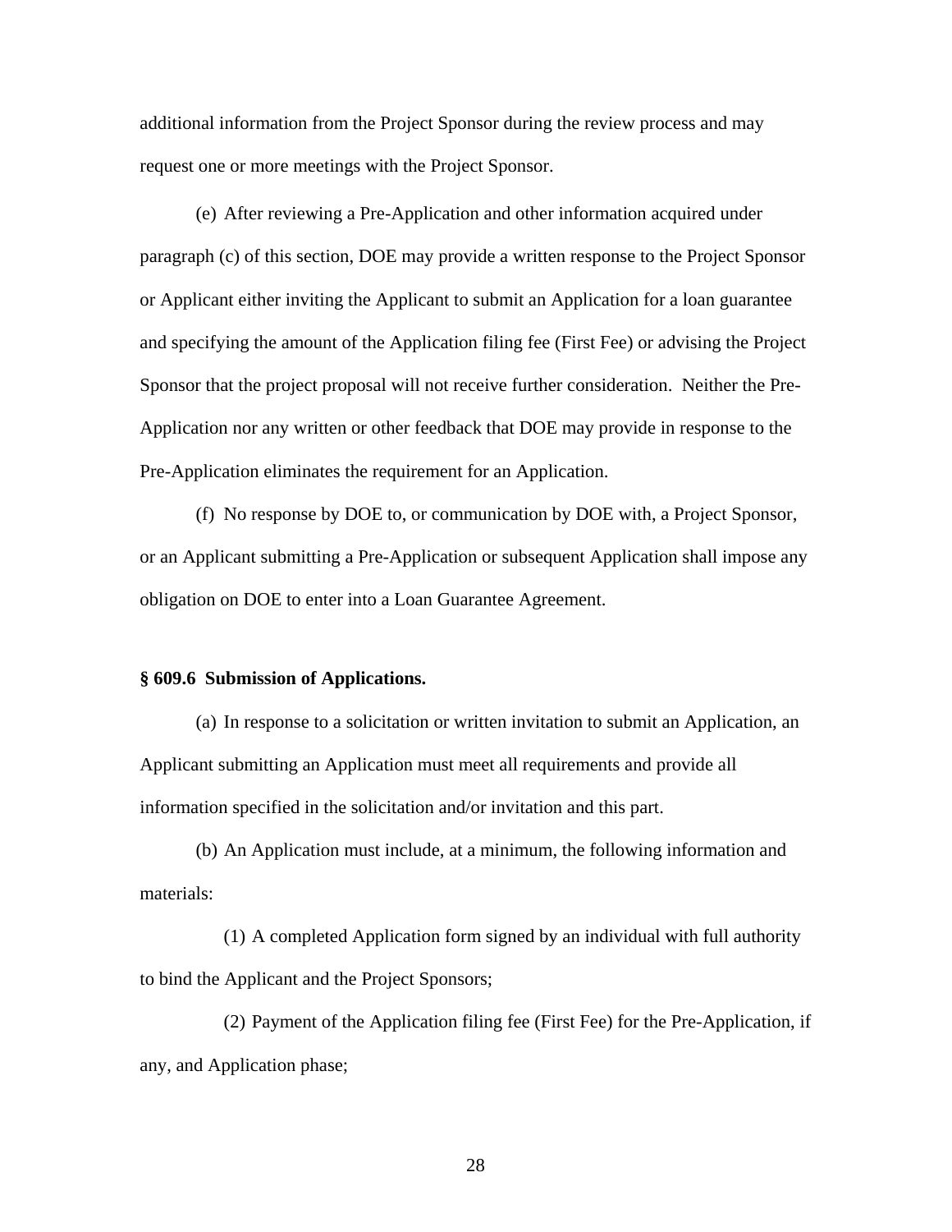additional information from the Project Sponsor during the review process and may request one or more meetings with the Project Sponsor.

(e) After reviewing a Pre-Application and other information acquired under paragraph (c) of this section, DOE may provide a written response to the Project Sponsor or Applicant either inviting the Applicant to submit an Application for a loan guarantee and specifying the amount of the Application filing fee (First Fee) or advising the Project Sponsor that the project proposal will not receive further consideration. Neither the Pre-Application nor any written or other feedback that DOE may provide in response to the Pre-Application eliminates the requirement for an Application.

(f) No response by DOE to, or communication by DOE with, a Project Sponsor, or an Applicant submitting a Pre-Application or subsequent Application shall impose any obligation on DOE to enter into a Loan Guarantee Agreement.

**§ 609.6 Submission of Applications.**

(a) In response to a solicitation or written invitation to submit an Application, an Applicant submitting an Application must meet all requirements and provide all information specified in the solicitation and/or invitation and this part.

(b) An Application must include, at a minimum, the following information and materials:

(1) A completed Application form signed by an individual with full authority to bind the Applicant and the Project Sponsors;

(2) Payment of the Application filing fee (First Fee) for the Pre-Application, if any, and Application phase;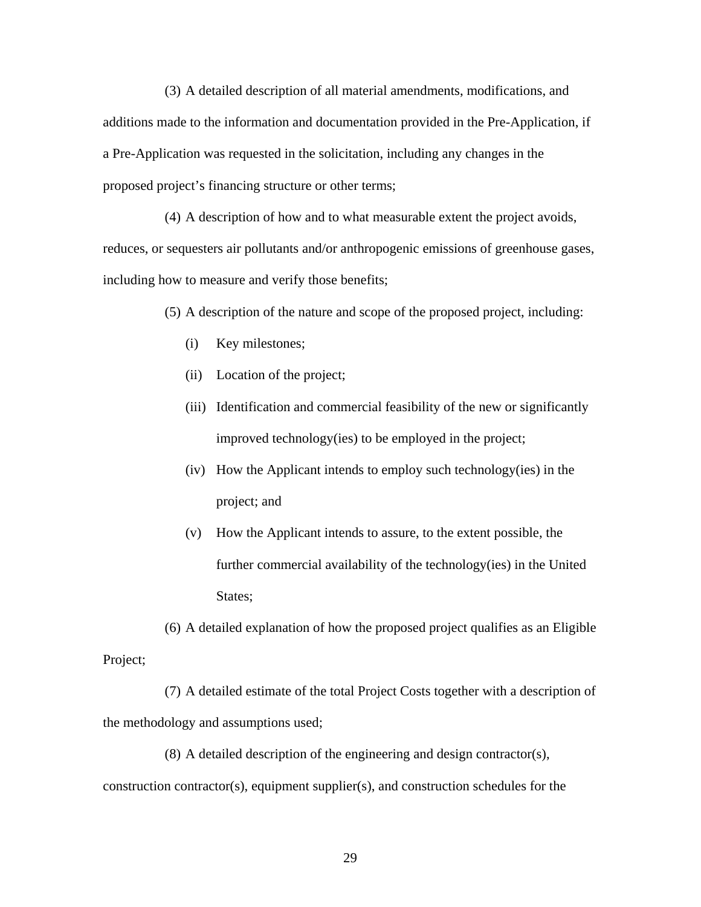(3) A detailed description of all material amendments, modifications, and additions made to the information and documentation provided in the Pre-Application, if a Pre-Application was requested in the solicitation, including any changes in the proposed project's financing structure or other terms;

(4) A description of how and to what measurable extent the project avoids, reduces, or sequesters air pollutants and/or anthropogenic emissions of greenhouse gases, including how to measure and verify those benefits;

(5) A description of the nature and scope of the proposed project, including:

(i) Key milestones;

(ii) Location of the project;

(iii) Identification and commercial feasibility of the new or significantly improved technology(ies) to be employed in the project;

(iv) How the Applicant intends to employ such technology(ies) in the project; and

(v) How the Applicant intends to assure, to the extent possible, the further commercial availability of the technology(ies) in the United States;

(6) A detailed explanation of how the proposed project qualifies as an Eligible Project;

(7) A detailed estimate of the total Project Costs together with a description of the methodology and assumptions used;

(8) A detailed description of the engineering and design contractor(s), construction contractor(s), equipment supplier(s), and construction schedules for the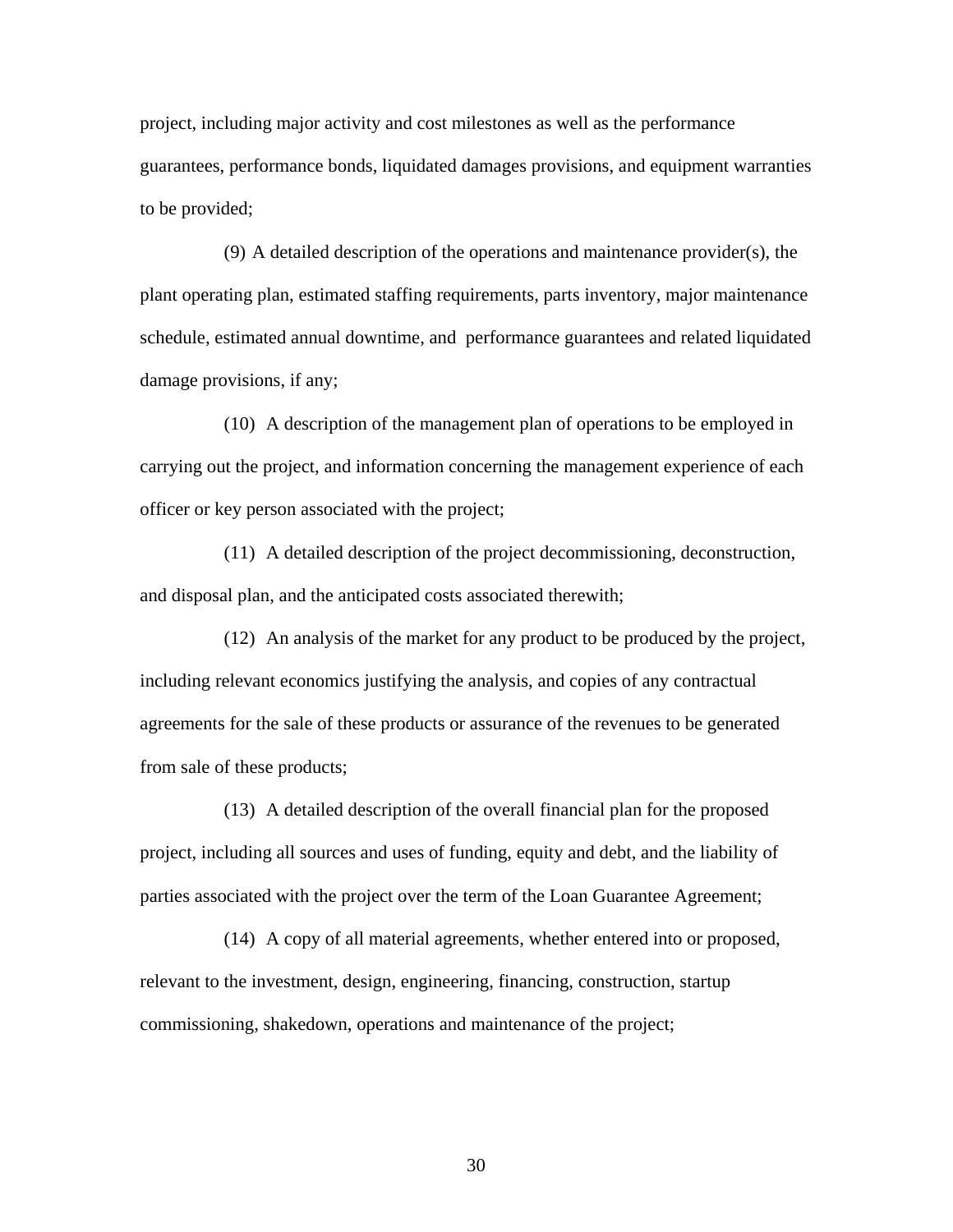project, including major activity and cost milestones as well as the performance guarantees, performance bonds, liquidated damages provisions, and equipment warranties to be provided;

(9) A detailed description of the operations and maintenance provider(s), the plant operating plan, estimated staffing requirements, parts inventory, major maintenance schedule, estimated annual downtime, and performance guarantees and related liquidated damage provisions, if any;

(10) A description of the management plan of operations to be employed in carrying out the project, and information concerning the management experience of each officer or key person associated with the project;

(11) A detailed description of the project decommissioning, deconstruction, and disposal plan, and the anticipated costs associated therewith;

(12) An analysis of the market for any product to be produced by the project, including relevant economics justifying the analysis, and copies of any contractual agreements for the sale of these products or assurance of the revenues to be generated from sale of these products;

(13) A detailed description of the overall financial plan for the proposed project, including all sources and uses of funding, equity and debt, and the liability of parties associated with the project over the term of the Loan Guarantee Agreement;

(14) A copy of all material agreements, whether entered into or proposed, relevant to the investment, design, engineering, financing, construction, startup commissioning, shakedown, operations and maintenance of the project;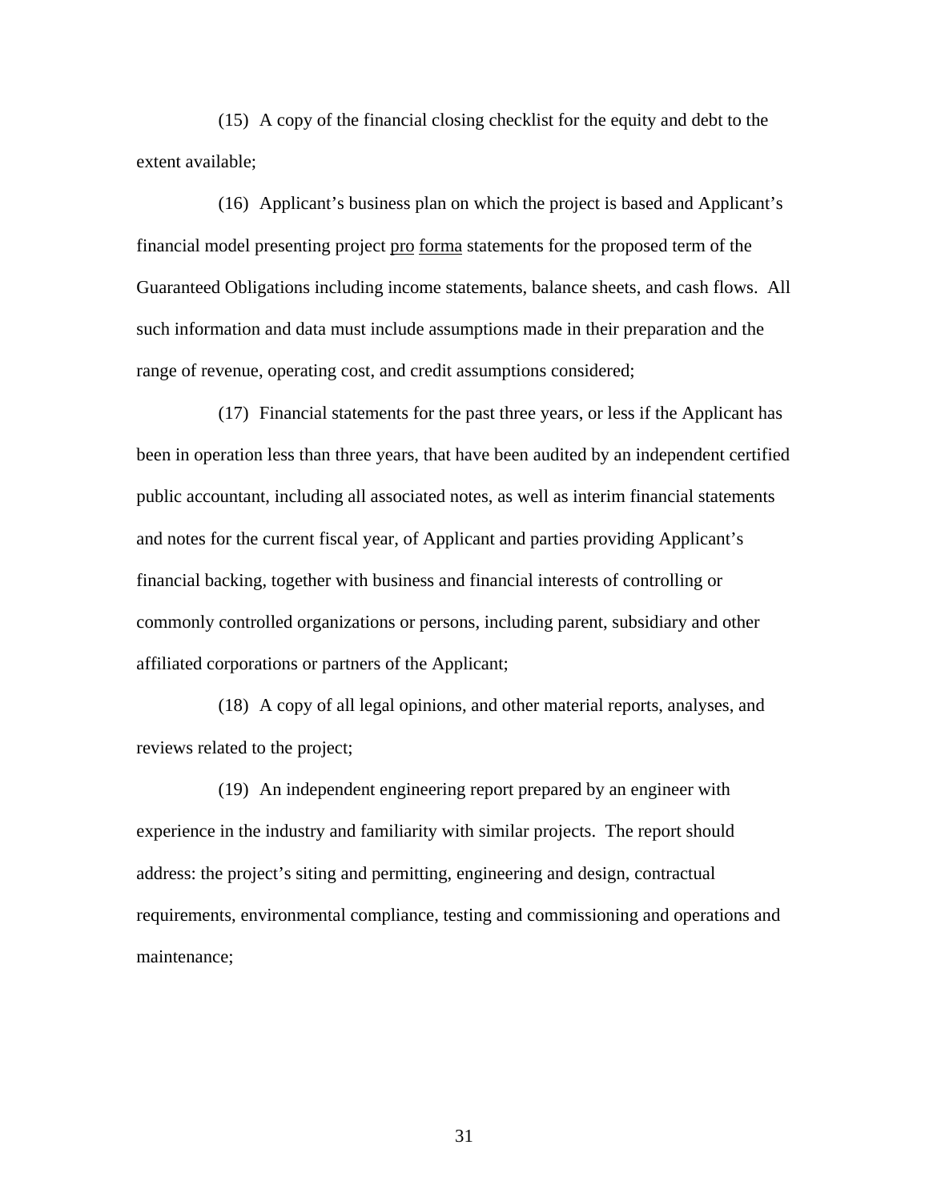(15) A copy of the financial closing checklist for the equity and debt to the extent available;

(16) Applicant's business plan on which the project is based and Applicant's financial model presenting project pro forma statements for the proposed term of the Guaranteed Obligations including income statements, balance sheets, and cash flows. All such information and data must include assumptions made in their preparation and the range of revenue, operating cost, and credit assumptions considered;

(17) Financial statements for the past three years, or less if the Applicant has been in operation less than three years, that have been audited by an independent certified public accountant, including all associated notes, as well as interim financial statements and notes for the current fiscal year, of Applicant and parties providing Applicant's financial backing, together with business and financial interests of controlling or commonly controlled organizations or persons, including parent, subsidiary and other affiliated corporations or partners of the Applicant;

(18) A copy of all legal opinions, and other material reports, analyses, and reviews related to the project;

(19) An independent engineering report prepared by an engineer with experience in the industry and familiarity with similar projects. The report should address: the project's siting and permitting, engineering and design, contractual requirements, environmental compliance, testing and commissioning and operations and maintenance;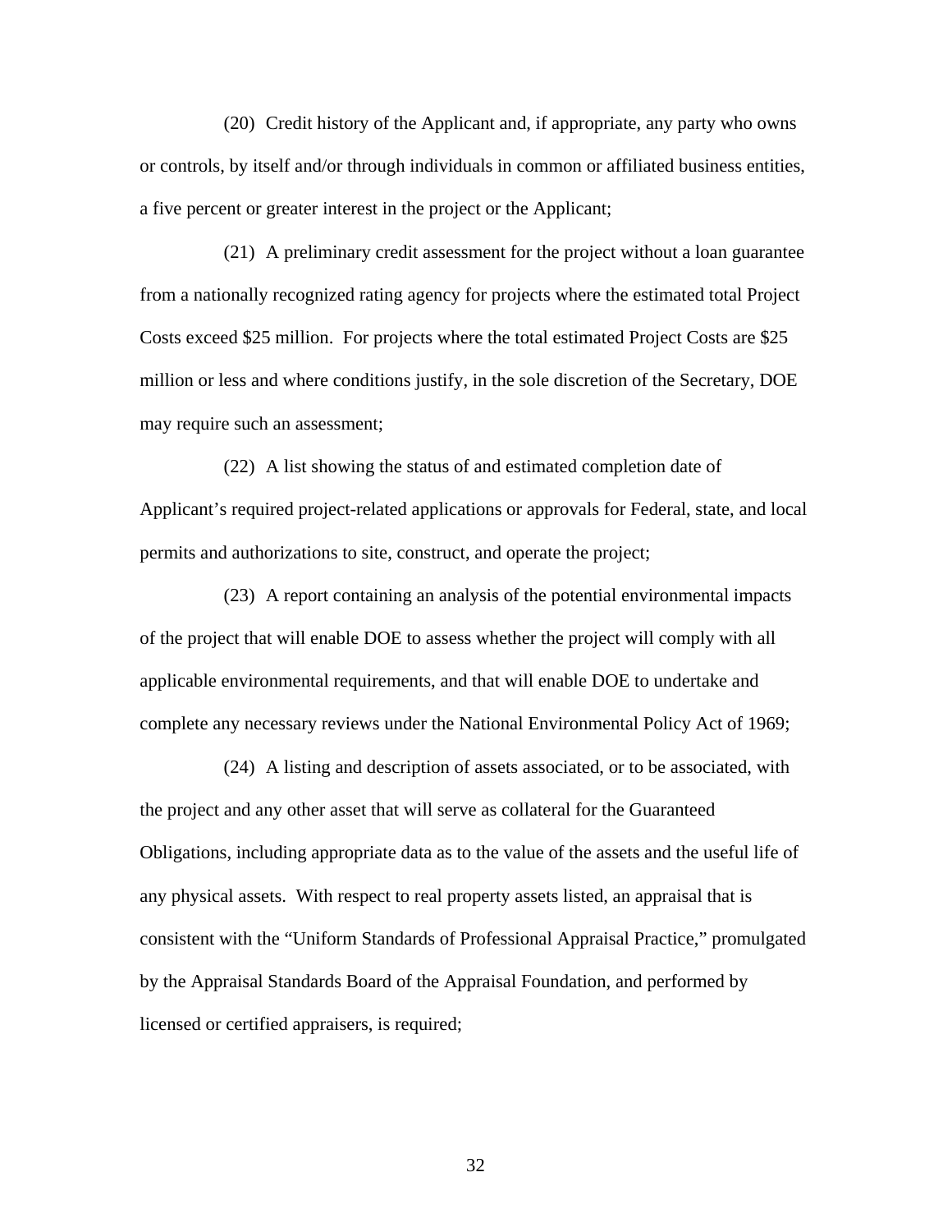(20) Credit history of the Applicant and, if appropriate, any party who owns or controls, by itself and/or through individuals in common or affiliated business entities, a five percent or greater interest in the project or the Applicant;

(21) A preliminary credit assessment for the project without a loan guarantee from a nationally recognized rating agency for projects where the estimated total Project Costs exceed $25 million. For projects where the total estimated Project Costs are $25 million or less and where conditions justify, in the sole discretion of the Secretary, DOE may require such an assessment;

(22) A list showing the status of and estimated completion date of Applicant's required project-related applications or approvals for Federal, state, and local permits and authorizations to site, construct, and operate the project;

(23) A report containing an analysis of the potential environmental impacts of the project that will enable DOE to assess whether the project will comply with all applicable environmental requirements, and that will enable DOE to undertake and complete any necessary reviews under the National Environmental Policy Act of 1969;

(24) A listing and description of assets associated, or to be associated, with the project and any other asset that will serve as collateral for the Guaranteed Obligations, including appropriate data as to the value of the assets and the useful life of any physical assets. With respect to real property assets listed, an appraisal that is consistent with the "Uniform Standards of Professional Appraisal Practice," promulgated by the Appraisal Standards Board of the Appraisal Foundation, and performed by licensed or certified appraisers, is required;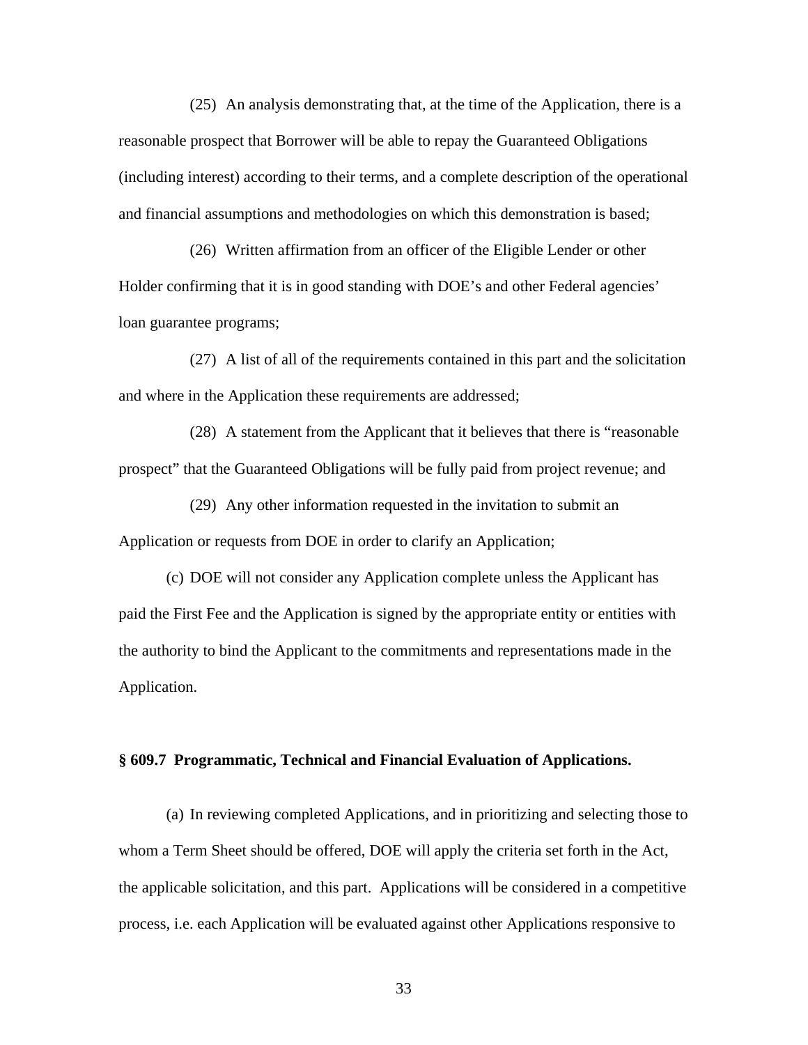(25) An analysis demonstrating that, at the time of the Application, there is a reasonable prospect that Borrower will be able to repay the Guaranteed Obligations (including interest) according to their terms, and a complete description of the operational and financial assumptions and methodologies on which this demonstration is based;

(26) Written affirmation from an officer of the Eligible Lender or other Holder confirming that it is in good standing with DOE's and other Federal agencies' loan guarantee programs;

(27) A list of all of the requirements contained in this part and the solicitation and where in the Application these requirements are addressed;

(28) A statement from the Applicant that it believes that there is "reasonable prospect" that the Guaranteed Obligations will be fully paid from project revenue; and

(29) Any other information requested in the invitation to submit an Application or requests from DOE in order to clarify an Application;

(c) DOE will not consider any Application complete unless the Applicant has paid the First Fee and the Application is signed by the appropriate entity or entities with the authority to bind the Applicant to the commitments and representations made in the Application.

**§ 609.7 Programmatic, Technical and Financial Evaluation of Applications.**

(a) In reviewing completed Applications, and in prioritizing and selecting those to whom a Term Sheet should be offered, DOE will apply the criteria set forth in the Act, the applicable solicitation, and this part. Applications will be considered in a competitive process, i.e. each Application will be evaluated against other Applications responsive to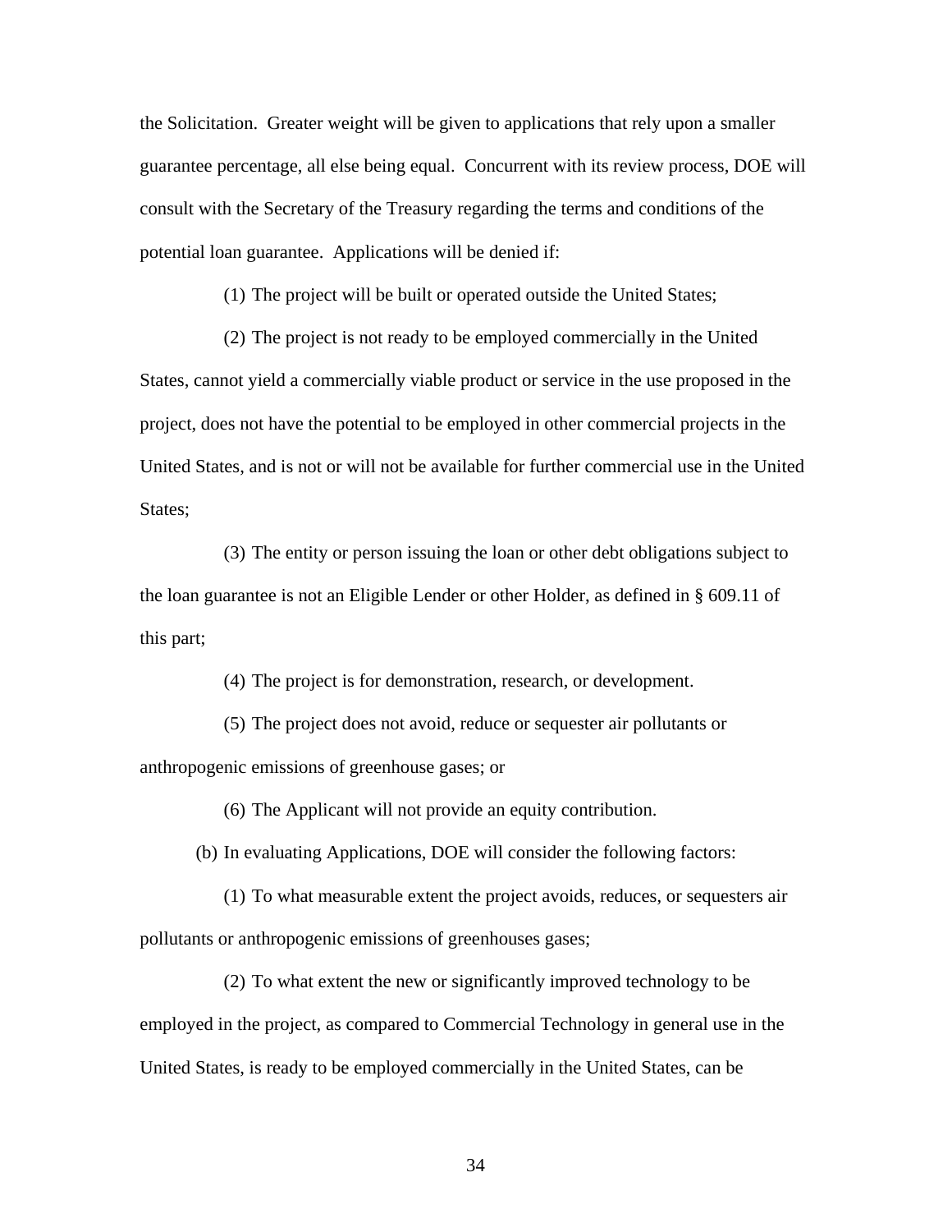the Solicitation. Greater weight will be given to applications that rely upon a smaller guarantee percentage, all else being equal. Concurrent with its review process, DOE will consult with the Secretary of the Treasury regarding the terms and conditions of the potential loan guarantee. Applications will be denied if:

(1) The project will be built or operated outside the United States;

(2) The project is not ready to be employed commercially in the United States, cannot yield a commercially viable product or service in the use proposed in the project, does not have the potential to be employed in other commercial projects in the United States, and is not or will not be available for further commercial use in the United States;

(3) The entity or person issuing the loan or other debt obligations subject to the loan guarantee is not an Eligible Lender or other Holder, as defined in § 609.11 of this part;

(4) The project is for demonstration, research, or development.

(5) The project does not avoid, reduce or sequester air pollutants or anthropogenic emissions of greenhouse gases; or

(6) The Applicant will not provide an equity contribution.

(b) In evaluating Applications, DOE will consider the following factors:

(1) To what measurable extent the project avoids, reduces, or sequesters air pollutants or anthropogenic emissions of greenhouses gases;

(2) To what extent the new or significantly improved technology to be employed in the project, as compared to Commercial Technology in general use in the United States, is ready to be employed commercially in the United States, can be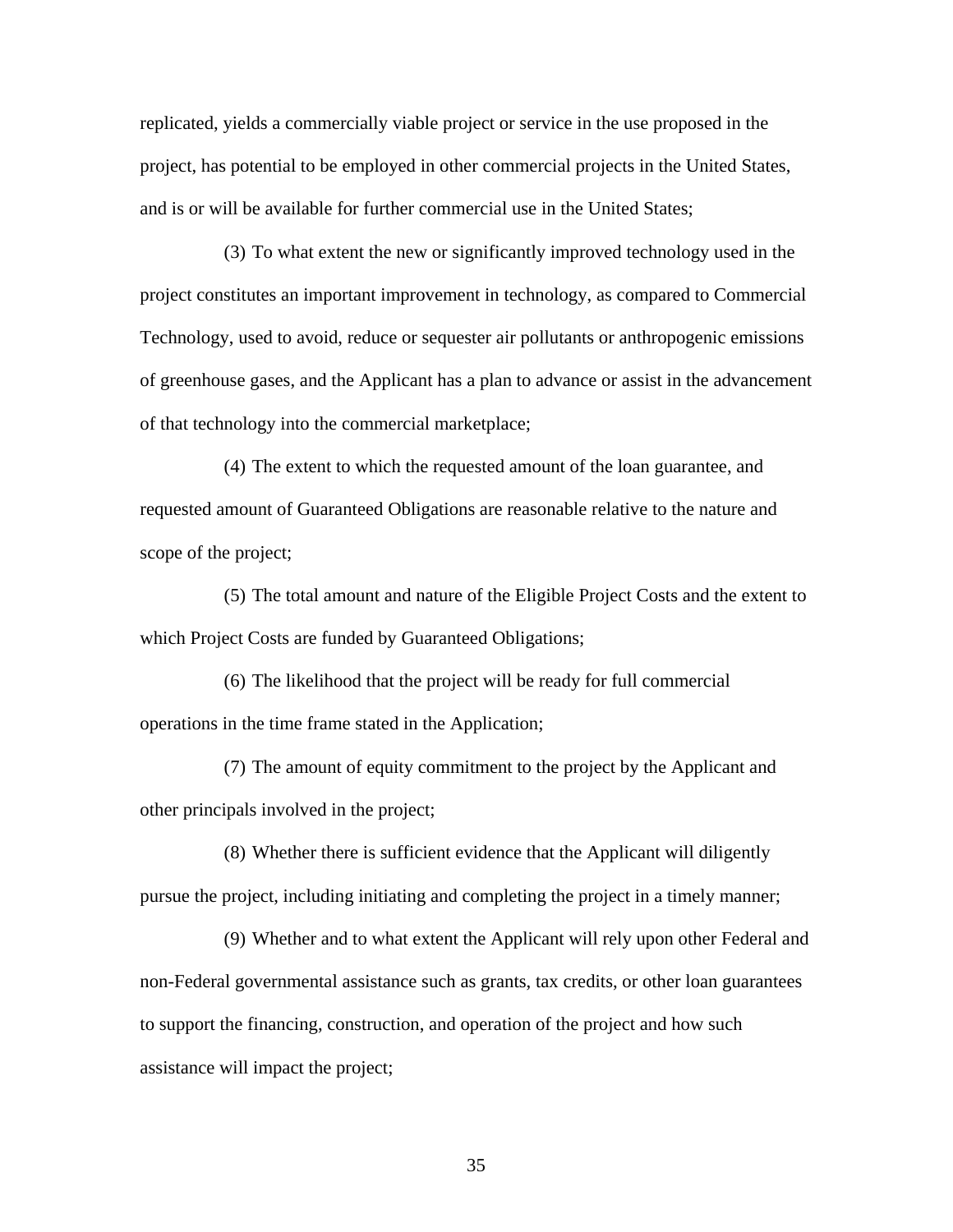replicated, yields a commercially viable project or service in the use proposed in the project, has potential to be employed in other commercial projects in the United States, and is or will be available for further commercial use in the United States;

(3) To what extent the new or significantly improved technology used in the project constitutes an important improvement in technology, as compared to Commercial Technology, used to avoid, reduce or sequester air pollutants or anthropogenic emissions of greenhouse gases, and the Applicant has a plan to advance or assist in the advancement of that technology into the commercial marketplace;

(4) The extent to which the requested amount of the loan guarantee, and requested amount of Guaranteed Obligations are reasonable relative to the nature and scope of the project;

(5) The total amount and nature of the Eligible Project Costs and the extent to which Project Costs are funded by Guaranteed Obligations;

(6) The likelihood that the project will be ready for full commercial operations in the time frame stated in the Application;

(7) The amount of equity commitment to the project by the Applicant and other principals involved in the project;

(8) Whether there is sufficient evidence that the Applicant will diligently pursue the project, including initiating and completing the project in a timely manner;

(9) Whether and to what extent the Applicant will rely upon other Federal and non-Federal governmental assistance such as grants, tax credits, or other loan guarantees to support the financing, construction, and operation of the project and how such assistance will impact the project;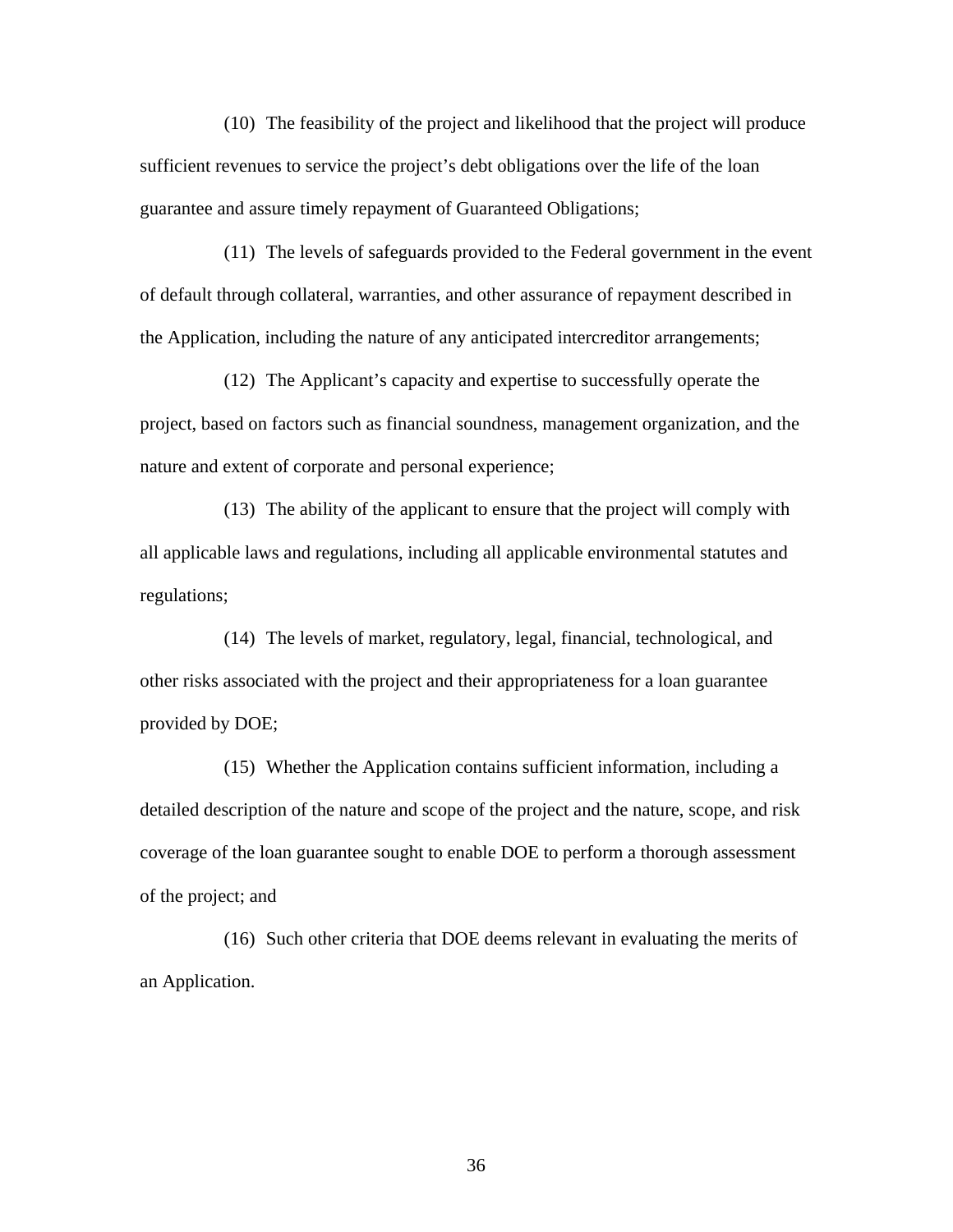(10) The feasibility of the project and likelihood that the project will produce sufficient revenues to service the project's debt obligations over the life of the loan guarantee and assure timely repayment of Guaranteed Obligations;

(11) The levels of safeguards provided to the Federal government in the event of default through collateral, warranties, and other assurance of repayment described in the Application, including the nature of any anticipated intercreditor arrangements;

(12) The Applicant's capacity and expertise to successfully operate the project, based on factors such as financial soundness, management organization, and the nature and extent of corporate and personal experience;

(13) The ability of the applicant to ensure that the project will comply with all applicable laws and regulations, including all applicable environmental statutes and regulations;

(14) The levels of market, regulatory, legal, financial, technological, and other risks associated with the project and their appropriateness for a loan guarantee provided by DOE;

(15) Whether the Application contains sufficient information, including a detailed description of the nature and scope of the project and the nature, scope, and risk coverage of the loan guarantee sought to enable DOE to perform a thorough assessment of the project; and

(16) Such other criteria that DOE deems relevant in evaluating the merits of an Application.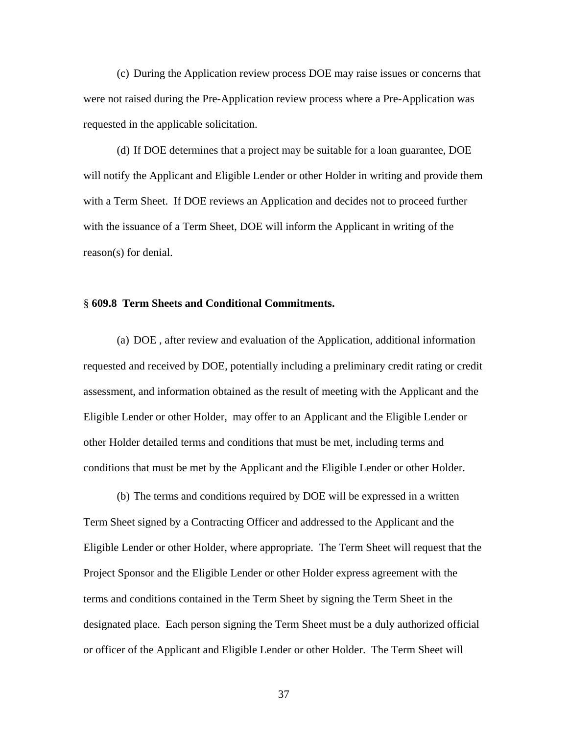(c) During the Application review process DOE may raise issues or concerns that were not raised during the Pre-Application review process where a Pre-Application was requested in the applicable solicitation.

(d) If DOE determines that a project may be suitable for a loan guarantee, DOE will notify the Applicant and Eligible Lender or other Holder in writing and provide them with a Term Sheet. If DOE reviews an Application and decides not to proceed further with the issuance of a Term Sheet, DOE will inform the Applicant in writing of the reason(s) for denial.

§ **609.8 Term Sheets and Conditional Commitments.**

(a) DOE , after review and evaluation of the Application, additional information requested and received by DOE, potentially including a preliminary credit rating or credit assessment, and information obtained as the result of meeting with the Applicant and the Eligible Lender or other Holder, may offer to an Applicant and the Eligible Lender or other Holder detailed terms and conditions that must be met, including terms and conditions that must be met by the Applicant and the Eligible Lender or other Holder.

(b) The terms and conditions required by DOE will be expressed in a written Term Sheet signed by a Contracting Officer and addressed to the Applicant and the Eligible Lender or other Holder, where appropriate. The Term Sheet will request that the Project Sponsor and the Eligible Lender or other Holder express agreement with the terms and conditions contained in the Term Sheet by signing the Term Sheet in the designated place. Each person signing the Term Sheet must be a duly authorized official or officer of the Applicant and Eligible Lender or other Holder. The Term Sheet will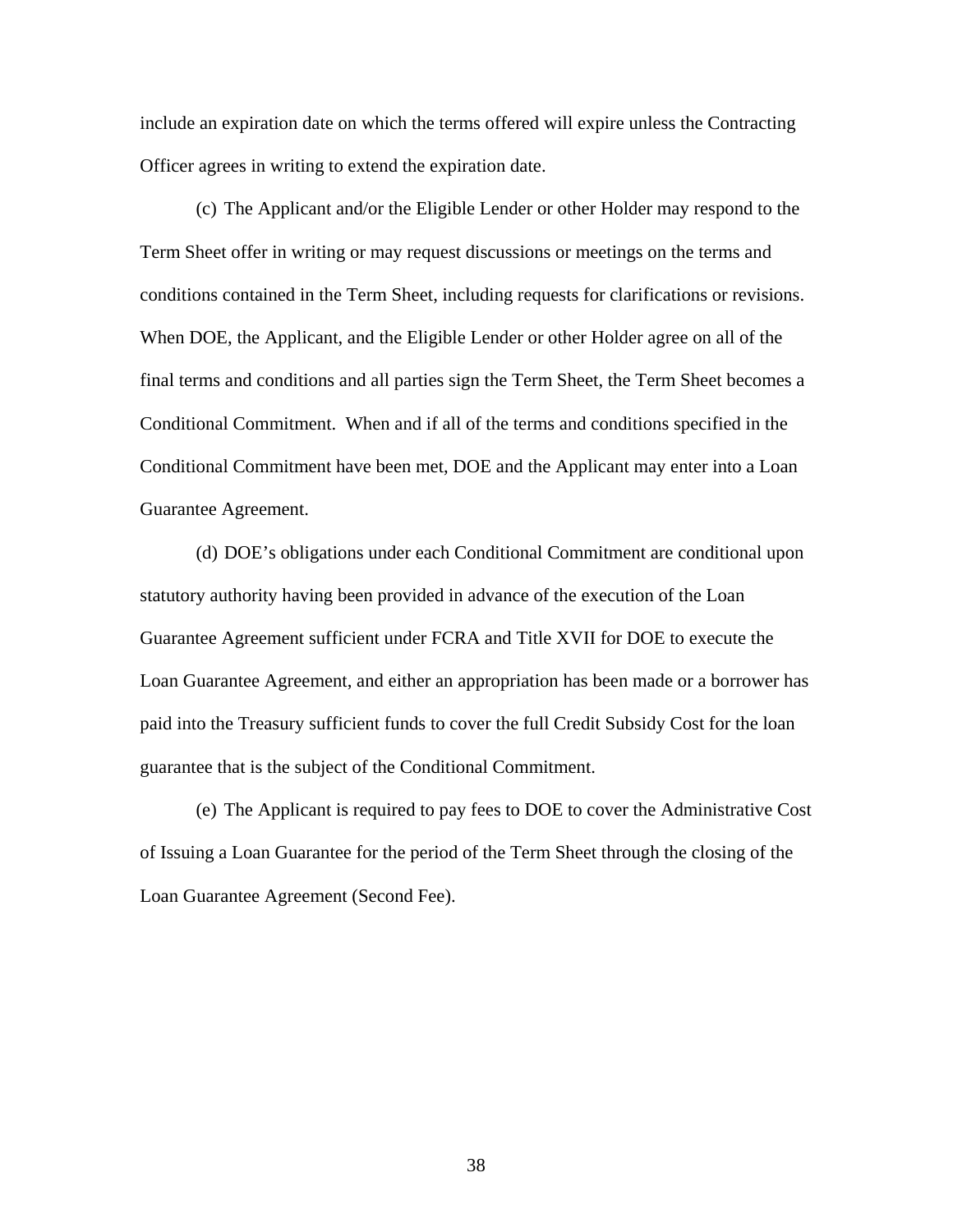include an expiration date on which the terms offered will expire unless the Contracting Officer agrees in writing to extend the expiration date.

(c) The Applicant and/or the Eligible Lender or other Holder may respond to the Term Sheet offer in writing or may request discussions or meetings on the terms and conditions contained in the Term Sheet, including requests for clarifications or revisions. When DOE, the Applicant, and the Eligible Lender or other Holder agree on all of the final terms and conditions and all parties sign the Term Sheet, the Term Sheet becomes a Conditional Commitment. When and if all of the terms and conditions specified in the Conditional Commitment have been met, DOE and the Applicant may enter into a Loan Guarantee Agreement.

(d) DOE's obligations under each Conditional Commitment are conditional upon statutory authority having been provided in advance of the execution of the Loan Guarantee Agreement sufficient under FCRA and Title XVII for DOE to execute the Loan Guarantee Agreement, and either an appropriation has been made or a borrower has paid into the Treasury sufficient funds to cover the full Credit Subsidy Cost for the loan guarantee that is the subject of the Conditional Commitment.

(e) The Applicant is required to pay fees to DOE to cover the Administrative Cost of Issuing a Loan Guarantee for the period of the Term Sheet through the closing of the Loan Guarantee Agreement (Second Fee).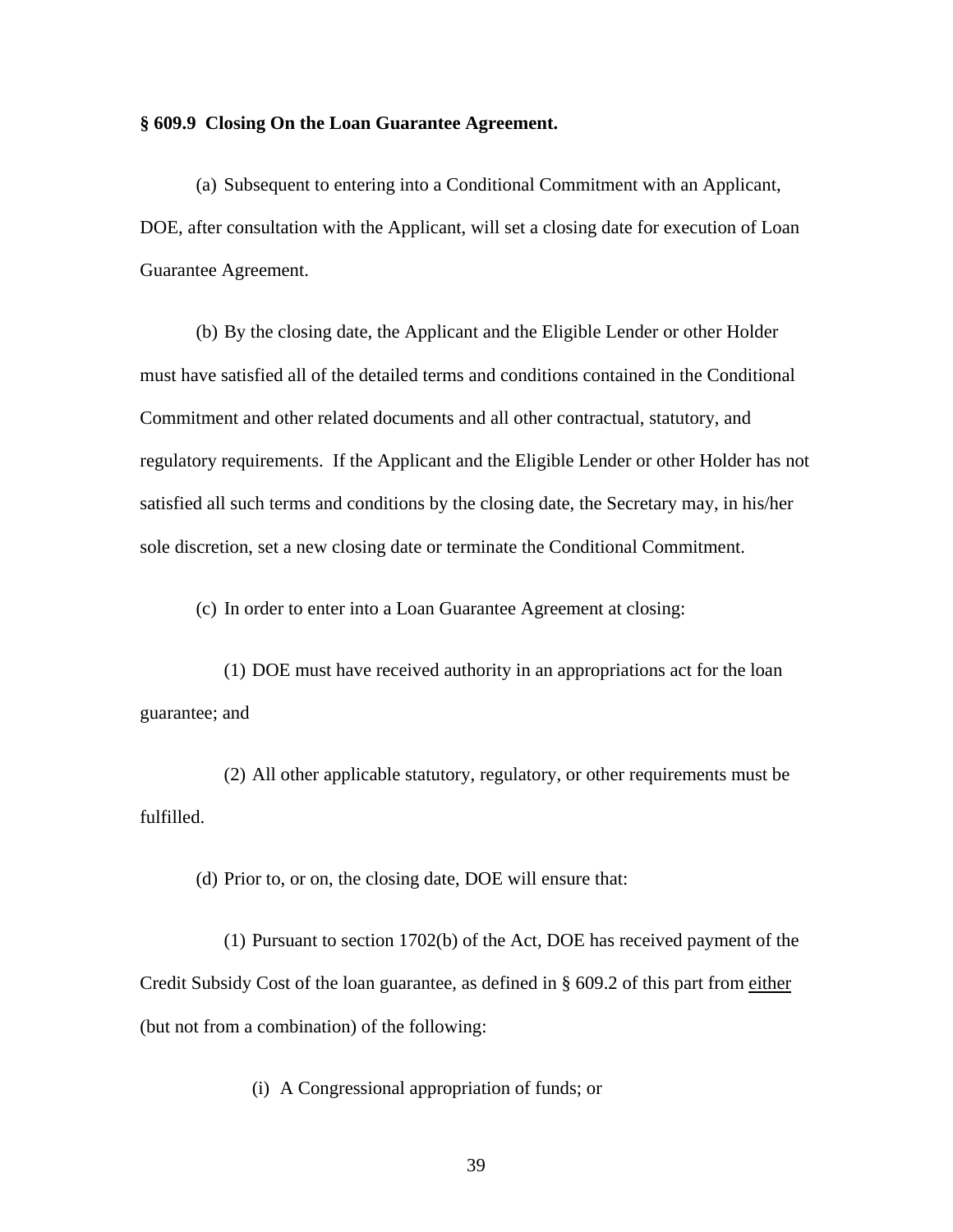**§ 609.9 Closing On the Loan Guarantee Agreement.**

(a) Subsequent to entering into a Conditional Commitment with an Applicant, DOE, after consultation with the Applicant, will set a closing date for execution of Loan Guarantee Agreement.

(b) By the closing date, the Applicant and the Eligible Lender or other Holder must have satisfied all of the detailed terms and conditions contained in the Conditional Commitment and other related documents and all other contractual, statutory, and regulatory requirements. If the Applicant and the Eligible Lender or other Holder has not satisfied all such terms and conditions by the closing date, the Secretary may, in his/her sole discretion, set a new closing date or terminate the Conditional Commitment.

(c) In order to enter into a Loan Guarantee Agreement at closing:

(1) DOE must have received authority in an appropriations act for the loan guarantee; and

(2) All other applicable statutory, regulatory, or other requirements must be fulfilled.

(d) Prior to, or on, the closing date, DOE will ensure that:

(1) Pursuant to section 1702(b) of the Act, DOE has received payment of the Credit Subsidy Cost of the loan guarantee, as defined in § 609.2 of this part from <u>either</u> (but not from a combination) of the following:

(i) A Congressional appropriation of funds; or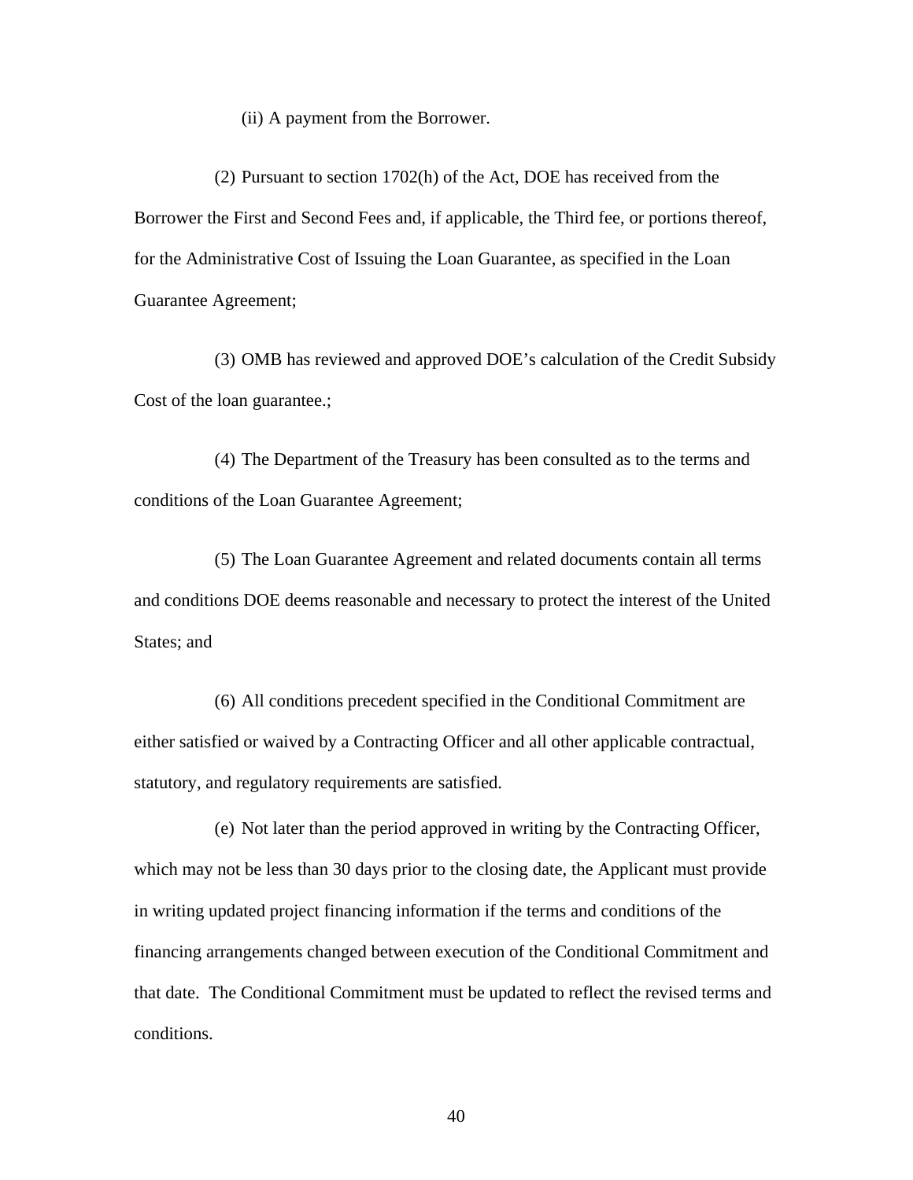(ii) A payment from the Borrower.

(2) Pursuant to section 1702(h) of the Act, DOE has received from the Borrower the First and Second Fees and, if applicable, the Third fee, or portions thereof, for the Administrative Cost of Issuing the Loan Guarantee, as specified in the Loan Guarantee Agreement;

(3) OMB has reviewed and approved DOE's calculation of the Credit Subsidy Cost of the loan guarantee.;

(4) The Department of the Treasury has been consulted as to the terms and conditions of the Loan Guarantee Agreement;

(5) The Loan Guarantee Agreement and related documents contain all terms and conditions DOE deems reasonable and necessary to protect the interest of the United States; and

(6) All conditions precedent specified in the Conditional Commitment are either satisfied or waived by a Contracting Officer and all other applicable contractual, statutory, and regulatory requirements are satisfied.

(e) Not later than the period approved in writing by the Contracting Officer, which may not be less than 30 days prior to the closing date, the Applicant must provide in writing updated project financing information if the terms and conditions of the financing arrangements changed between execution of the Conditional Commitment and that date. The Conditional Commitment must be updated to reflect the revised terms and conditions.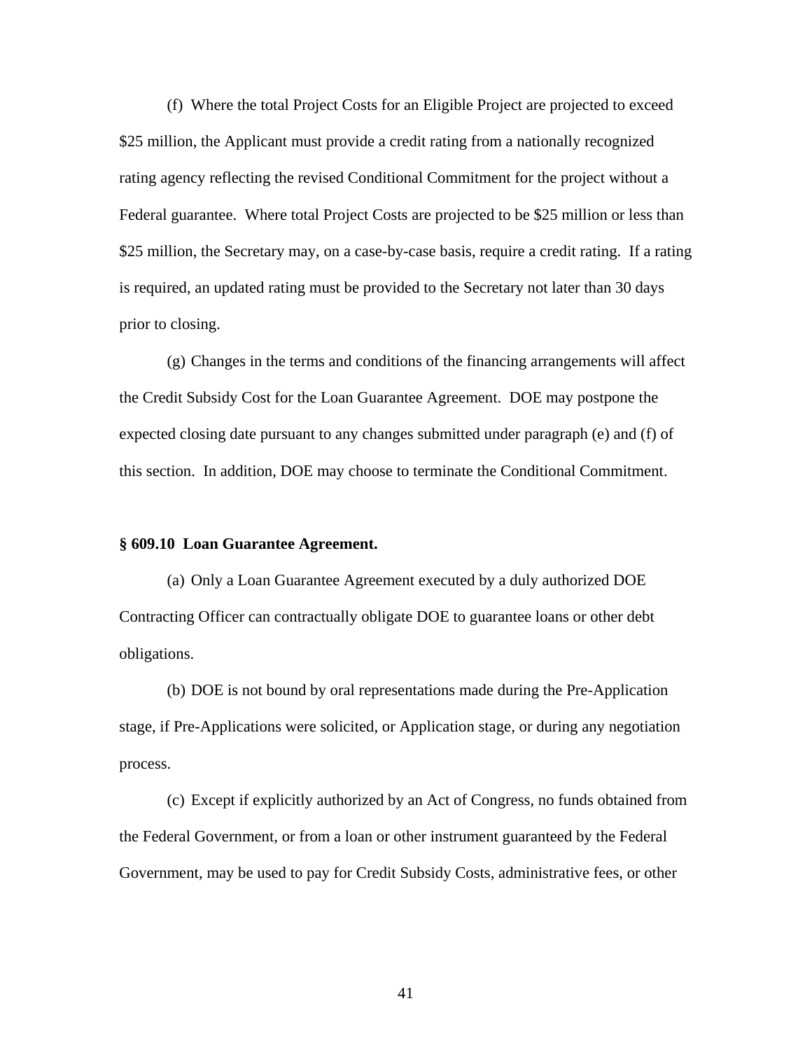(f) Where the total Project Costs for an Eligible Project are projected to exceed $25 million, the Applicant must provide a credit rating from a nationally recognized rating agency reflecting the revised Conditional Commitment for the project without a Federal guarantee. Where total Project Costs are projected to be $25 million or less than $25 million, the Secretary may, on a case-by-case basis, require a credit rating. If a rating is required, an updated rating must be provided to the Secretary not later than 30 days prior to closing.

(g) Changes in the terms and conditions of the financing arrangements will affect the Credit Subsidy Cost for the Loan Guarantee Agreement. DOE may postpone the expected closing date pursuant to any changes submitted under paragraph (e) and (f) of this section. In addition, DOE may choose to terminate the Conditional Commitment.

**§ 609.10 Loan Guarantee Agreement.**

(a) Only a Loan Guarantee Agreement executed by a duly authorized DOE Contracting Officer can contractually obligate DOE to guarantee loans or other debt obligations.

(b) DOE is not bound by oral representations made during the Pre-Application stage, if Pre-Applications were solicited, or Application stage, or during any negotiation process.

(c) Except if explicitly authorized by an Act of Congress, no funds obtained from the Federal Government, or from a loan or other instrument guaranteed by the Federal Government, may be used to pay for Credit Subsidy Costs, administrative fees, or other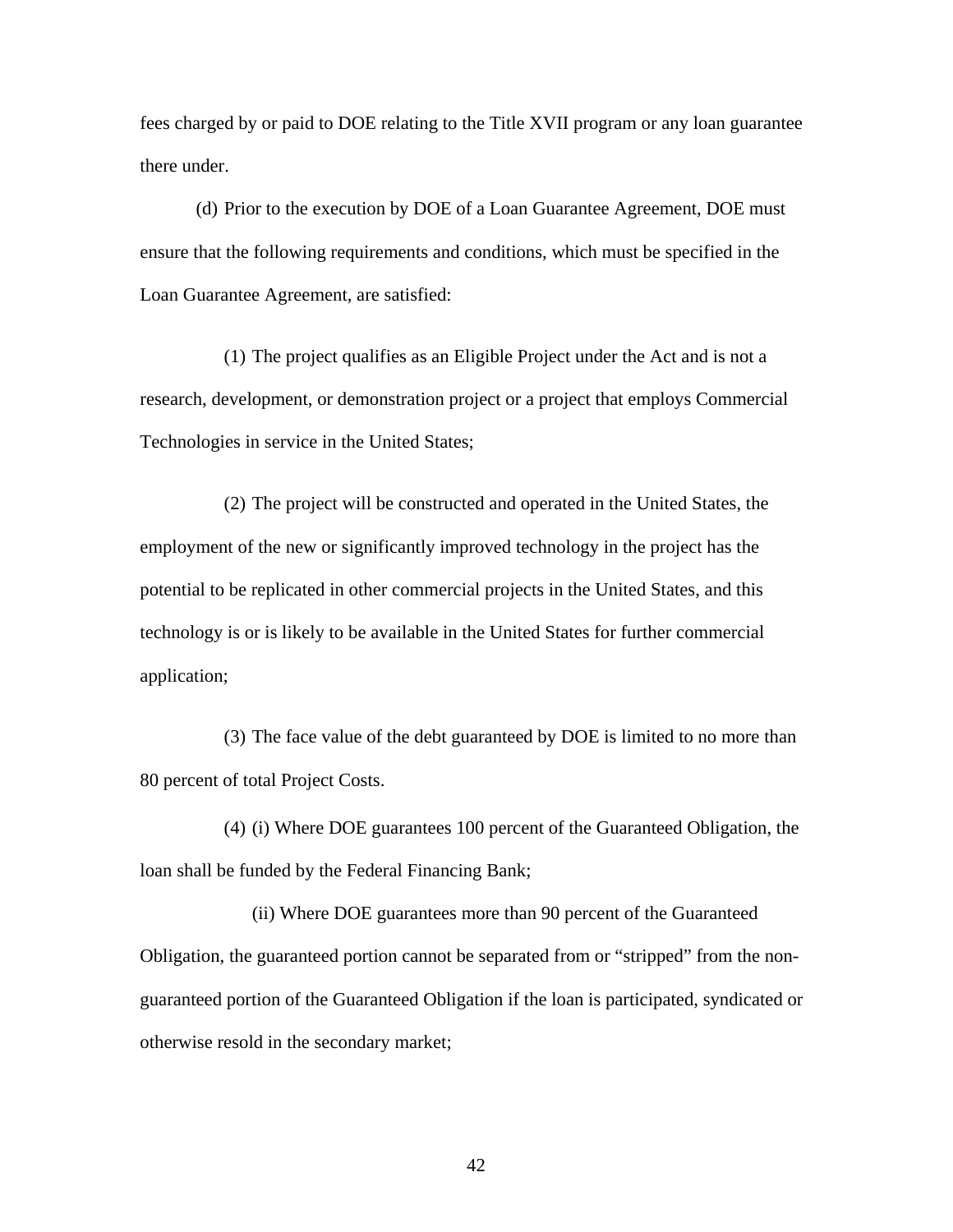fees charged by or paid to DOE relating to the Title XVII program or any loan guarantee there under.

(d) Prior to the execution by DOE of a Loan Guarantee Agreement, DOE must ensure that the following requirements and conditions, which must be specified in the Loan Guarantee Agreement, are satisfied:

(1) The project qualifies as an Eligible Project under the Act and is not a research, development, or demonstration project or a project that employs Commercial Technologies in service in the United States;

(2) The project will be constructed and operated in the United States, the employment of the new or significantly improved technology in the project has the potential to be replicated in other commercial projects in the United States, and this technology is or is likely to be available in the United States for further commercial application;

(3) The face value of the debt guaranteed by DOE is limited to no more than 80 percent of total Project Costs.

(4) (i) Where DOE guarantees 100 percent of the Guaranteed Obligation, the loan shall be funded by the Federal Financing Bank;

(ii) Where DOE guarantees more than 90 percent of the Guaranteed Obligation, the guaranteed portion cannot be separated from or "stripped" from the non-guaranteed portion of the Guaranteed Obligation if the loan is participated, syndicated or otherwise resold in the secondary market;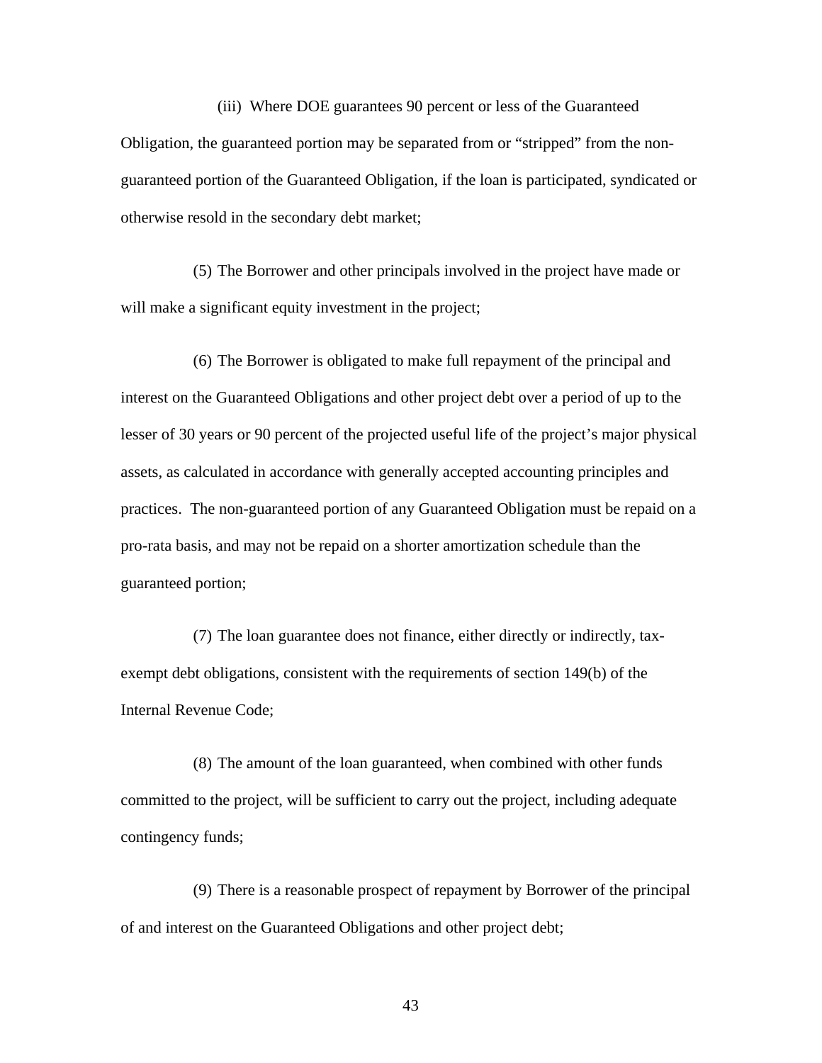(iii) Where DOE guarantees 90 percent or less of the Guaranteed Obligation, the guaranteed portion may be separated from or "stripped" from the non-guaranteed portion of the Guaranteed Obligation, if the loan is participated, syndicated or otherwise resold in the secondary debt market;

(5) The Borrower and other principals involved in the project have made or will make a significant equity investment in the project;

(6) The Borrower is obligated to make full repayment of the principal and interest on the Guaranteed Obligations and other project debt over a period of up to the lesser of 30 years or 90 percent of the projected useful life of the project's major physical assets, as calculated in accordance with generally accepted accounting principles and practices. The non-guaranteed portion of any Guaranteed Obligation must be repaid on a pro-rata basis, and may not be repaid on a shorter amortization schedule than the guaranteed portion;

(7) The loan guarantee does not finance, either directly or indirectly, tax-exempt debt obligations, consistent with the requirements of section 149(b) of the Internal Revenue Code;

(8) The amount of the loan guaranteed, when combined with other funds committed to the project, will be sufficient to carry out the project, including adequate contingency funds;

(9) There is a reasonable prospect of repayment by Borrower of the principal of and interest on the Guaranteed Obligations and other project debt;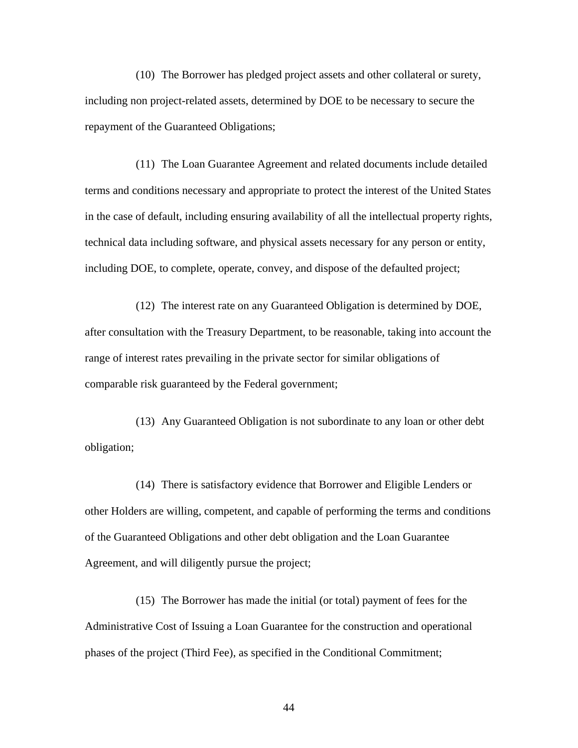(10) The Borrower has pledged project assets and other collateral or surety, including non project-related assets, determined by DOE to be necessary to secure the repayment of the Guaranteed Obligations;

(11) The Loan Guarantee Agreement and related documents include detailed terms and conditions necessary and appropriate to protect the interest of the United States in the case of default, including ensuring availability of all the intellectual property rights, technical data including software, and physical assets necessary for any person or entity, including DOE, to complete, operate, convey, and dispose of the defaulted project;

(12) The interest rate on any Guaranteed Obligation is determined by DOE, after consultation with the Treasury Department, to be reasonable, taking into account the range of interest rates prevailing in the private sector for similar obligations of comparable risk guaranteed by the Federal government;

(13) Any Guaranteed Obligation is not subordinate to any loan or other debt obligation;

(14) There is satisfactory evidence that Borrower and Eligible Lenders or other Holders are willing, competent, and capable of performing the terms and conditions of the Guaranteed Obligations and other debt obligation and the Loan Guarantee Agreement, and will diligently pursue the project;

(15) The Borrower has made the initial (or total) payment of fees for the Administrative Cost of Issuing a Loan Guarantee for the construction and operational phases of the project (Third Fee), as specified in the Conditional Commitment;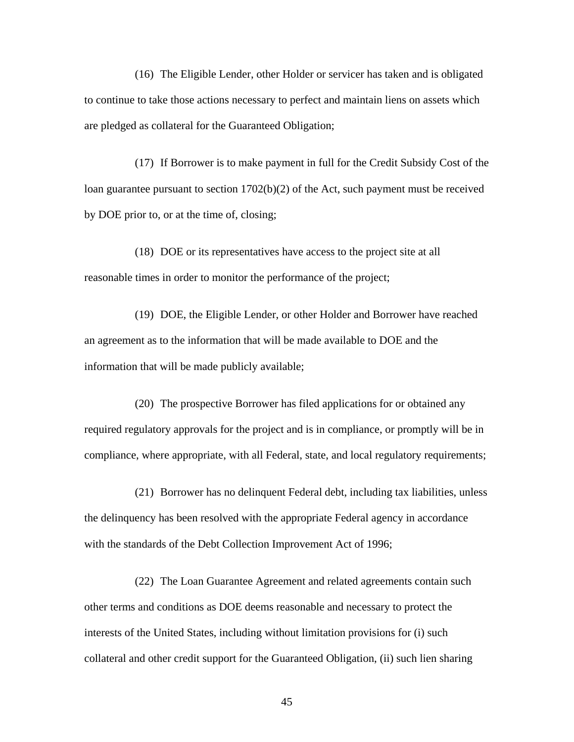(16) The Eligible Lender, other Holder or servicer has taken and is obligated to continue to take those actions necessary to perfect and maintain liens on assets which are pledged as collateral for the Guaranteed Obligation;

(17) If Borrower is to make payment in full for the Credit Subsidy Cost of the loan guarantee pursuant to section 1702(b)(2) of the Act, such payment must be received by DOE prior to, or at the time of, closing;

(18) DOE or its representatives have access to the project site at all reasonable times in order to monitor the performance of the project;

(19) DOE, the Eligible Lender, or other Holder and Borrower have reached an agreement as to the information that will be made available to DOE and the information that will be made publicly available;

(20) The prospective Borrower has filed applications for or obtained any required regulatory approvals for the project and is in compliance, or promptly will be in compliance, where appropriate, with all Federal, state, and local regulatory requirements;

(21) Borrower has no delinquent Federal debt, including tax liabilities, unless the delinquency has been resolved with the appropriate Federal agency in accordance with the standards of the Debt Collection Improvement Act of 1996;

(22) The Loan Guarantee Agreement and related agreements contain such other terms and conditions as DOE deems reasonable and necessary to protect the interests of the United States, including without limitation provisions for (i) such collateral and other credit support for the Guaranteed Obligation, (ii) such lien sharing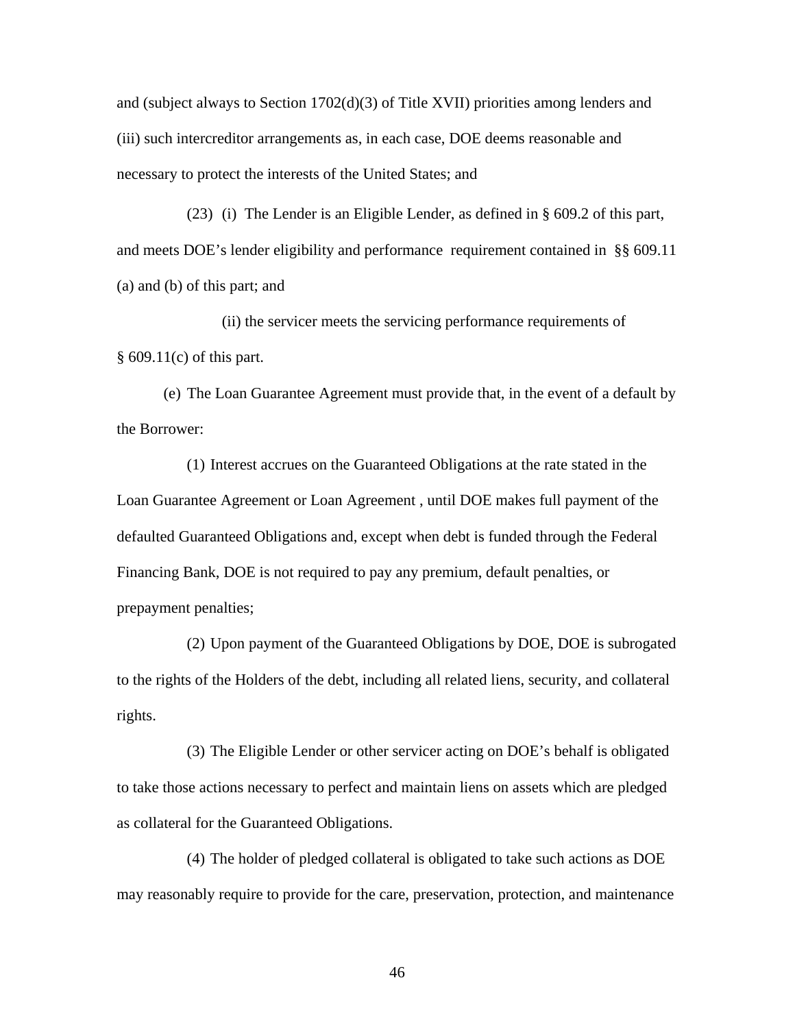and (subject always to Section 1702(d)(3) of Title XVII) priorities among lenders and (iii) such intercreditor arrangements as, in each case, DOE deems reasonable and necessary to protect the interests of the United States; and

(23) (i) The Lender is an Eligible Lender, as defined in § 609.2 of this part, and meets DOE's lender eligibility and performance requirement contained in §§ 609.11 (a) and (b) of this part; and

(ii) the servicer meets the servicing performance requirements of § 609.11(c) of this part.

(e) The Loan Guarantee Agreement must provide that, in the event of a default by the Borrower:

(1) Interest accrues on the Guaranteed Obligations at the rate stated in the Loan Guarantee Agreement or Loan Agreement , until DOE makes full payment of the defaulted Guaranteed Obligations and, except when debt is funded through the Federal Financing Bank, DOE is not required to pay any premium, default penalties, or prepayment penalties;

(2) Upon payment of the Guaranteed Obligations by DOE, DOE is subrogated to the rights of the Holders of the debt, including all related liens, security, and collateral rights.

(3) The Eligible Lender or other servicer acting on DOE's behalf is obligated to take those actions necessary to perfect and maintain liens on assets which are pledged as collateral for the Guaranteed Obligations.

(4) The holder of pledged collateral is obligated to take such actions as DOE may reasonably require to provide for the care, preservation, protection, and maintenance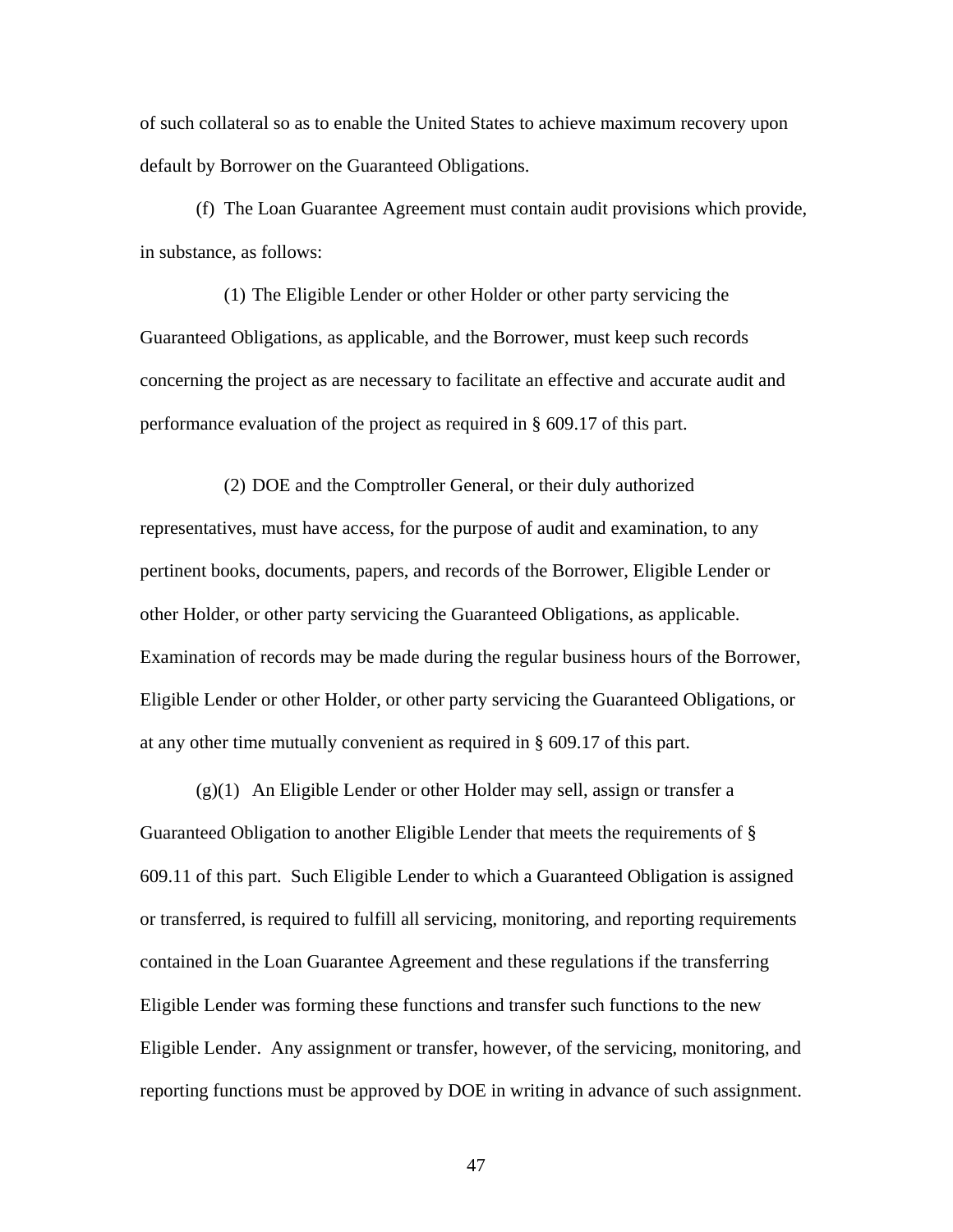of such collateral so as to enable the United States to achieve maximum recovery upon default by Borrower on the Guaranteed Obligations.

(f) The Loan Guarantee Agreement must contain audit provisions which provide, in substance, as follows:

(1) The Eligible Lender or other Holder or other party servicing the Guaranteed Obligations, as applicable, and the Borrower, must keep such records concerning the project as are necessary to facilitate an effective and accurate audit and performance evaluation of the project as required in § 609.17 of this part.

(2) DOE and the Comptroller General, or their duly authorized representatives, must have access, for the purpose of audit and examination, to any pertinent books, documents, papers, and records of the Borrower, Eligible Lender or other Holder, or other party servicing the Guaranteed Obligations, as applicable. Examination of records may be made during the regular business hours of the Borrower, Eligible Lender or other Holder, or other party servicing the Guaranteed Obligations, or at any other time mutually convenient as required in § 609.17 of this part.

(g)(1) An Eligible Lender or other Holder may sell, assign or transfer a Guaranteed Obligation to another Eligible Lender that meets the requirements of § 609.11 of this part. Such Eligible Lender to which a Guaranteed Obligation is assigned or transferred, is required to fulfill all servicing, monitoring, and reporting requirements contained in the Loan Guarantee Agreement and these regulations if the transferring Eligible Lender was forming these functions and transfer such functions to the new Eligible Lender. Any assignment or transfer, however, of the servicing, monitoring, and reporting functions must be approved by DOE in writing in advance of such assignment.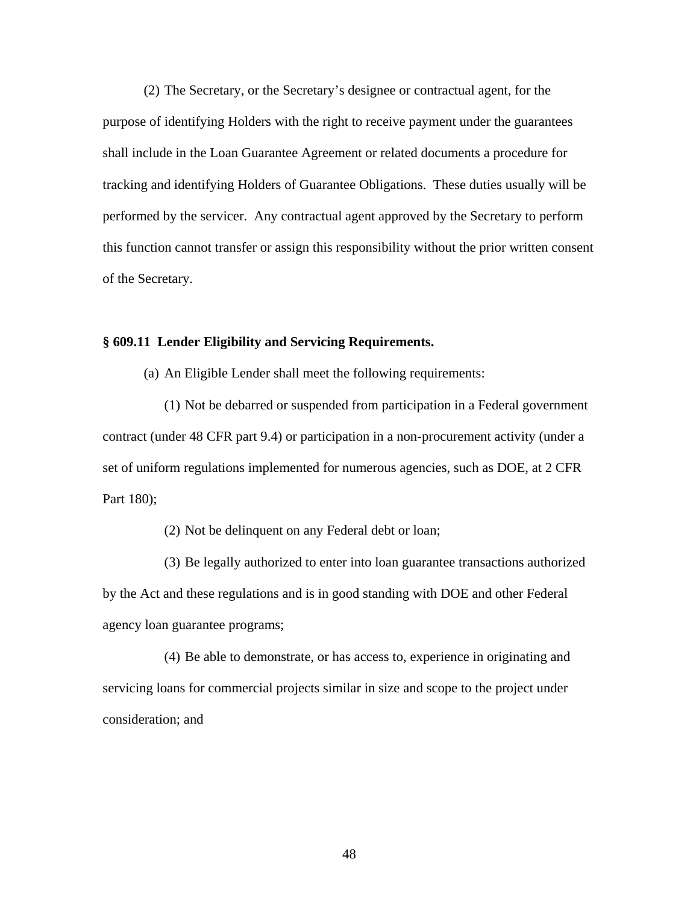(2) The Secretary, or the Secretary's designee or contractual agent, for the purpose of identifying Holders with the right to receive payment under the guarantees shall include in the Loan Guarantee Agreement or related documents a procedure for tracking and identifying Holders of Guarantee Obligations. These duties usually will be performed by the servicer. Any contractual agent approved by the Secretary to perform this function cannot transfer or assign this responsibility without the prior written consent of the Secretary.

**§ 609.11 Lender Eligibility and Servicing Requirements.**

(a) An Eligible Lender shall meet the following requirements:

(1) Not be debarred or suspended from participation in a Federal government contract (under 48 CFR part 9.4) or participation in a non-procurement activity (under a set of uniform regulations implemented for numerous agencies, such as DOE, at 2 CFR Part 180);

(2) Not be delinquent on any Federal debt or loan;

(3) Be legally authorized to enter into loan guarantee transactions authorized by the Act and these regulations and is in good standing with DOE and other Federal agency loan guarantee programs;

(4) Be able to demonstrate, or has access to, experience in originating and servicing loans for commercial projects similar in size and scope to the project under consideration; and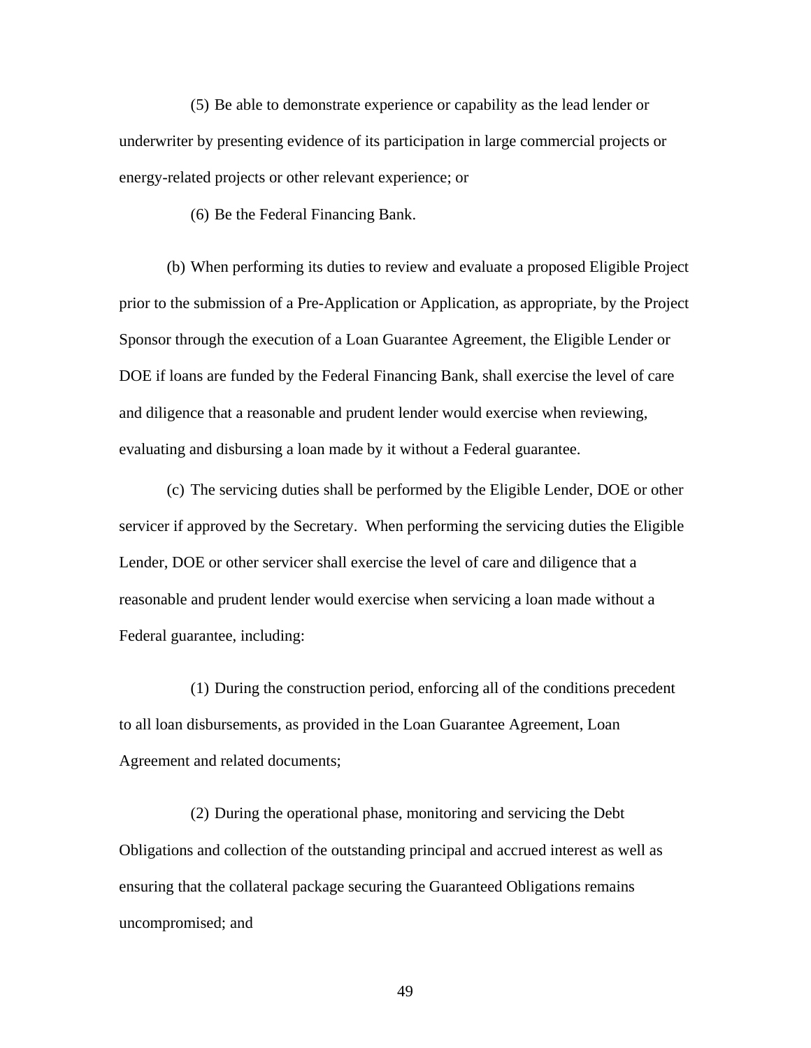(5) Be able to demonstrate experience or capability as the lead lender or underwriter by presenting evidence of its participation in large commercial projects or energy-related projects or other relevant experience; or

(6) Be the Federal Financing Bank.

(b) When performing its duties to review and evaluate a proposed Eligible Project prior to the submission of a Pre-Application or Application, as appropriate, by the Project Sponsor through the execution of a Loan Guarantee Agreement, the Eligible Lender or DOE if loans are funded by the Federal Financing Bank, shall exercise the level of care and diligence that a reasonable and prudent lender would exercise when reviewing, evaluating and disbursing a loan made by it without a Federal guarantee.

(c) The servicing duties shall be performed by the Eligible Lender, DOE or other servicer if approved by the Secretary. When performing the servicing duties the Eligible Lender, DOE or other servicer shall exercise the level of care and diligence that a reasonable and prudent lender would exercise when servicing a loan made without a Federal guarantee, including:

(1) During the construction period, enforcing all of the conditions precedent to all loan disbursements, as provided in the Loan Guarantee Agreement, Loan Agreement and related documents;

(2) During the operational phase, monitoring and servicing the Debt Obligations and collection of the outstanding principal and accrued interest as well as ensuring that the collateral package securing the Guaranteed Obligations remains uncompromised; and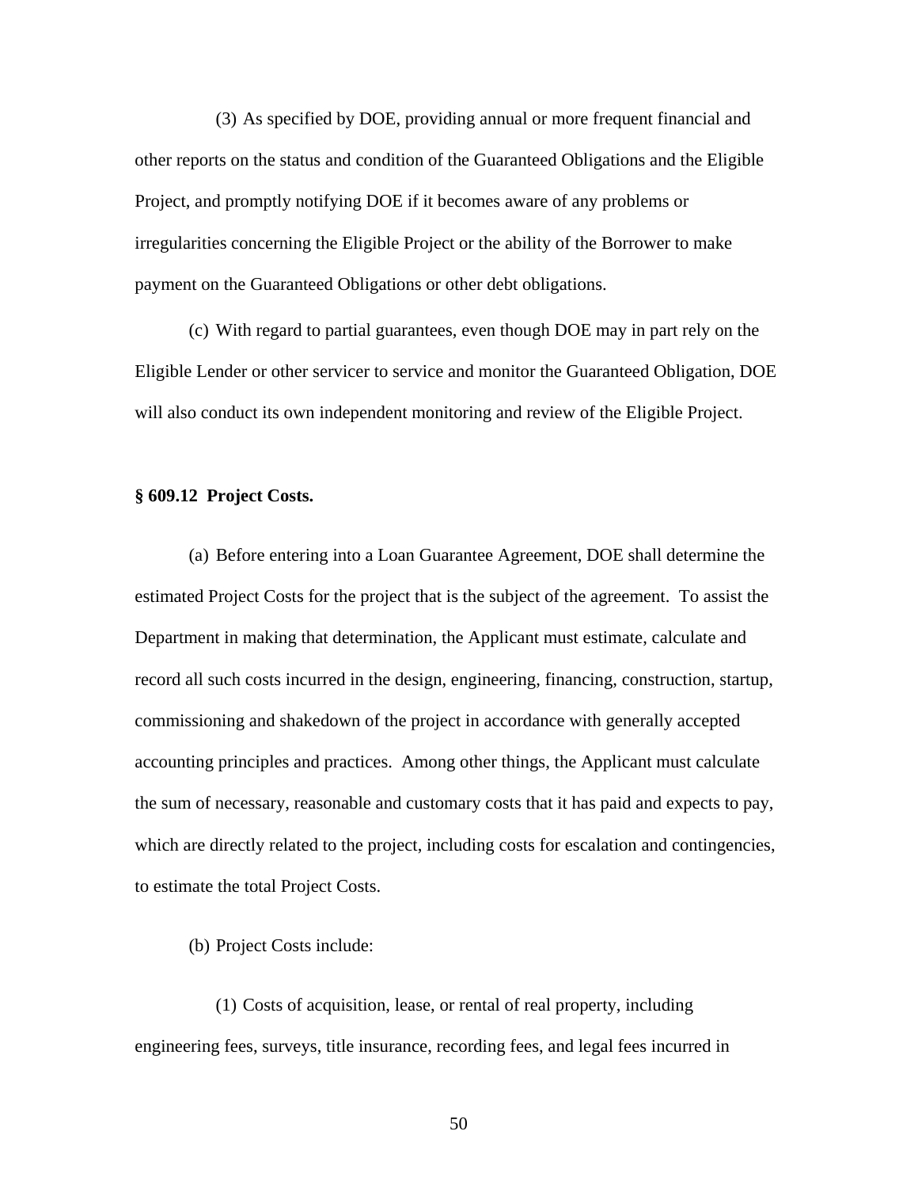(3) As specified by DOE, providing annual or more frequent financial and other reports on the status and condition of the Guaranteed Obligations and the Eligible Project, and promptly notifying DOE if it becomes aware of any problems or irregularities concerning the Eligible Project or the ability of the Borrower to make payment on the Guaranteed Obligations or other debt obligations.

(c) With regard to partial guarantees, even though DOE may in part rely on the Eligible Lender or other servicer to service and monitor the Guaranteed Obligation, DOE will also conduct its own independent monitoring and review of the Eligible Project.

**§ 609.12 Project Costs.**

(a) Before entering into a Loan Guarantee Agreement, DOE shall determine the estimated Project Costs for the project that is the subject of the agreement. To assist the Department in making that determination, the Applicant must estimate, calculate and record all such costs incurred in the design, engineering, financing, construction, startup, commissioning and shakedown of the project in accordance with generally accepted accounting principles and practices. Among other things, the Applicant must calculate the sum of necessary, reasonable and customary costs that it has paid and expects to pay, which are directly related to the project, including costs for escalation and contingencies, to estimate the total Project Costs.

(b) Project Costs include:

(1) Costs of acquisition, lease, or rental of real property, including engineering fees, surveys, title insurance, recording fees, and legal fees incurred in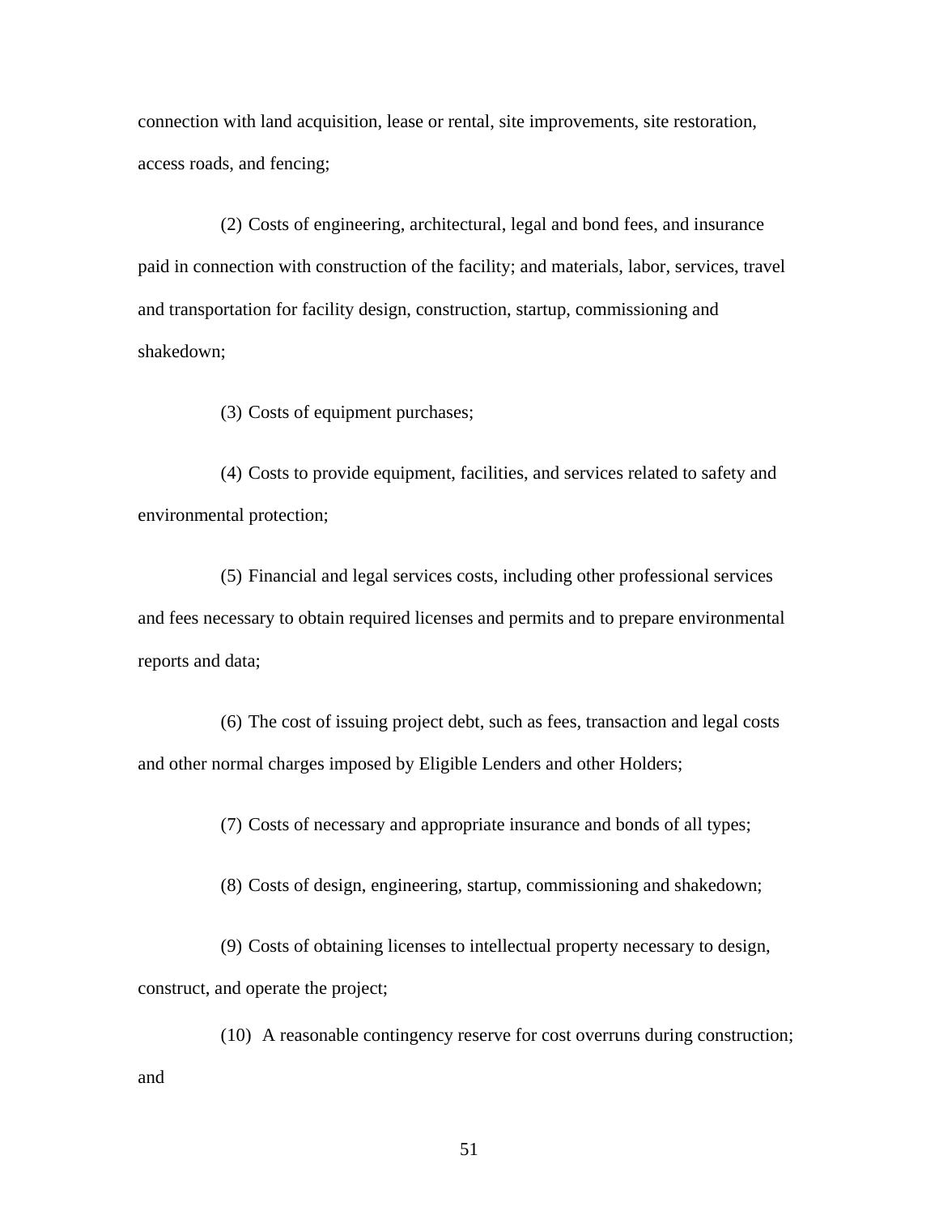connection with land acquisition, lease or rental, site improvements, site restoration, access roads, and fencing;

(2) Costs of engineering, architectural, legal and bond fees, and insurance paid in connection with construction of the facility; and materials, labor, services, travel and transportation for facility design, construction, startup, commissioning and shakedown;

(3) Costs of equipment purchases;

(4) Costs to provide equipment, facilities, and services related to safety and environmental protection;

(5) Financial and legal services costs, including other professional services and fees necessary to obtain required licenses and permits and to prepare environmental reports and data;

(6) The cost of issuing project debt, such as fees, transaction and legal costs and other normal charges imposed by Eligible Lenders and other Holders;

(7) Costs of necessary and appropriate insurance and bonds of all types;

(8) Costs of design, engineering, startup, commissioning and shakedown;

(9) Costs of obtaining licenses to intellectual property necessary to design, construct, and operate the project;

(10) A reasonable contingency reserve for cost overruns during construction; and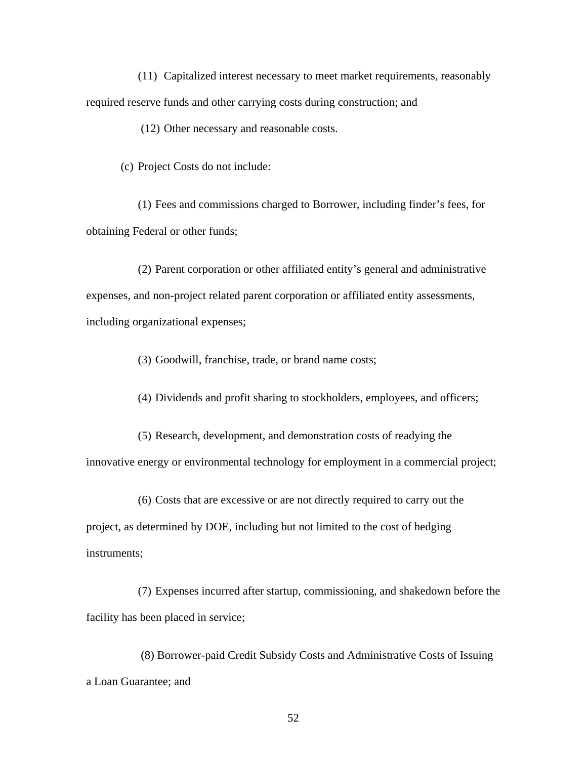(11) Capitalized interest necessary to meet market requirements, reasonably required reserve funds and other carrying costs during construction; and

(12) Other necessary and reasonable costs.

(c) Project Costs do not include:

(1) Fees and commissions charged to Borrower, including finder's fees, for obtaining Federal or other funds;

(2) Parent corporation or other affiliated entity's general and administrative expenses, and non-project related parent corporation or affiliated entity assessments, including organizational expenses;

(3) Goodwill, franchise, trade, or brand name costs;

(4) Dividends and profit sharing to stockholders, employees, and officers;

(5) Research, development, and demonstration costs of readying the innovative energy or environmental technology for employment in a commercial project;

(6) Costs that are excessive or are not directly required to carry out the project, as determined by DOE, including but not limited to the cost of hedging instruments;

(7) Expenses incurred after startup, commissioning, and shakedown before the facility has been placed in service;

(8) Borrower-paid Credit Subsidy Costs and Administrative Costs of Issuing a Loan Guarantee; and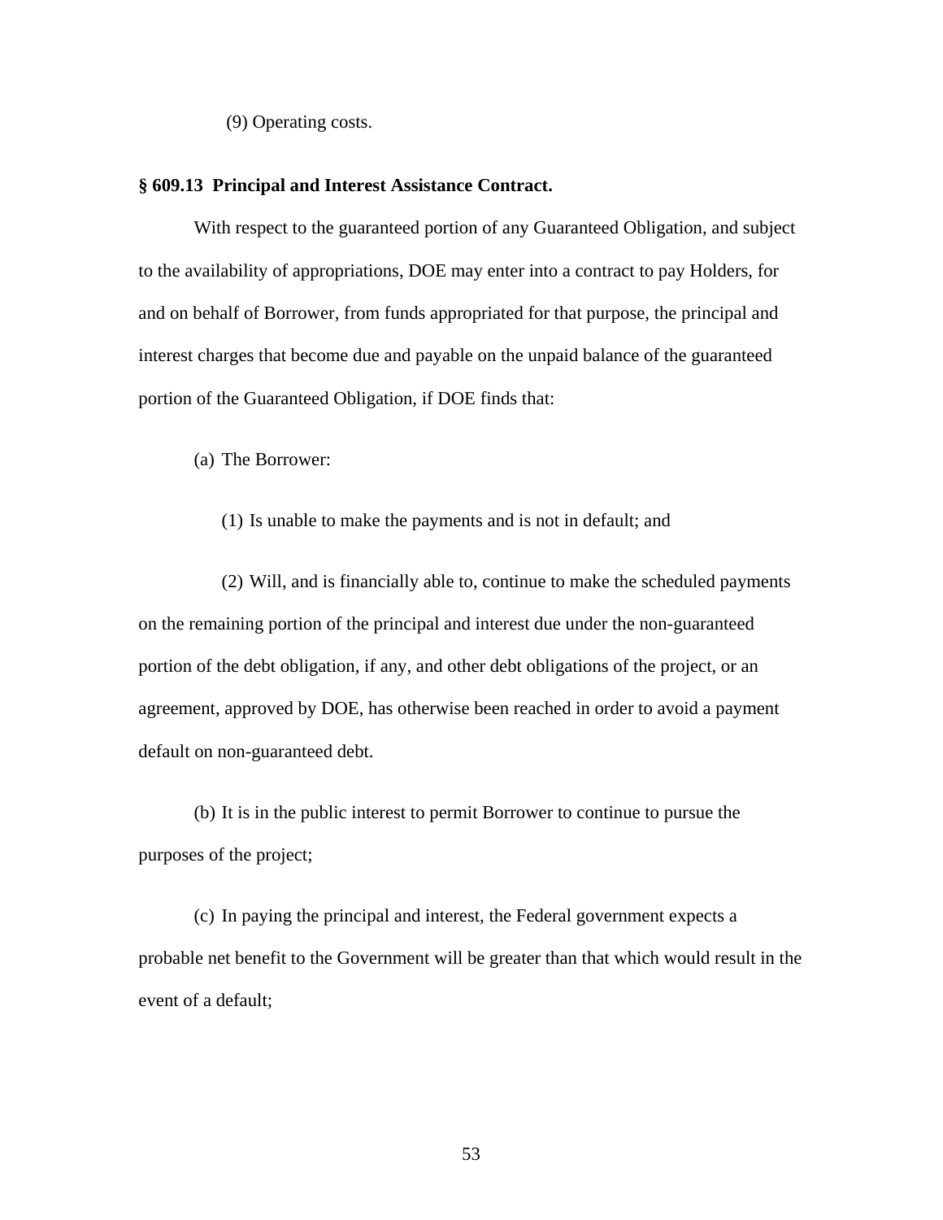(9) Operating costs.

**§ 609.13 Principal and Interest Assistance Contract.**

With respect to the guaranteed portion of any Guaranteed Obligation, and subject to the availability of appropriations, DOE may enter into a contract to pay Holders, for and on behalf of Borrower, from funds appropriated for that purpose, the principal and interest charges that become due and payable on the unpaid balance of the guaranteed portion of the Guaranteed Obligation, if DOE finds that:

(a) The Borrower:

(1) Is unable to make the payments and is not in default; and

(2) Will, and is financially able to, continue to make the scheduled payments on the remaining portion of the principal and interest due under the non-guaranteed portion of the debt obligation, if any, and other debt obligations of the project, or an agreement, approved by DOE, has otherwise been reached in order to avoid a payment default on non-guaranteed debt.

(b) It is in the public interest to permit Borrower to continue to pursue the purposes of the project;

(c) In paying the principal and interest, the Federal government expects a probable net benefit to the Government will be greater than that which would result in the event of a default;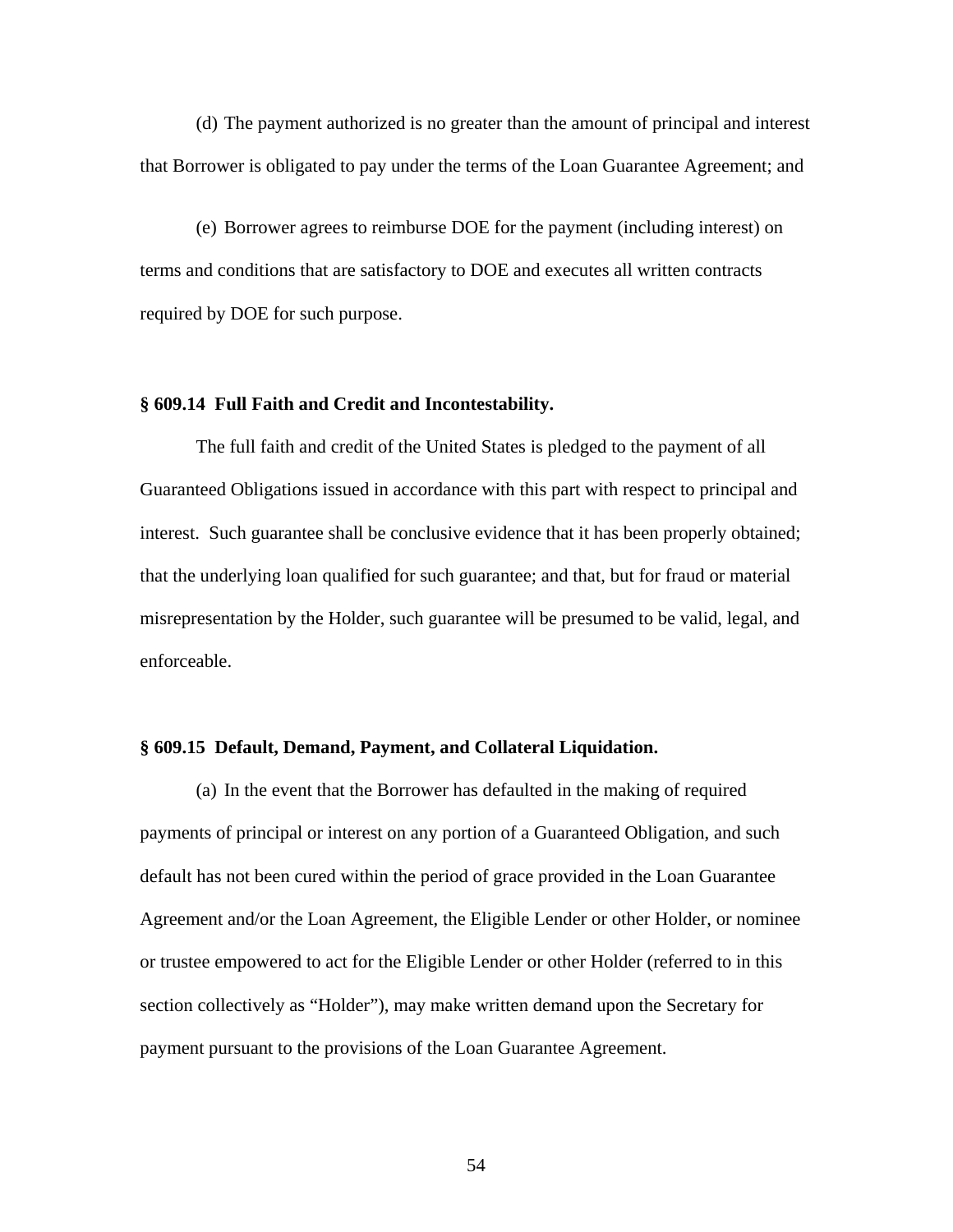(d) The payment authorized is no greater than the amount of principal and interest that Borrower is obligated to pay under the terms of the Loan Guarantee Agreement; and

(e) Borrower agrees to reimburse DOE for the payment (including interest) on terms and conditions that are satisfactory to DOE and executes all written contracts required by DOE for such purpose.

**§ 609.14 Full Faith and Credit and Incontestability.**

The full faith and credit of the United States is pledged to the payment of all Guaranteed Obligations issued in accordance with this part with respect to principal and interest. Such guarantee shall be conclusive evidence that it has been properly obtained; that the underlying loan qualified for such guarantee; and that, but for fraud or material misrepresentation by the Holder, such guarantee will be presumed to be valid, legal, and enforceable.

**§ 609.15 Default, Demand, Payment, and Collateral Liquidation.**

(a) In the event that the Borrower has defaulted in the making of required payments of principal or interest on any portion of a Guaranteed Obligation, and such default has not been cured within the period of grace provided in the Loan Guarantee Agreement and/or the Loan Agreement, the Eligible Lender or other Holder, or nominee or trustee empowered to act for the Eligible Lender or other Holder (referred to in this section collectively as "Holder"), may make written demand upon the Secretary for payment pursuant to the provisions of the Loan Guarantee Agreement.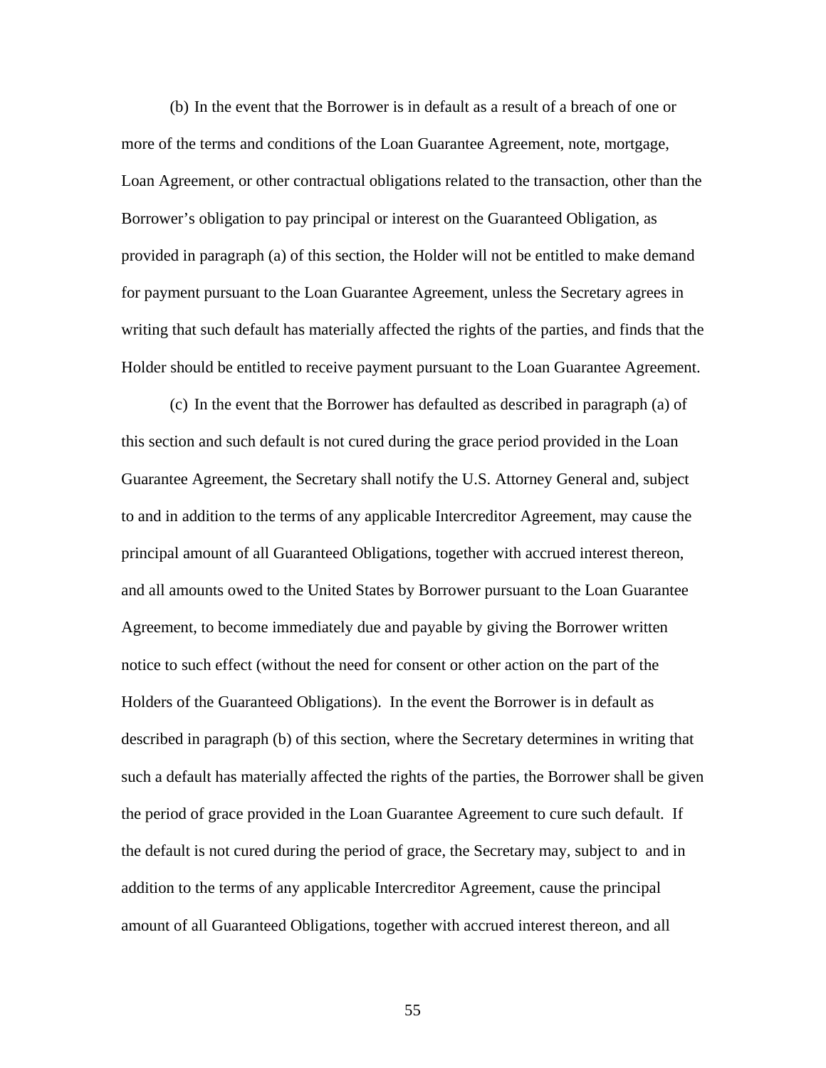(b) In the event that the Borrower is in default as a result of a breach of one or more of the terms and conditions of the Loan Guarantee Agreement, note, mortgage, Loan Agreement, or other contractual obligations related to the transaction, other than the Borrower's obligation to pay principal or interest on the Guaranteed Obligation, as provided in paragraph (a) of this section, the Holder will not be entitled to make demand for payment pursuant to the Loan Guarantee Agreement, unless the Secretary agrees in writing that such default has materially affected the rights of the parties, and finds that the Holder should be entitled to receive payment pursuant to the Loan Guarantee Agreement.

(c) In the event that the Borrower has defaulted as described in paragraph (a) of this section and such default is not cured during the grace period provided in the Loan Guarantee Agreement, the Secretary shall notify the U.S. Attorney General and, subject to and in addition to the terms of any applicable Intercreditor Agreement, may cause the principal amount of all Guaranteed Obligations, together with accrued interest thereon, and all amounts owed to the United States by Borrower pursuant to the Loan Guarantee Agreement, to become immediately due and payable by giving the Borrower written notice to such effect (without the need for consent or other action on the part of the Holders of the Guaranteed Obligations). In the event the Borrower is in default as described in paragraph (b) of this section, where the Secretary determines in writing that such a default has materially affected the rights of the parties, the Borrower shall be given the period of grace provided in the Loan Guarantee Agreement to cure such default. If the default is not cured during the period of grace, the Secretary may, subject to and in addition to the terms of any applicable Intercreditor Agreement, cause the principal amount of all Guaranteed Obligations, together with accrued interest thereon, and all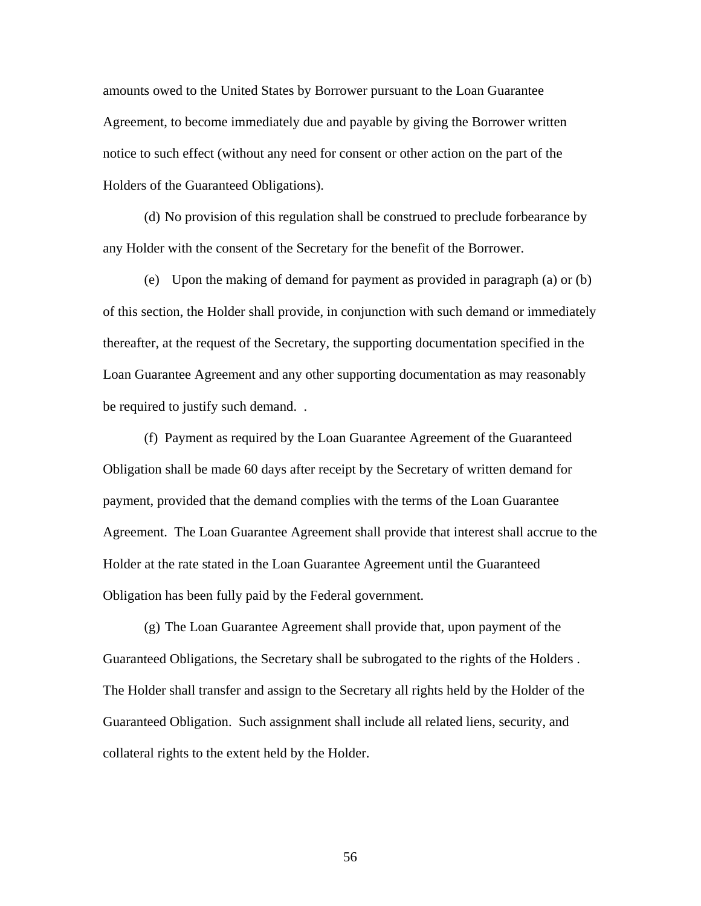amounts owed to the United States by Borrower pursuant to the Loan Guarantee Agreement, to become immediately due and payable by giving the Borrower written notice to such effect (without any need for consent or other action on the part of the Holders of the Guaranteed Obligations).

(d) No provision of this regulation shall be construed to preclude forbearance by any Holder with the consent of the Secretary for the benefit of the Borrower.

(e) Upon the making of demand for payment as provided in paragraph (a) or (b) of this section, the Holder shall provide, in conjunction with such demand or immediately thereafter, at the request of the Secretary, the supporting documentation specified in the Loan Guarantee Agreement and any other supporting documentation as may reasonably be required to justify such demand. .

(f) Payment as required by the Loan Guarantee Agreement of the Guaranteed Obligation shall be made 60 days after receipt by the Secretary of written demand for payment, provided that the demand complies with the terms of the Loan Guarantee Agreement. The Loan Guarantee Agreement shall provide that interest shall accrue to the Holder at the rate stated in the Loan Guarantee Agreement until the Guaranteed Obligation has been fully paid by the Federal government.

(g) The Loan Guarantee Agreement shall provide that, upon payment of the Guaranteed Obligations, the Secretary shall be subrogated to the rights of the Holders . The Holder shall transfer and assign to the Secretary all rights held by the Holder of the Guaranteed Obligation. Such assignment shall include all related liens, security, and collateral rights to the extent held by the Holder.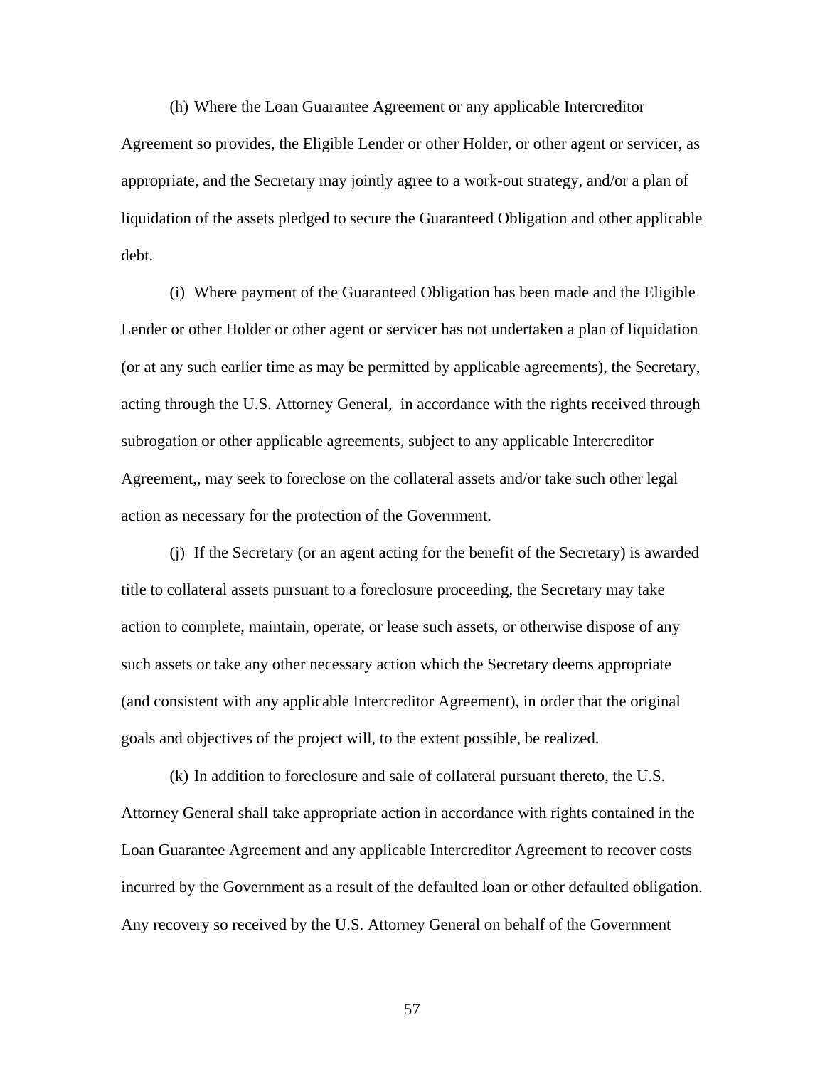(h) Where the Loan Guarantee Agreement or any applicable Intercreditor Agreement so provides, the Eligible Lender or other Holder, or other agent or servicer, as appropriate, and the Secretary may jointly agree to a work-out strategy, and/or a plan of liquidation of the assets pledged to secure the Guaranteed Obligation and other applicable debt.

(i) Where payment of the Guaranteed Obligation has been made and the Eligible Lender or other Holder or other agent or servicer has not undertaken a plan of liquidation (or at any such earlier time as may be permitted by applicable agreements), the Secretary, acting through the U.S. Attorney General, in accordance with the rights received through subrogation or other applicable agreements, subject to any applicable Intercreditor Agreement,, may seek to foreclose on the collateral assets and/or take such other legal action as necessary for the protection of the Government.

(j) If the Secretary (or an agent acting for the benefit of the Secretary) is awarded title to collateral assets pursuant to a foreclosure proceeding, the Secretary may take action to complete, maintain, operate, or lease such assets, or otherwise dispose of any such assets or take any other necessary action which the Secretary deems appropriate (and consistent with any applicable Intercreditor Agreement), in order that the original goals and objectives of the project will, to the extent possible, be realized.

(k) In addition to foreclosure and sale of collateral pursuant thereto, the U.S. Attorney General shall take appropriate action in accordance with rights contained in the Loan Guarantee Agreement and any applicable Intercreditor Agreement to recover costs incurred by the Government as a result of the defaulted loan or other defaulted obligation. Any recovery so received by the U.S. Attorney General on behalf of the Government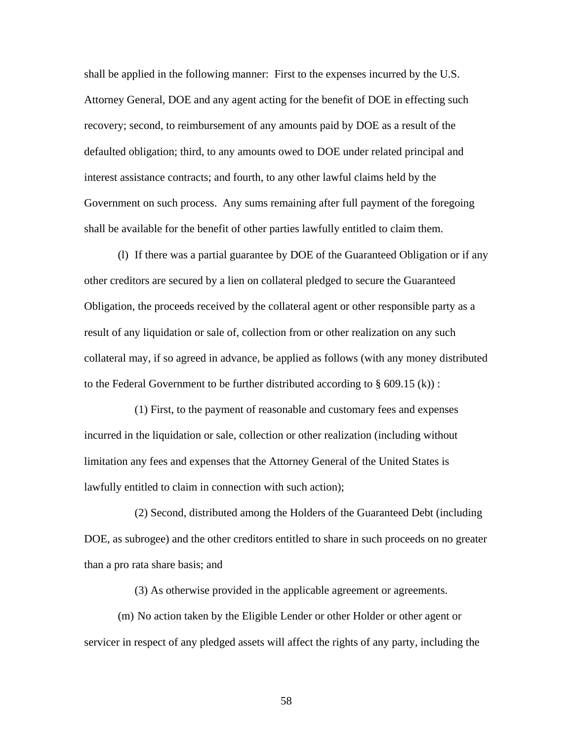shall be applied in the following manner: First to the expenses incurred by the U.S. Attorney General, DOE and any agent acting for the benefit of DOE in effecting such recovery; second, to reimbursement of any amounts paid by DOE as a result of the defaulted obligation; third, to any amounts owed to DOE under related principal and interest assistance contracts; and fourth, to any other lawful claims held by the Government on such process. Any sums remaining after full payment of the foregoing shall be available for the benefit of other parties lawfully entitled to claim them.

(l) If there was a partial guarantee by DOE of the Guaranteed Obligation or if any other creditors are secured by a lien on collateral pledged to secure the Guaranteed Obligation, the proceeds received by the collateral agent or other responsible party as a result of any liquidation or sale of, collection from or other realization on any such collateral may, if so agreed in advance, be applied as follows (with any money distributed to the Federal Government to be further distributed according to § 609.15 (k)) :

(1) First, to the payment of reasonable and customary fees and expenses incurred in the liquidation or sale, collection or other realization (including without limitation any fees and expenses that the Attorney General of the United States is lawfully entitled to claim in connection with such action);

(2) Second, distributed among the Holders of the Guaranteed Debt (including DOE, as subrogee) and the other creditors entitled to share in such proceeds on no greater than a pro rata share basis; and

(3) As otherwise provided in the applicable agreement or agreements.

(m) No action taken by the Eligible Lender or other Holder or other agent or servicer in respect of any pledged assets will affect the rights of any party, including the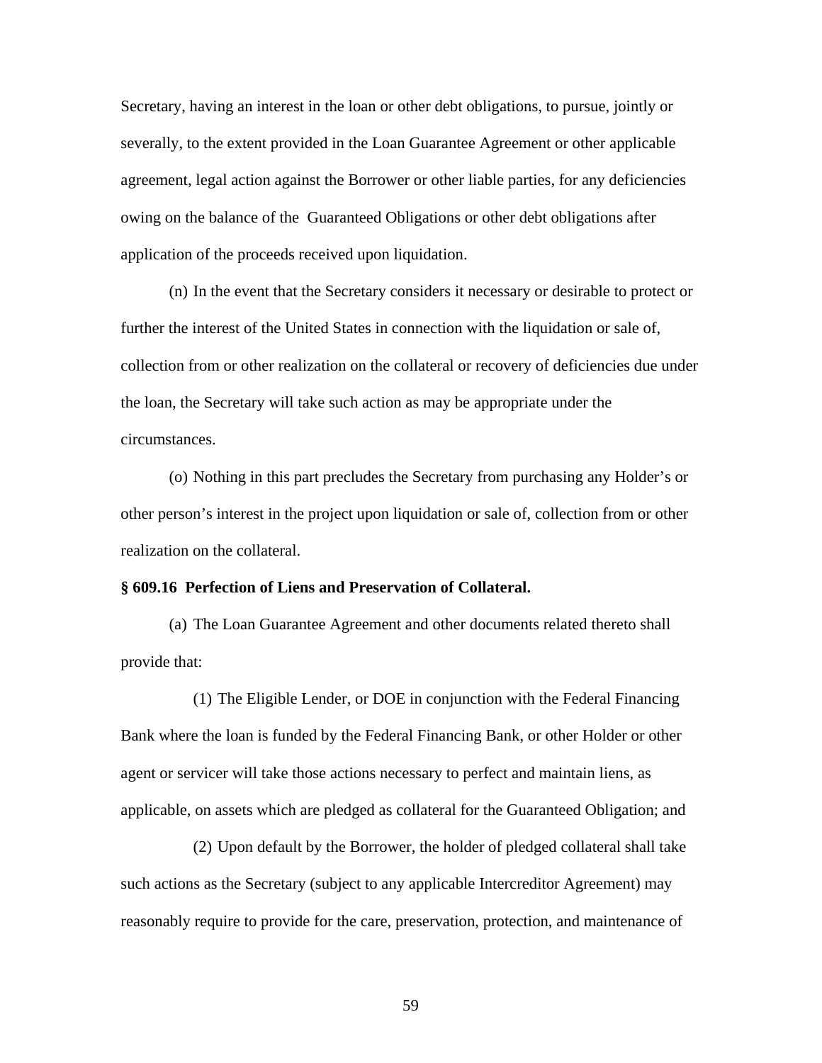Secretary, having an interest in the loan or other debt obligations, to pursue, jointly or severally, to the extent provided in the Loan Guarantee Agreement or other applicable agreement, legal action against the Borrower or other liable parties, for any deficiencies owing on the balance of the Guaranteed Obligations or other debt obligations after application of the proceeds received upon liquidation.

(n) In the event that the Secretary considers it necessary or desirable to protect or further the interest of the United States in connection with the liquidation or sale of, collection from or other realization on the collateral or recovery of deficiencies due under the loan, the Secretary will take such action as may be appropriate under the circumstances.

(o) Nothing in this part precludes the Secretary from purchasing any Holder's or other person's interest in the project upon liquidation or sale of, collection from or other realization on the collateral.

**§ 609.16 Perfection of Liens and Preservation of Collateral.**

(a) The Loan Guarantee Agreement and other documents related thereto shall provide that:

(1) The Eligible Lender, or DOE in conjunction with the Federal Financing Bank where the loan is funded by the Federal Financing Bank, or other Holder or other agent or servicer will take those actions necessary to perfect and maintain liens, as applicable, on assets which are pledged as collateral for the Guaranteed Obligation; and

(2) Upon default by the Borrower, the holder of pledged collateral shall take such actions as the Secretary (subject to any applicable Intercreditor Agreement) may reasonably require to provide for the care, preservation, protection, and maintenance of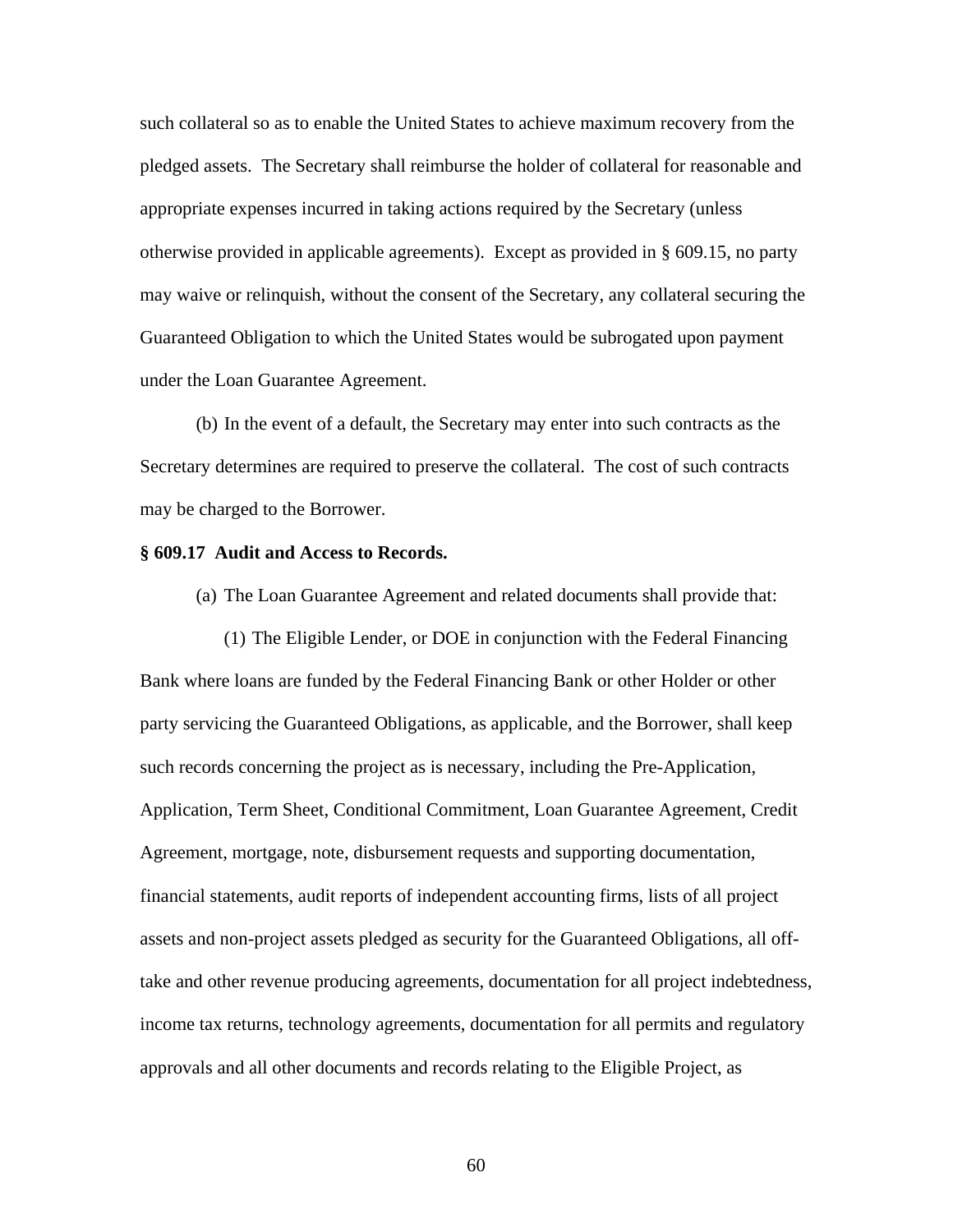such collateral so as to enable the United States to achieve maximum recovery from the pledged assets. The Secretary shall reimburse the holder of collateral for reasonable and appropriate expenses incurred in taking actions required by the Secretary (unless otherwise provided in applicable agreements). Except as provided in § 609.15, no party may waive or relinquish, without the consent of the Secretary, any collateral securing the Guaranteed Obligation to which the United States would be subrogated upon payment under the Loan Guarantee Agreement.

(b) In the event of a default, the Secretary may enter into such contracts as the Secretary determines are required to preserve the collateral. The cost of such contracts may be charged to the Borrower.

**§ 609.17 Audit and Access to Records.**

(a) The Loan Guarantee Agreement and related documents shall provide that:

(1) The Eligible Lender, or DOE in conjunction with the Federal Financing Bank where loans are funded by the Federal Financing Bank or other Holder or other party servicing the Guaranteed Obligations, as applicable, and the Borrower, shall keep such records concerning the project as is necessary, including the Pre-Application, Application, Term Sheet, Conditional Commitment, Loan Guarantee Agreement, Credit Agreement, mortgage, note, disbursement requests and supporting documentation, financial statements, audit reports of independent accounting firms, lists of all project assets and non-project assets pledged as security for the Guaranteed Obligations, all off-take and other revenue producing agreements, documentation for all project indebtedness, income tax returns, technology agreements, documentation for all permits and regulatory approvals and all other documents and records relating to the Eligible Project, as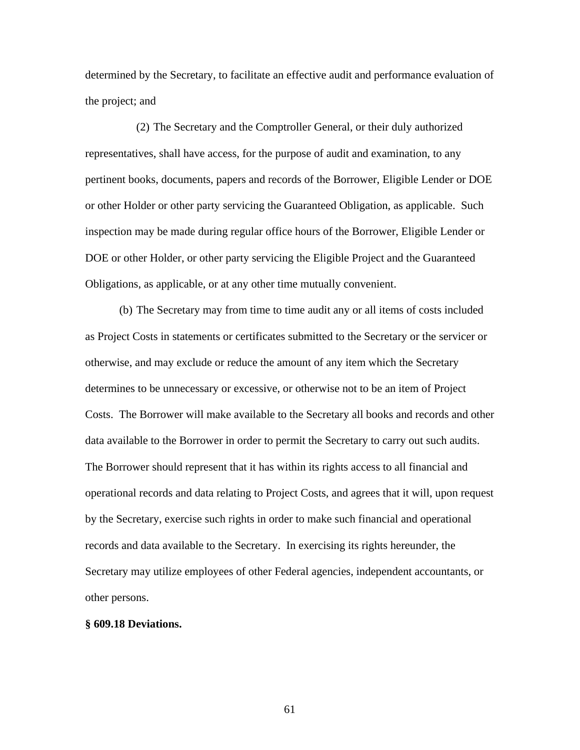determined by the Secretary, to facilitate an effective audit and performance evaluation of the project; and

(2) The Secretary and the Comptroller General, or their duly authorized representatives, shall have access, for the purpose of audit and examination, to any pertinent books, documents, papers and records of the Borrower, Eligible Lender or DOE or other Holder or other party servicing the Guaranteed Obligation, as applicable. Such inspection may be made during regular office hours of the Borrower, Eligible Lender or DOE or other Holder, or other party servicing the Eligible Project and the Guaranteed Obligations, as applicable, or at any other time mutually convenient.

(b) The Secretary may from time to time audit any or all items of costs included as Project Costs in statements or certificates submitted to the Secretary or the servicer or otherwise, and may exclude or reduce the amount of any item which the Secretary determines to be unnecessary or excessive, or otherwise not to be an item of Project Costs. The Borrower will make available to the Secretary all books and records and other data available to the Borrower in order to permit the Secretary to carry out such audits. The Borrower should represent that it has within its rights access to all financial and operational records and data relating to Project Costs, and agrees that it will, upon request by the Secretary, exercise such rights in order to make such financial and operational records and data available to the Secretary. In exercising its rights hereunder, the Secretary may utilize employees of other Federal agencies, independent accountants, or other persons.

**§ 609.18 Deviations.**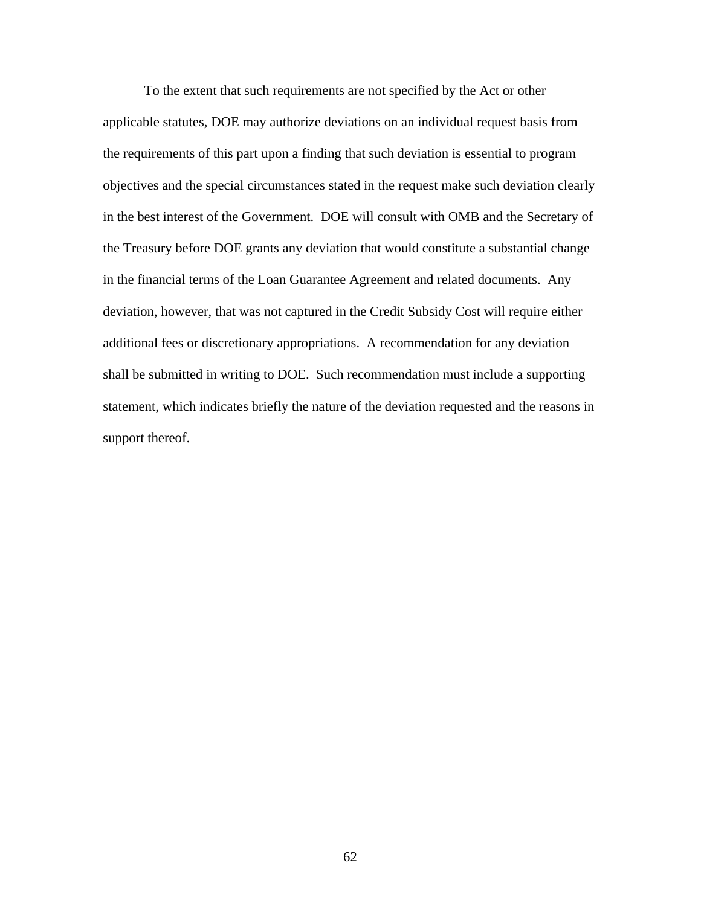To the extent that such requirements are not specified by the Act or other applicable statutes, DOE may authorize deviations on an individual request basis from the requirements of this part upon a finding that such deviation is essential to program objectives and the special circumstances stated in the request make such deviation clearly in the best interest of the Government. DOE will consult with OMB and the Secretary of the Treasury before DOE grants any deviation that would constitute a substantial change in the financial terms of the Loan Guarantee Agreement and related documents. Any deviation, however, that was not captured in the Credit Subsidy Cost will require either additional fees or discretionary appropriations. A recommendation for any deviation shall be submitted in writing to DOE. Such recommendation must include a supporting statement, which indicates briefly the nature of the deviation requested and the reasons in support thereof.